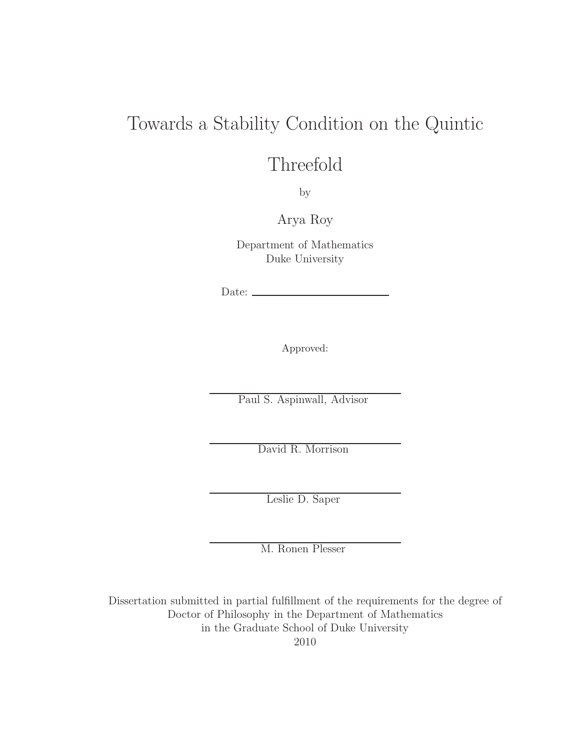# Towards a Stability Condition on the Quintic Threefold

by

Arya Roy

Department of Mathematics
Duke University

Date: ___________________________

Approved:

___________________________
Paul S. Aspinwall, Advisor

___________________________
David R. Morrison

___________________________
Leslie D. Saper

___________________________
M. Ronen Plesser

Dissertation submitted in partial fulfillment of the requirements for the degree of Doctor of Philosophy in the Department of Mathematics in the Graduate School of Duke University
2010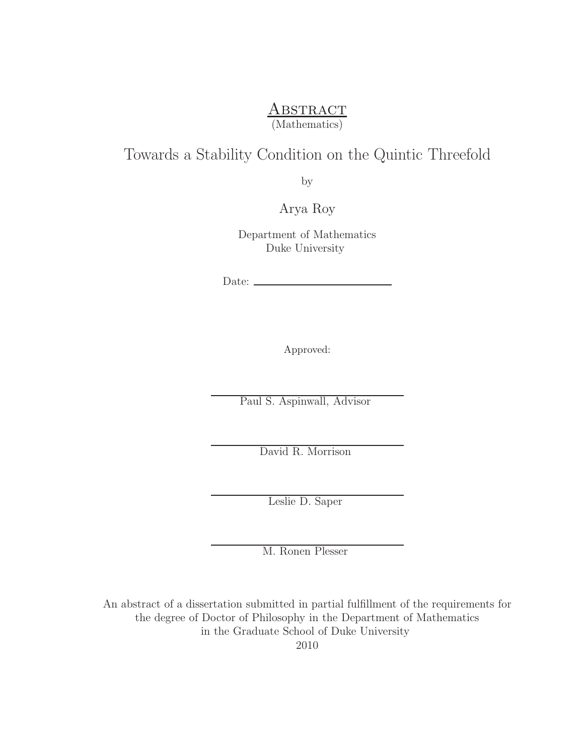# Abstract

(Mathematics)

## Towards a Stability Condition on the Quintic Threefold

by

Arya Roy

Department of Mathematics
Duke University

Date: ______________________

Approved:

______________________
Paul S. Aspinwall, Advisor

______________________
David R. Morrison

______________________
Leslie D. Saper

______________________
M. Ronen Plesser

An abstract of a dissertation submitted in partial fulfillment of the requirements for the degree of Doctor of Philosophy in the Department of Mathematics in the Graduate School of Duke University

2010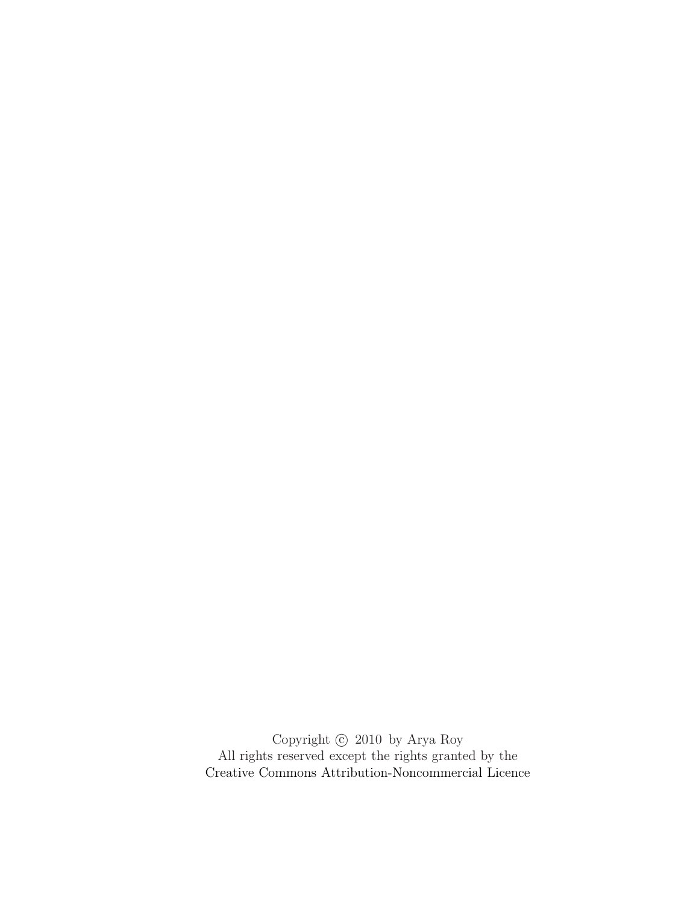Copyright © 2010 by Arya Roy
All rights reserved except the rights granted by the
Creative Commons Attribution-Noncommercial Licence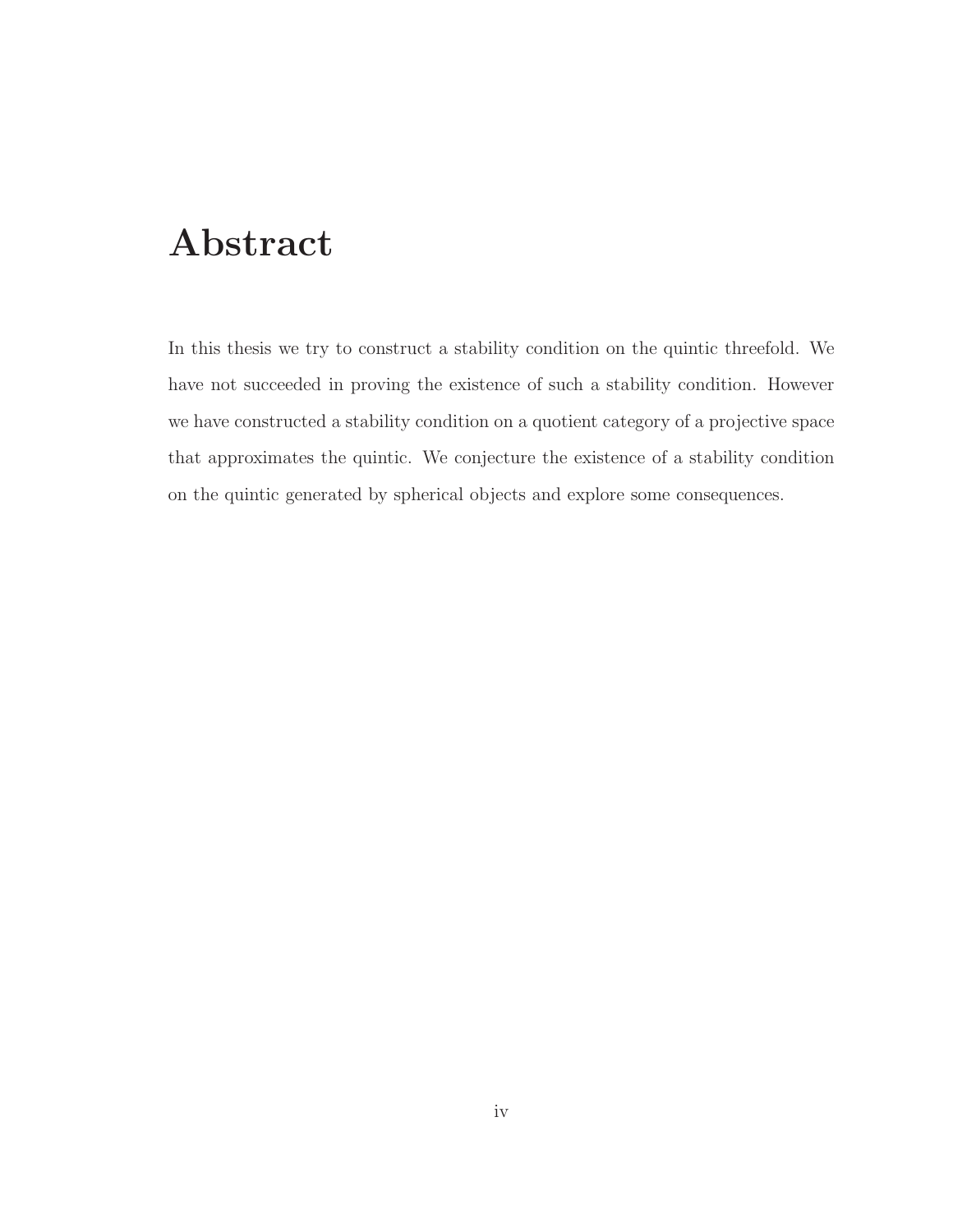# Abstract

In this thesis we try to construct a stability condition on the quintic threefold. We have not succeeded in proving the existence of such a stability condition. However we have constructed a stability condition on a quotient category of a projective space that approximates the quintic. We conjecture the existence of a stability condition on the quintic generated by spherical objects and explore some consequences.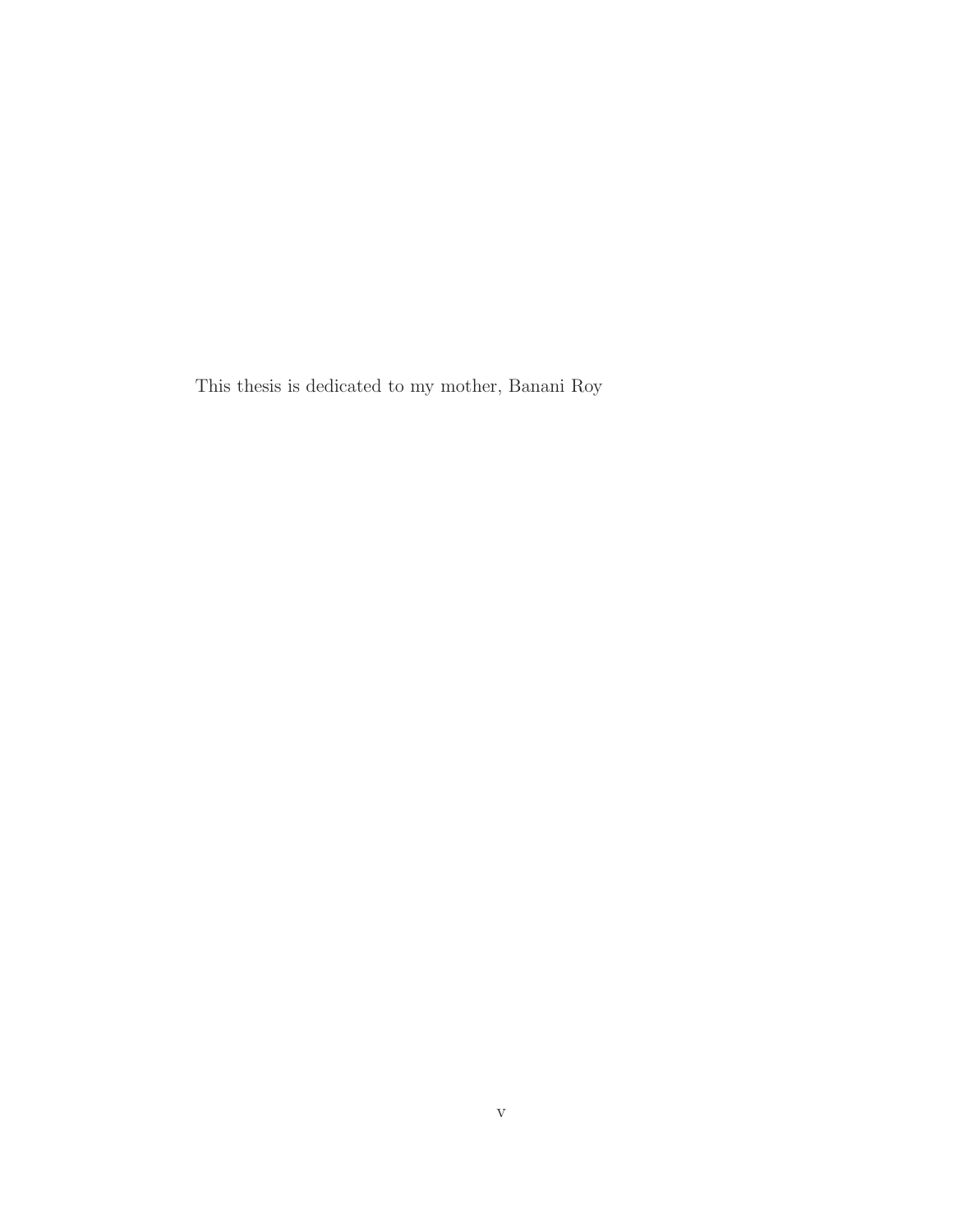This thesis is dedicated to my mother, Banani Roy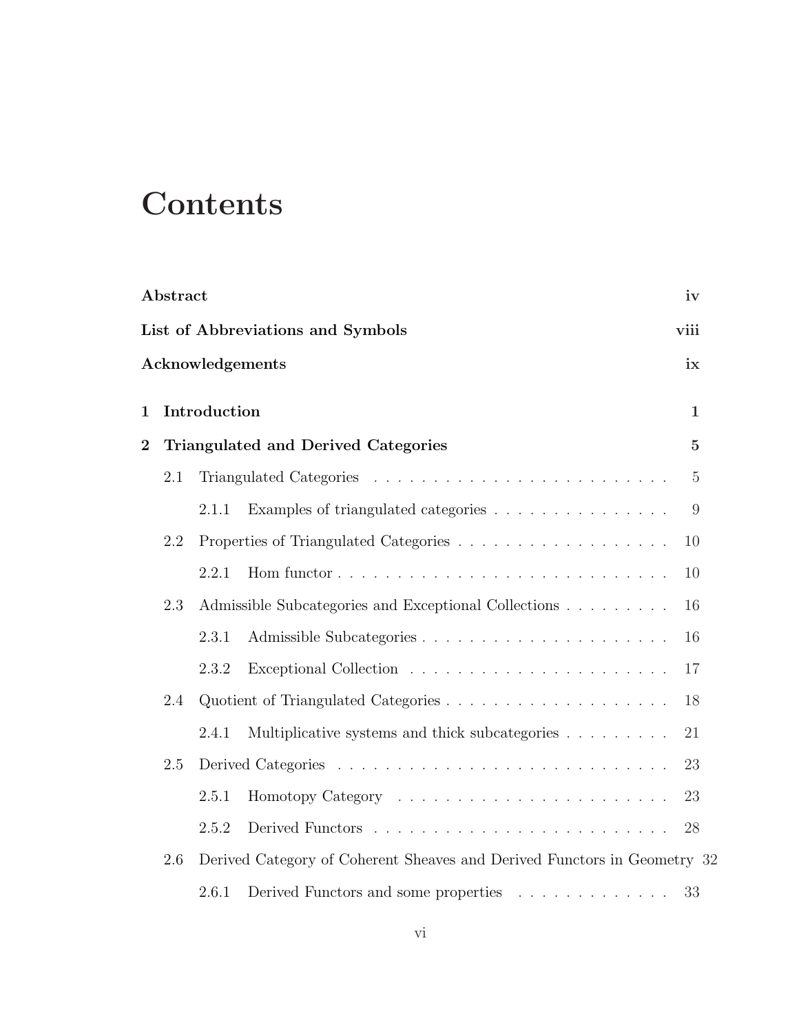# Contents

**Abstract** **iv**

**List of Abbreviations and Symbols** **viii**

**Acknowledgements** **ix**

**1 Introduction** **1**

**2 Triangulated and Derived Categories** **5**

- 2.1 Triangulated Categories . . . . . . . . . . . . . . . . . . . . . . . . . 5
  - 2.1.1 Examples of triangulated categories . . . . . . . . . . . . . . . 9
- 2.2 Properties of Triangulated Categories . . . . . . . . . . . . . . . . . . 10
  - 2.2.1 Hom functor . . . . . . . . . . . . . . . . . . . . . . . . . . . . 10
- 2.3 Admissible Subcategories and Exceptional Collections . . . . . . . . . 16
  - 2.3.1 Admissible Subcategories . . . . . . . . . . . . . . . . . . . . . 16
  - 2.3.2 Exceptional Collection . . . . . . . . . . . . . . . . . . . . . . 17
- 2.4 Quotient of Triangulated Categories . . . . . . . . . . . . . . . . . . . 18
  - 2.4.1 Multiplicative systems and thick subcategories . . . . . . . . . 21
- 2.5 Derived Categories . . . . . . . . . . . . . . . . . . . . . . . . . . . . 23
  - 2.5.1 Homotopy Category . . . . . . . . . . . . . . . . . . . . . . . . 23
  - 2.5.2 Derived Functors . . . . . . . . . . . . . . . . . . . . . . . . . . 28
- 2.6 Derived Category of Coherent Sheaves and Derived Functors in Geometry 32
  - 2.6.1 Derived Functors and some properties . . . . . . . . . . . . . 33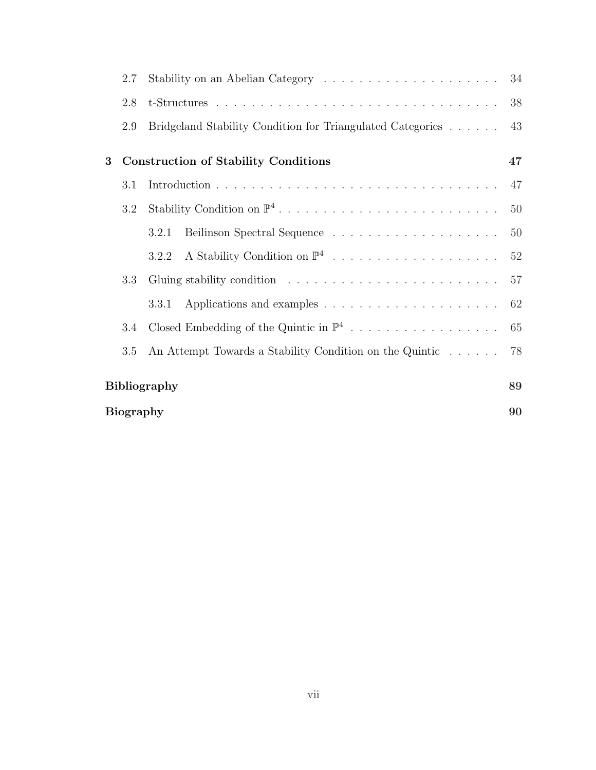- 2.7 Stability on an Abelian Category . . . 34
- 2.8 t-Structures . . . 38
- 2.9 Bridgeland Stability Condition for Triangulated Categories . . . 43

**3 Construction of Stability Conditions** **47**

- 3.1 Introduction . . . 47
- 3.2 Stability Condition on $\mathbb{P}^4$ . . . 50
  - 3.2.1 Beilinson Spectral Sequence . . . 50
  - 3.2.2 A Stability Condition on $\mathbb{P}^4$ . . . 52
- 3.3 Gluing stability condition . . . 57
  - 3.3.1 Applications and examples . . . 62
- 3.4 Closed Embedding of the Quintic in $\mathbb{P}^4$ . . . 65
- 3.5 An Attempt Towards a Stability Condition on the Quintic . . . 78

**Bibliography** **89**

**Biography** **90**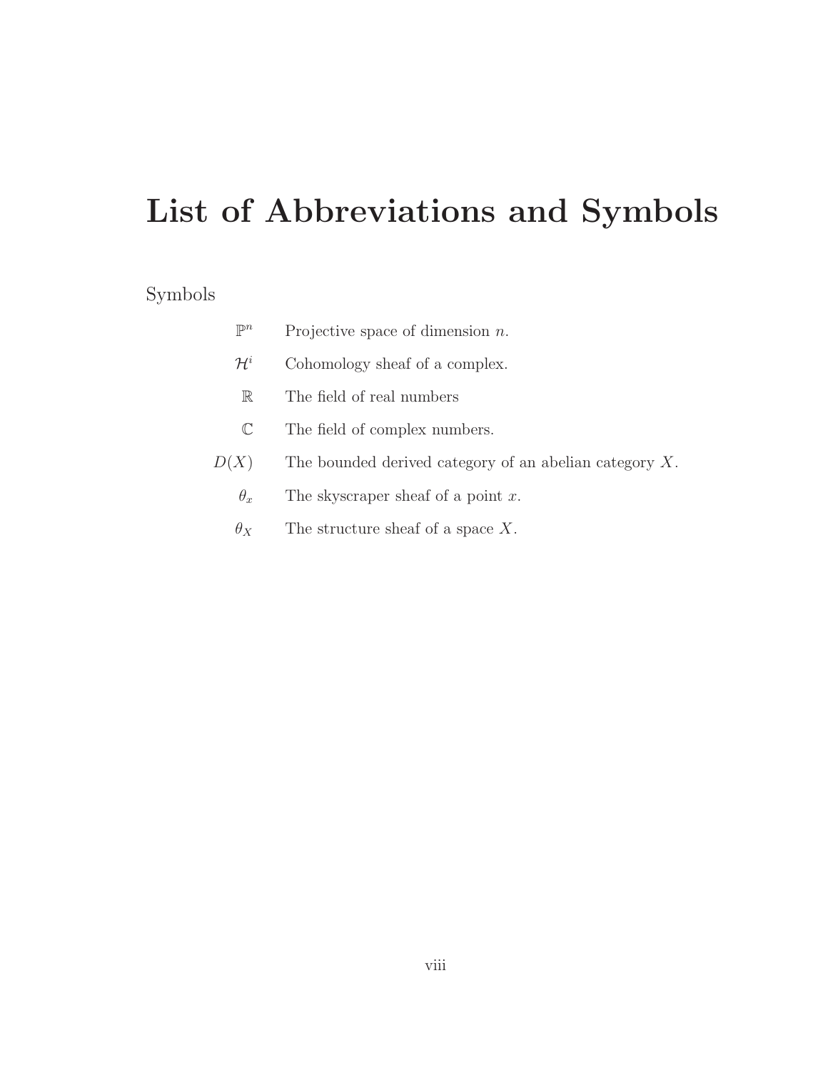# List of Abbreviations and Symbols

Symbols

| | |
|---|---|
| $\mathbb{P}^n$ | Projective space of dimension $n$. |
| $\mathcal{H}^i$ | Cohomology sheaf of a complex. |
| $\mathbb{R}$ | The field of real numbers |
| $\mathbb{C}$ | The field of complex numbers. |
| $D(X)$ | The bounded derived category of an abelian category $X$. |
| $\theta_x$ | The skyscraper sheaf of a point $x$. |
| $\theta_X$ | The structure sheaf of a space $X$. |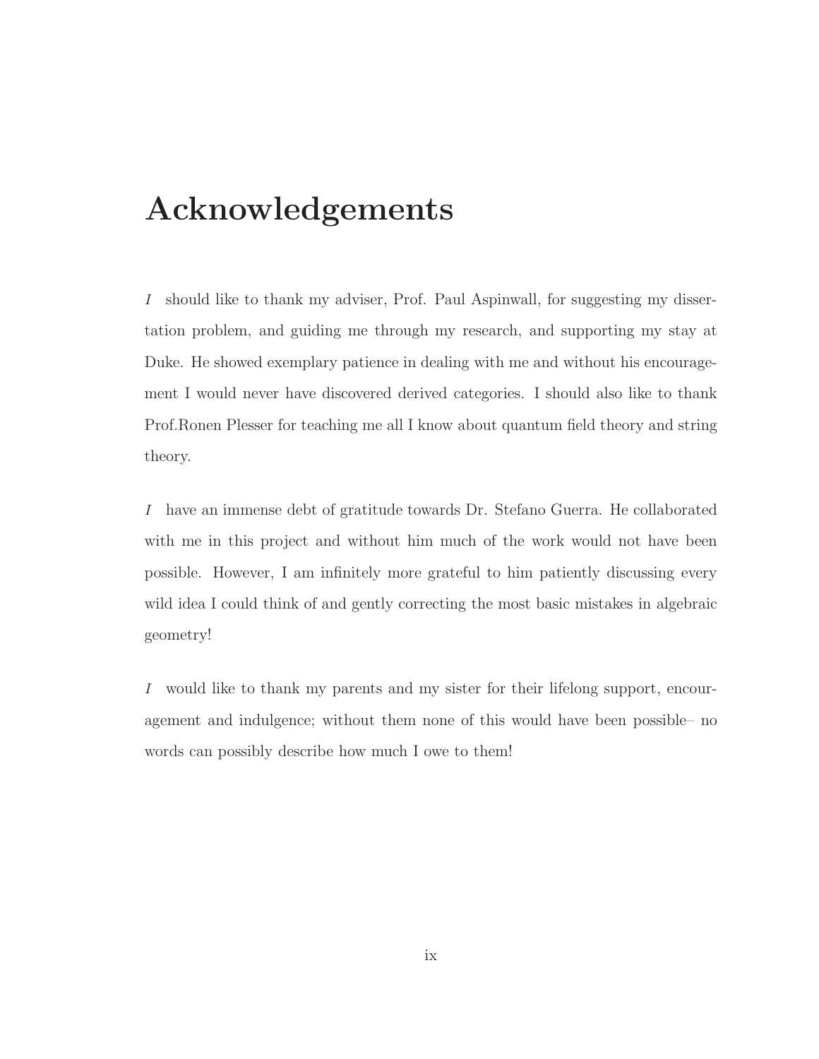# Acknowledgements

*I* should like to thank my adviser, Prof. Paul Aspinwall, for suggesting my dissertation problem, and guiding me through my research, and supporting my stay at Duke. He showed exemplary patience in dealing with me and without his encouragement I would never have discovered derived categories. I should also like to thank Prof.Ronen Plesser for teaching me all I know about quantum field theory and string theory.

*I* have an immense debt of gratitude towards Dr. Stefano Guerra. He collaborated with me in this project and without him much of the work would not have been possible. However, I am infinitely more grateful to him patiently discussing every wild idea I could think of and gently correcting the most basic mistakes in algebraic geometry!

*I* would like to thank my parents and my sister for their lifelong support, encouragement and indulgence; without them none of this would have been possible– no words can possibly describe how much I owe to them!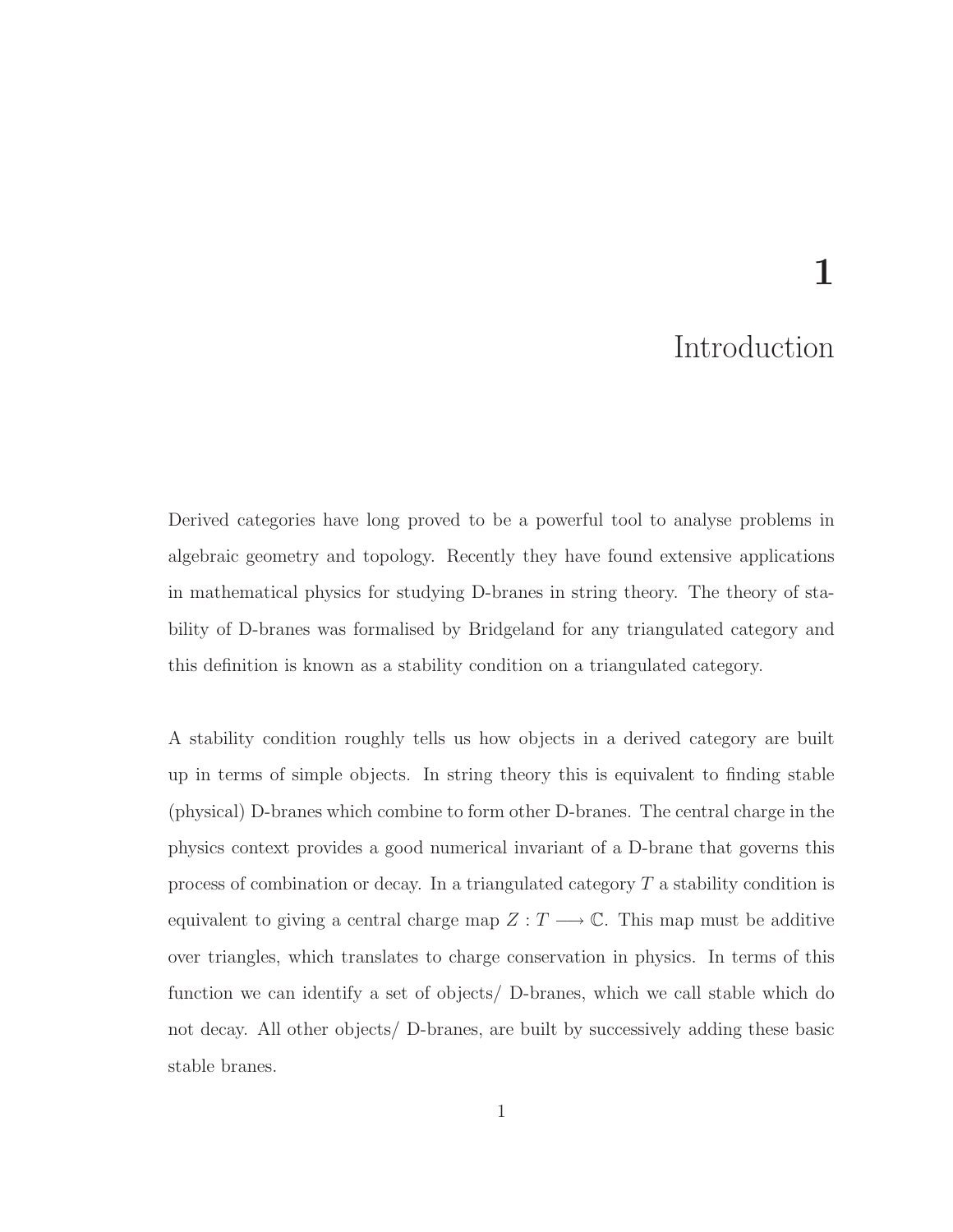# 1

# Introduction

Derived categories have long proved to be a powerful tool to analyse problems in algebraic geometry and topology. Recently they have found extensive applications in mathematical physics for studying D-branes in string theory. The theory of stability of D-branes was formalised by Bridgeland for any triangulated category and this definition is known as a stability condition on a triangulated category.

A stability condition roughly tells us how objects in a derived category are built up in terms of simple objects. In string theory this is equivalent to finding stable (physical) D-branes which combine to form other D-branes. The central charge in the physics context provides a good numerical invariant of a D-brane that governs this process of combination or decay. In a triangulated category $T$ a stability condition is equivalent to giving a central charge map $Z : T \longrightarrow \mathbb{C}$. This map must be additive over triangles, which translates to charge conservation in physics. In terms of this function we can identify a set of objects/ D-branes, which we call stable which do not decay. All other objects/ D-branes, are built by successively adding these basic stable branes.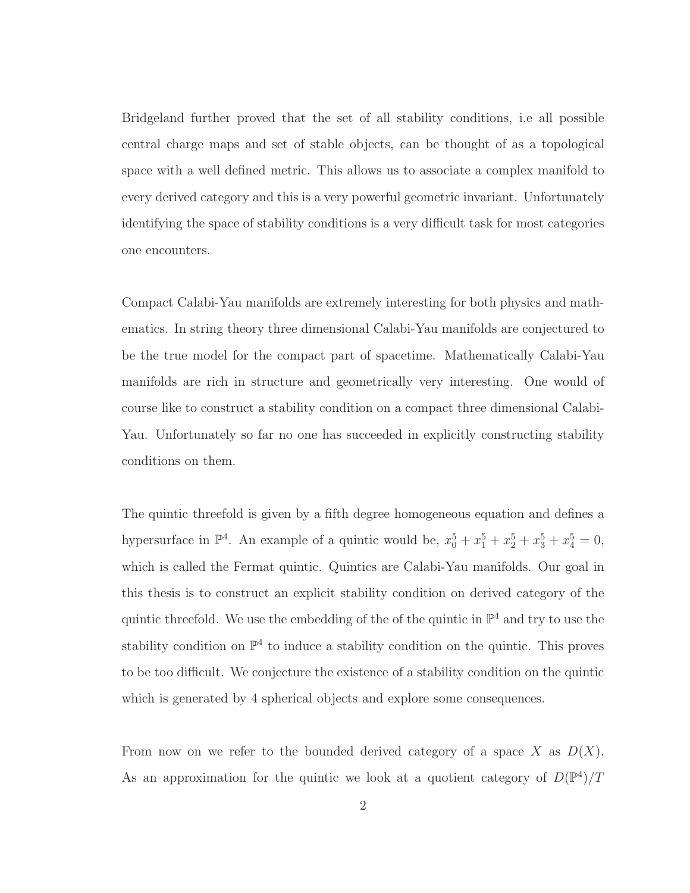Bridgeland further proved that the set of all stability conditions, i.e all possible central charge maps and set of stable objects, can be thought of as a topological space with a well defined metric. This allows us to associate a complex manifold to every derived category and this is a very powerful geometric invariant. Unfortunately identifying the space of stability conditions is a very difficult task for most categories one encounters.

Compact Calabi-Yau manifolds are extremely interesting for both physics and mathematics. In string theory three dimensional Calabi-Yau manifolds are conjectured to be the true model for the compact part of spacetime. Mathematically Calabi-Yau manifolds are rich in structure and geometrically very interesting. One would of course like to construct a stability condition on a compact three dimensional Calabi-Yau. Unfortunately so far no one has succeeded in explicitly constructing stability conditions on them.

The quintic threefold is given by a fifth degree homogeneous equation and defines a hypersurface in $\mathbb{P}^4$. An example of a quintic would be, $x_0^5 + x_1^5 + x_2^5 + x_3^5 + x_4^5 = 0$, which is called the Fermat quintic. Quintics are Calabi-Yau manifolds. Our goal in this thesis is to construct an explicit stability condition on derived category of the quintic threefold. We use the embedding of the of the quintic in $\mathbb{P}^4$ and try to use the stability condition on $\mathbb{P}^4$ to induce a stability condition on the quintic. This proves to be too difficult. We conjecture the existence of a stability condition on the quintic which is generated by 4 spherical objects and explore some consequences.

From now on we refer to the bounded derived category of a space $X$ as $D(X)$. As an approximation for the quintic we look at a quotient category of $D(\mathbb{P}^4)/T$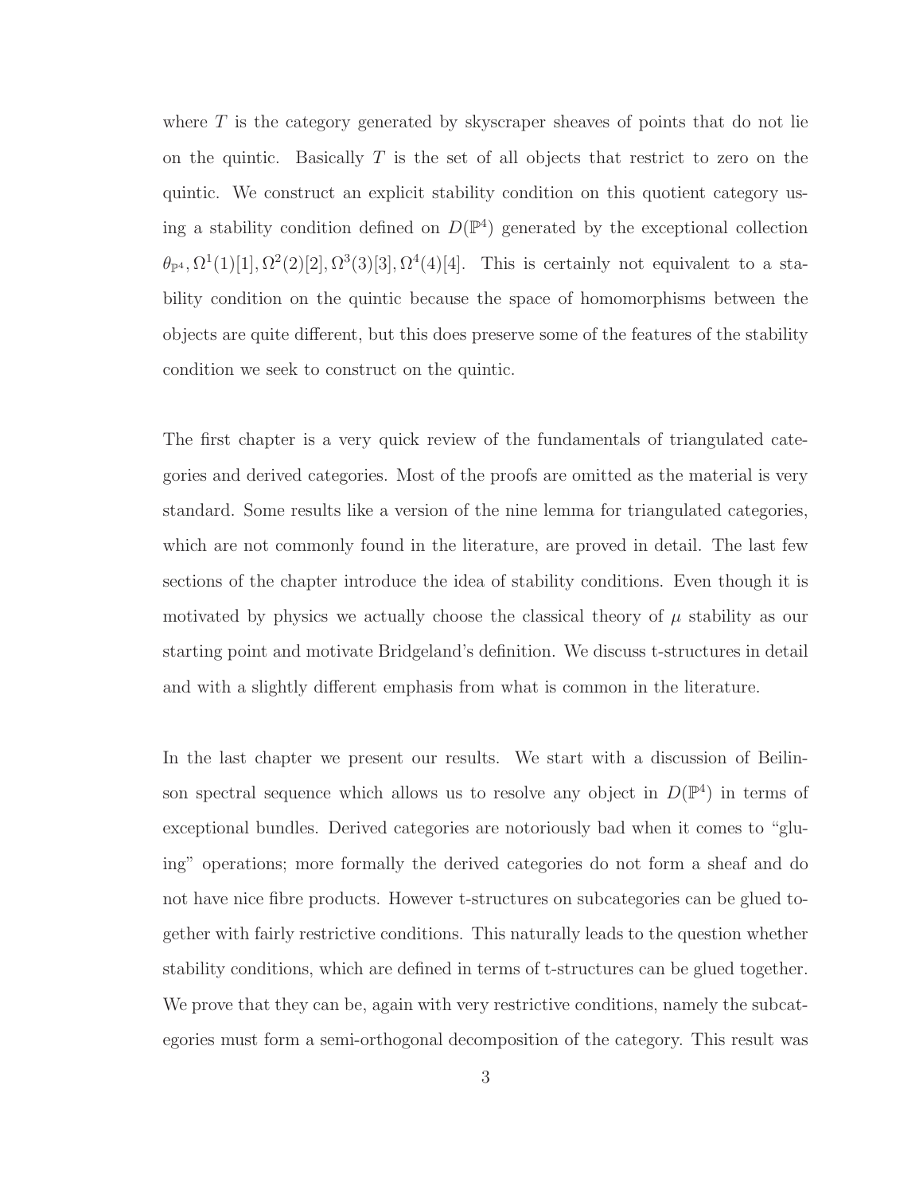where $T$ is the category generated by skyscraper sheaves of points that do not lie on the quintic. Basically $T$ is the set of all objects that restrict to zero on the quintic. We construct an explicit stability condition on this quotient category using a stability condition defined on $D(\mathbb{P}^4)$ generated by the exceptional collection $\theta_{\mathbb{P}^4}, \Omega^1(1)[1], \Omega^2(2)[2], \Omega^3(3)[3], \Omega^4(4)[4]$. This is certainly not equivalent to a stability condition on the quintic because the space of homomorphisms between the objects are quite different, but this does preserve some of the features of the stability condition we seek to construct on the quintic.

The first chapter is a very quick review of the fundamentals of triangulated categories and derived categories. Most of the proofs are omitted as the material is very standard. Some results like a version of the nine lemma for triangulated categories, which are not commonly found in the literature, are proved in detail. The last few sections of the chapter introduce the idea of stability conditions. Even though it is motivated by physics we actually choose the classical theory of $\mu$ stability as our starting point and motivate Bridgeland's definition. We discuss t-structures in detail and with a slightly different emphasis from what is common in the literature.

In the last chapter we present our results. We start with a discussion of Beilinson spectral sequence which allows us to resolve any object in $D(\mathbb{P}^4)$ in terms of exceptional bundles. Derived categories are notoriously bad when it comes to "gluing" operations; more formally the derived categories do not form a sheaf and do not have nice fibre products. However t-structures on subcategories can be glued together with fairly restrictive conditions. This naturally leads to the question whether stability conditions, which are defined in terms of t-structures can be glued together. We prove that they can be, again with very restrictive conditions, namely the subcategories must form a semi-orthogonal decomposition of the category. This result was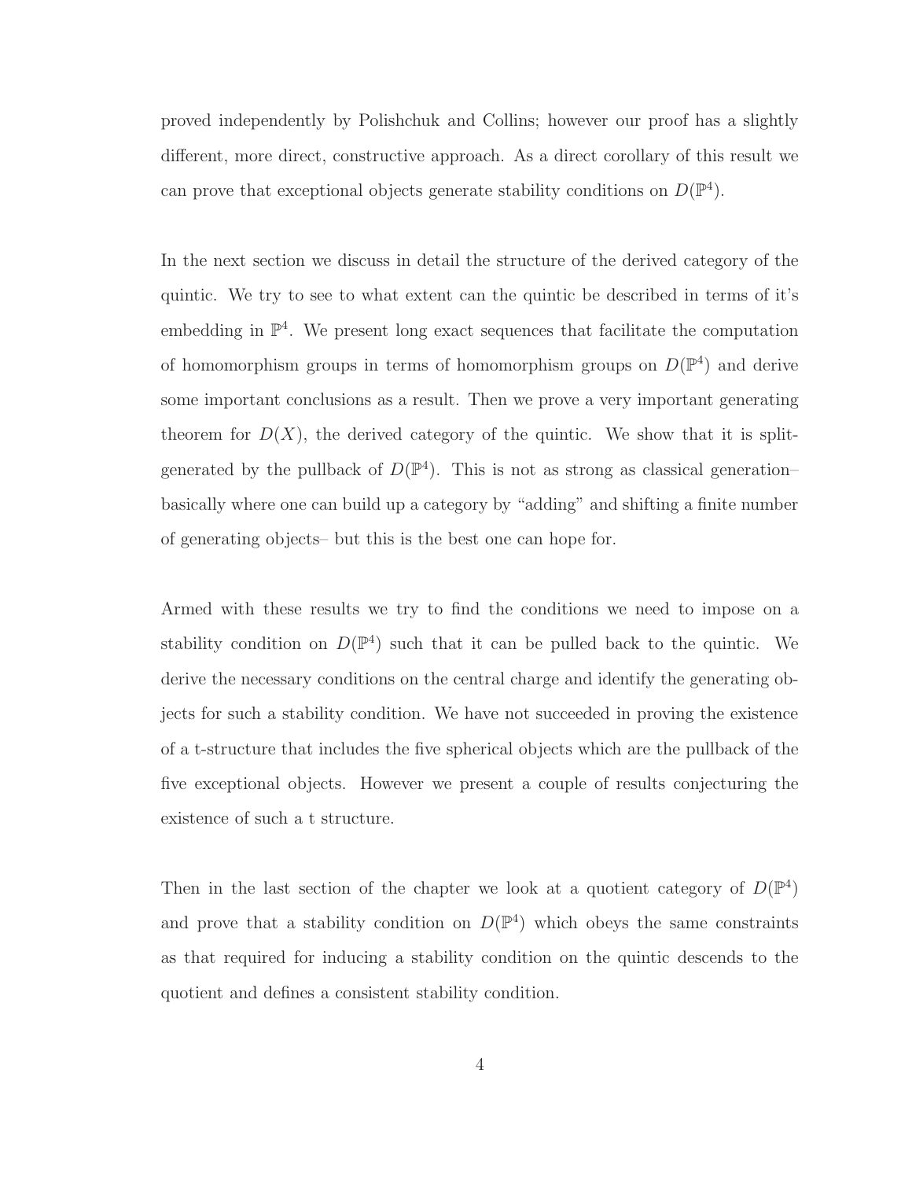proved independently by Polishchuk and Collins; however our proof has a slightly different, more direct, constructive approach. As a direct corollary of this result we can prove that exceptional objects generate stability conditions on $D(\mathbb{P}^4)$.

In the next section we discuss in detail the structure of the derived category of the quintic. We try to see to what extent can the quintic be described in terms of it's embedding in $\mathbb{P}^4$. We present long exact sequences that facilitate the computation of homomorphism groups in terms of homomorphism groups on $D(\mathbb{P}^4)$ and derive some important conclusions as a result. Then we prove a very important generating theorem for $D(X)$, the derived category of the quintic. We show that it is split-generated by the pullback of $D(\mathbb{P}^4)$. This is not as strong as classical generation– basically where one can build up a category by "adding" and shifting a finite number of generating objects– but this is the best one can hope for.

Armed with these results we try to find the conditions we need to impose on a stability condition on $D(\mathbb{P}^4)$ such that it can be pulled back to the quintic. We derive the necessary conditions on the central charge and identify the generating objects for such a stability condition. We have not succeeded in proving the existence of a t-structure that includes the five spherical objects which are the pullback of the five exceptional objects. However we present a couple of results conjecturing the existence of such a t structure.

Then in the last section of the chapter we look at a quotient category of $D(\mathbb{P}^4)$ and prove that a stability condition on $D(\mathbb{P}^4)$ which obeys the same constraints as that required for inducing a stability condition on the quintic descends to the quotient and defines a consistent stability condition.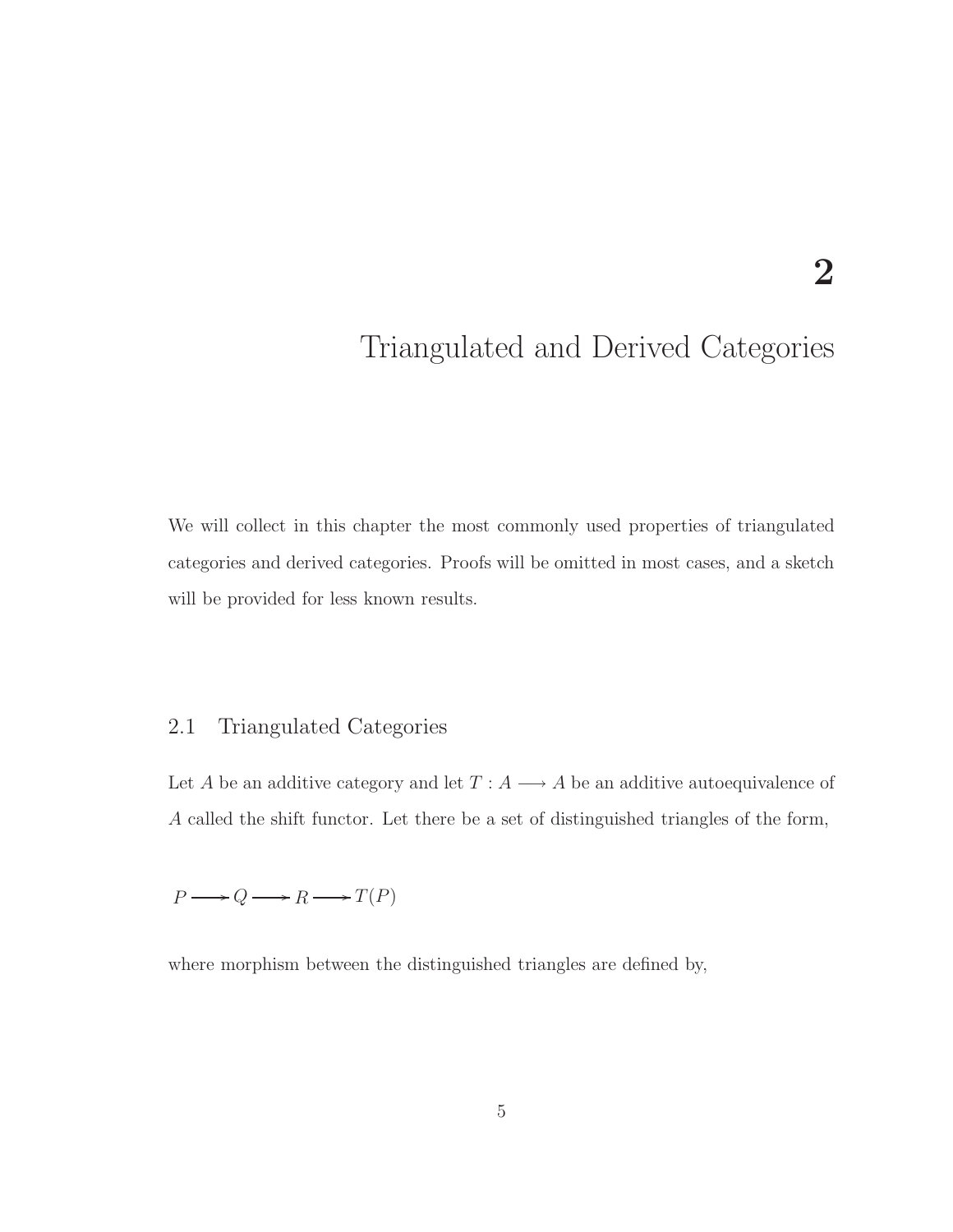# 2

# Triangulated and Derived Categories

We will collect in this chapter the most commonly used properties of triangulated categories and derived categories. Proofs will be omitted in most cases, and a sketch will be provided for less known results.

## 2.1 Triangulated Categories

Let $A$ be an additive category and let $T : A \longrightarrow A$ be an additive autoequivalence of $A$ called the shift functor. Let there be a set of distinguished triangles of the form,

$$P \longrightarrow Q \longrightarrow R \longrightarrow T(P)$$

where morphism between the distinguished triangles are defined by,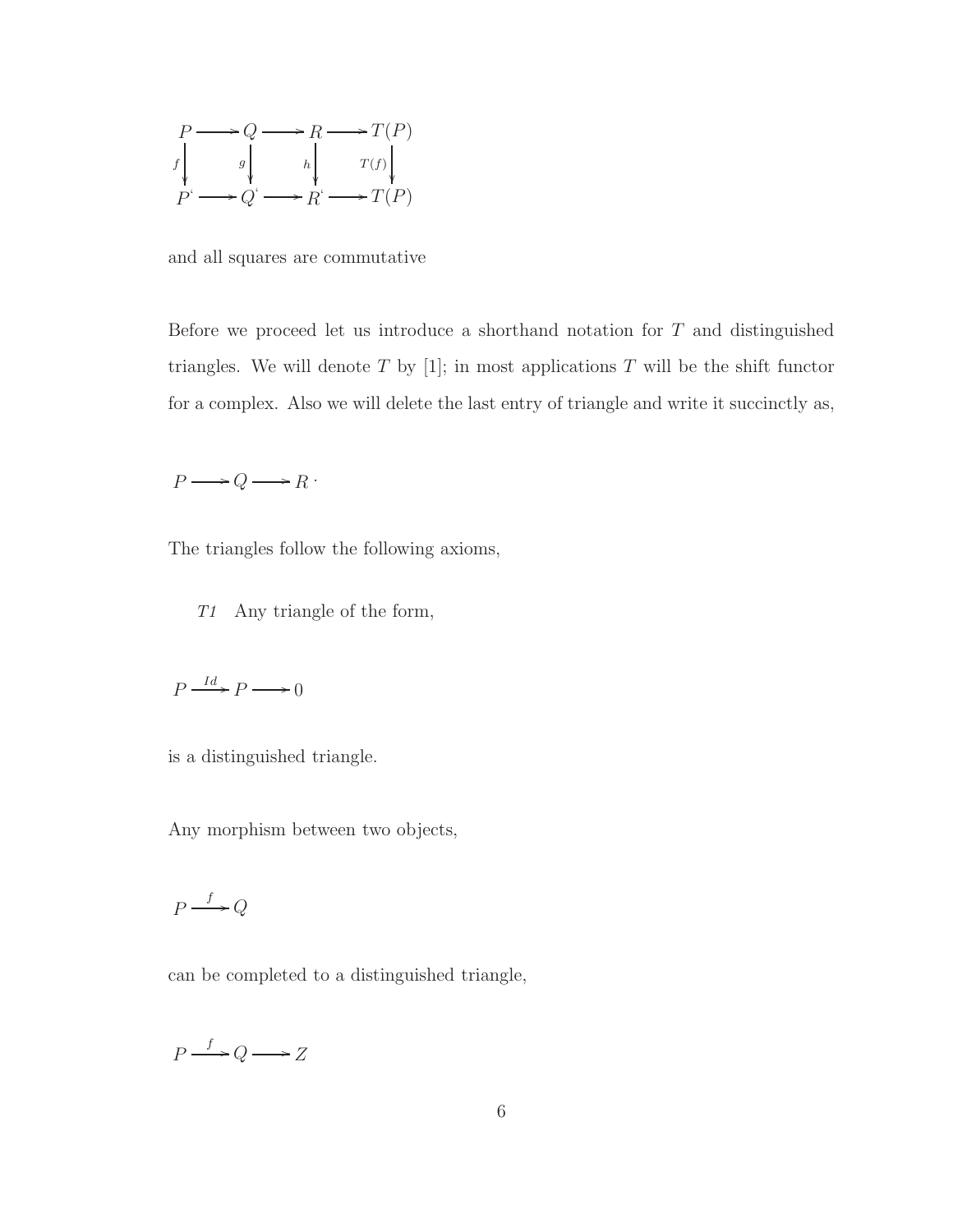$$
\begin{array}{ccccccc}
P & \longrightarrow & Q & \longrightarrow & R & \longrightarrow & T(P) \\
{\scriptstyle f}\downarrow & & {\scriptstyle g}\downarrow & & {\scriptstyle h}\downarrow & & \downarrow{\scriptstyle T(f)} \\
P^{'} & \longrightarrow & Q^{'} & \longrightarrow & R^{'} & \longrightarrow & T(P)
\end{array}
$$

and all squares are commutative

Before we proceed let us introduce a shorthand notation for $T$ and distinguished triangles. We will denote $T$ by [1]; in most applications $T$ will be the shift functor for a complex. Also we will delete the last entry of triangle and write it succinctly as,

$$P \longrightarrow Q \longrightarrow R \cdot$$

The triangles follow the following axioms,

*T1* Any triangle of the form,

$$P \xrightarrow{Id} P \longrightarrow 0$$

is a distinguished triangle.

Any morphism between two objects,

$$P \xrightarrow{f} Q$$

can be completed to a distinguished triangle,

$$P \xrightarrow{f} Q \longrightarrow Z$$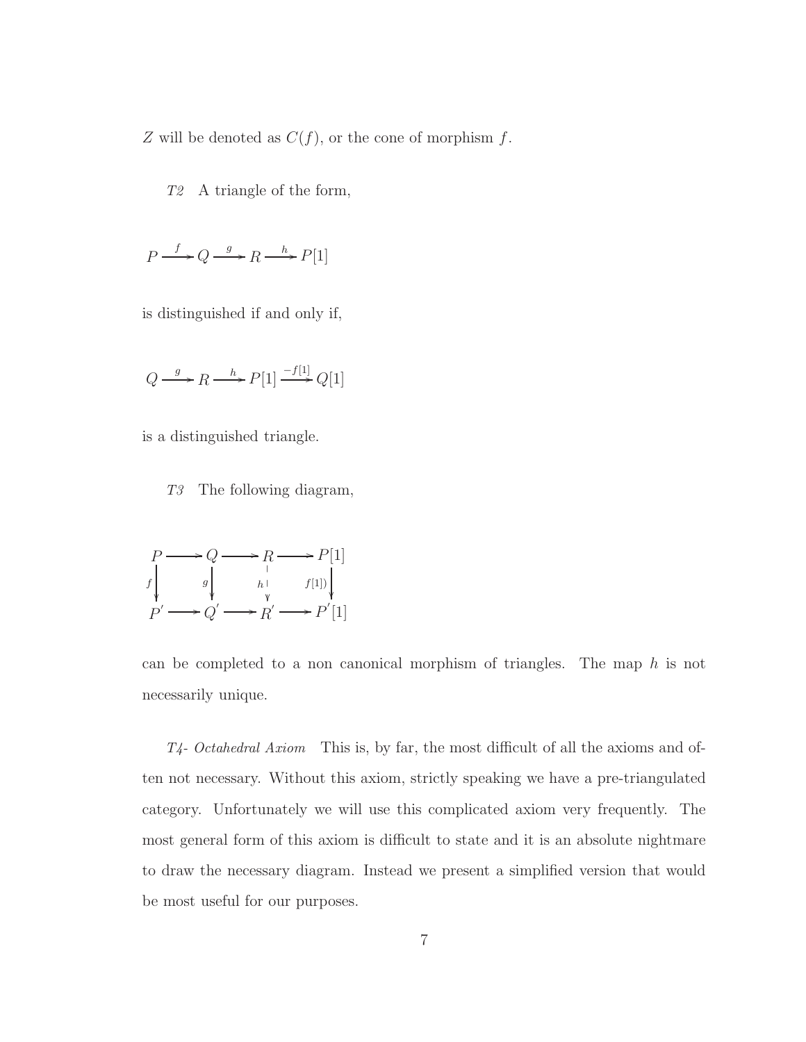$Z$ will be denoted as $C(f)$, or the cone of morphism $f$.

*T2* A triangle of the form,

$$P \xrightarrow{f} Q \xrightarrow{g} R \xrightarrow{h} P[1]$$

is distinguished if and only if,

$$Q \xrightarrow{g} R \xrightarrow{h} P[1] \xrightarrow{-f[1]} Q[1]$$

is a distinguished triangle.

*T3* The following diagram,

$$\begin{array}{ccccccc}
P & \longrightarrow & Q & \longrightarrow & R & \longrightarrow & P[1] \\
{\scriptstyle f}\downarrow & & {\scriptstyle g}\downarrow & & {\scriptstyle h}\downarrow & & \downarrow{\scriptstyle f[1])} \\
P' & \longrightarrow & Q' & \longrightarrow & R' & \longrightarrow & P'[1]
\end{array}$$

can be completed to a non canonical morphism of triangles. The map $h$ is not necessarily unique.

*T4- Octahedral Axiom* This is, by far, the most difficult of all the axioms and often not necessary. Without this axiom, strictly speaking we have a pre-triangulated category. Unfortunately we will use this complicated axiom very frequently. The most general form of this axiom is difficult to state and it is an absolute nightmare to draw the necessary diagram. Instead we present a simplified version that would be most useful for our purposes.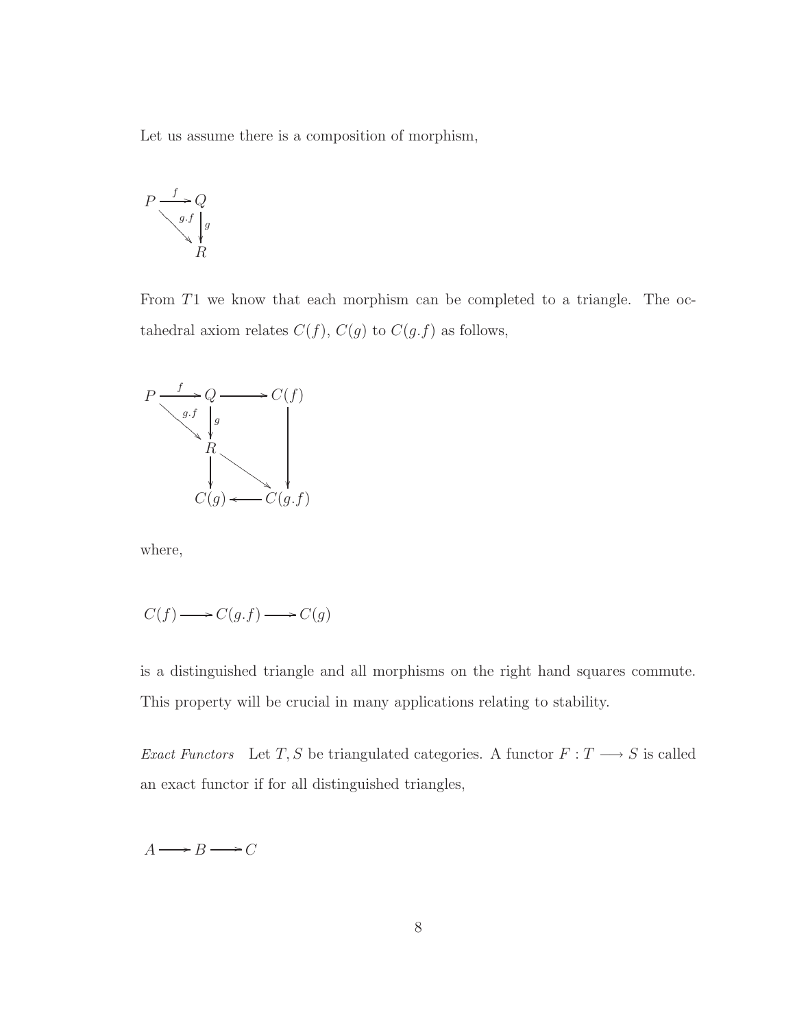Let us assume there is a composition of morphism,

$$
\begin{array}{ccc}
P & \xrightarrow{f} & Q \\
& \searrow^{g.f} & \downarrow g \\
& & R
\end{array}
$$

From $T1$ we know that each morphism can be completed to a triangle. The octahedral axiom relates $C(f)$, $C(g)$ to $C(g.f)$ as follows,

$$
\begin{array}{ccccc}
P & \xrightarrow{f} & Q & \longrightarrow & C(f) \\
& \searrow^{g.f} & \downarrow g & & \downarrow \\
& & R & \searrow & \\
& & \downarrow & & \\
& & C(g) & \longleftarrow & C(g.f)
\end{array}
$$

where,

$$
C(f) \longrightarrow C(g.f) \longrightarrow C(g)
$$

is a distinguished triangle and all morphisms on the right hand squares commute. This property will be crucial in many applications relating to stability.

*Exact Functors* Let $T, S$ be triangulated categories. A functor $F : T \longrightarrow S$ is called an exact functor if for all distinguished triangles,

$$
A \longrightarrow B \longrightarrow C
$$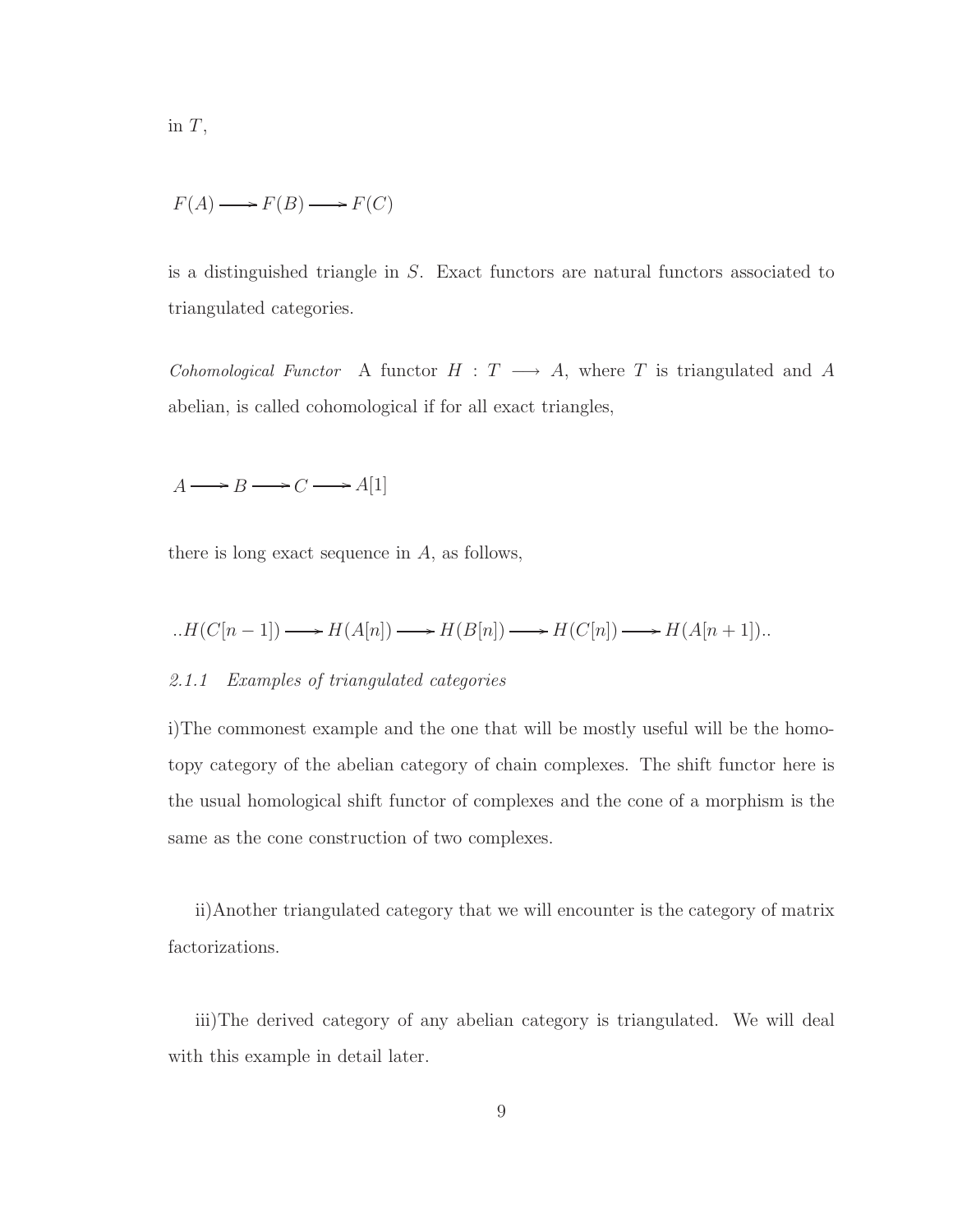in $T$,

$$F(A) \longrightarrow F(B) \longrightarrow F(C)$$

is a distinguished triangle in $S$. Exact functors are natural functors associated to triangulated categories.

*Cohomological Functor* A functor $H : T \longrightarrow A$, where $T$ is triangulated and $A$ abelian, is called cohomological if for all exact triangles,

$$A \longrightarrow B \longrightarrow C \longrightarrow A[1]$$

there is long exact sequence in $A$, as follows,

$$..H(C[n-1]) \longrightarrow H(A[n]) \longrightarrow H(B[n]) \longrightarrow H(C[n]) \longrightarrow H(A[n+1])..$$

### *2.1.1 Examples of triangulated categories*

i)The commonest example and the one that will be mostly useful will be the homotopy category of the abelian category of chain complexes. The shift functor here is the usual homological shift functor of complexes and the cone of a morphism is the same as the cone construction of two complexes.

ii)Another triangulated category that we will encounter is the category of matrix factorizations.

iii)The derived category of any abelian category is triangulated. We will deal with this example in detail later.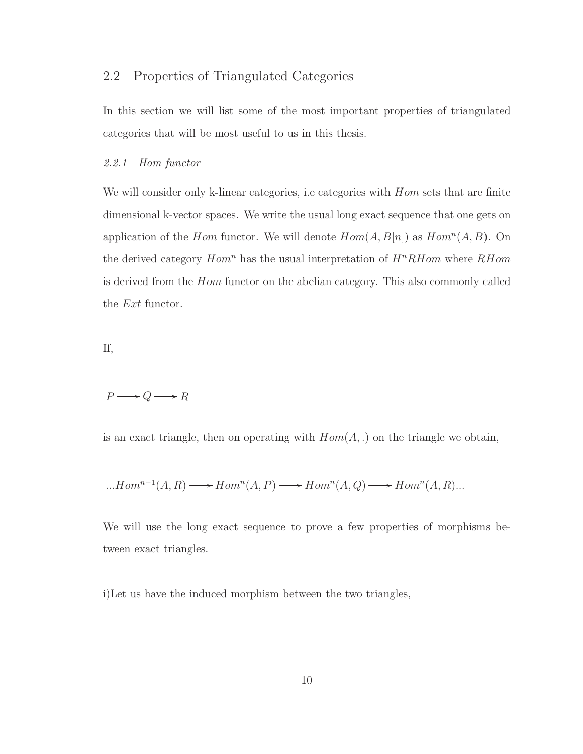## 2.2 Properties of Triangulated Categories

In this section we will list some of the most important properties of triangulated categories that will be most useful to us in this thesis.

### *2.2.1 Hom functor*

We will consider only k-linear categories, i.e categories with $Hom$ sets that are finite dimensional k-vector spaces. We write the usual long exact sequence that one gets on application of the $Hom$ functor. We will denote $Hom(A, B[n])$ as $Hom^n(A, B)$. On the derived category $Hom^n$ has the usual interpretation of $H^n RHom$ where $RHom$ is derived from the $Hom$ functor on the abelian category. This also commonly called the $Ext$ functor.

If,

$$P \longrightarrow Q \longrightarrow R$$

is an exact triangle, then on operating with $Hom(A, .)$ on the triangle we obtain,

$$...Hom^{n-1}(A, R) \longrightarrow Hom^n(A, P) \longrightarrow Hom^n(A, Q) \longrightarrow Hom^n(A, R)...$$

We will use the long exact sequence to prove a few properties of morphisms between exact triangles.

i)Let us have the induced morphism between the two triangles,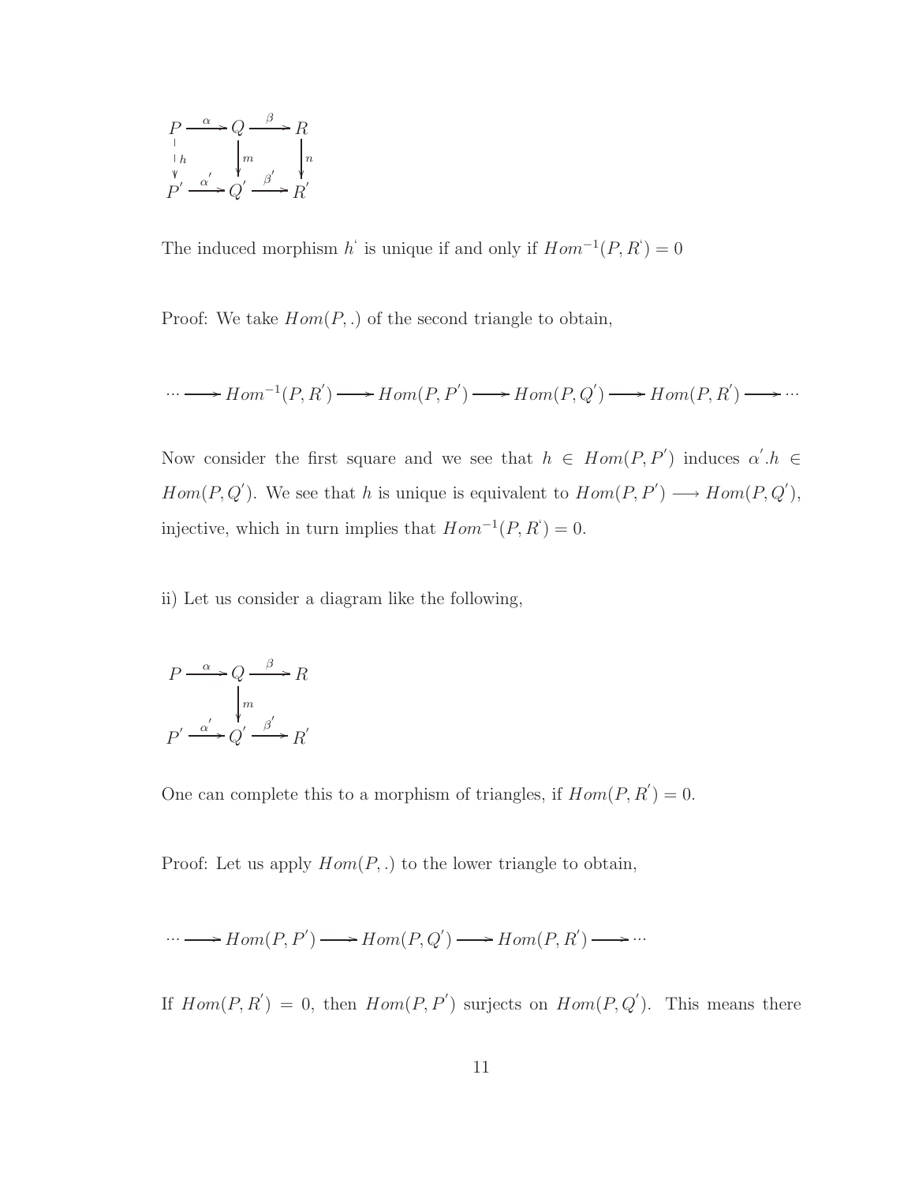$$
\begin{array}{ccccc}
P & \xrightarrow{\alpha} & Q & \xrightarrow{\beta} & R \\
\downarrow{\scriptstyle h} & & \downarrow{\scriptstyle m} & & \downarrow{\scriptstyle n} \\
P^{'} & \xrightarrow{\alpha^{'}} & Q^{'} & \xrightarrow{\beta^{'}} & R^{'}
\end{array}
$$

The induced morphism $h^{`}$ is unique if and only if $Hom^{-1}(P, R^{`}) = 0$

Proof: We take $Hom(P, .)$ of the second triangle to obtain,

$$
\cdots \longrightarrow Hom^{-1}(P, R^{'}) \longrightarrow Hom(P, P^{'}) \longrightarrow Hom(P, Q^{'}) \longrightarrow Hom(P, R^{'}) \longrightarrow \cdots
$$

Now consider the first square and we see that $h \in Hom(P, P^{'})$ induces $\alpha^{'}.h \in Hom(P, Q^{'})$. We see that $h$ is unique is equivalent to $Hom(P, P^{'}) \longrightarrow Hom(P, Q^{'})$, injective, which in turn implies that $Hom^{-1}(P, R^{`}) = 0$.

ii) Let us consider a diagram like the following,

$$
\begin{array}{ccccc}
P & \xrightarrow{\alpha} & Q & \xrightarrow{\beta} & R \\
 & & \downarrow{\scriptstyle m} & & \\
P^{'} & \xrightarrow{\alpha^{'}} & Q^{'} & \xrightarrow{\beta^{'}} & R^{'}
\end{array}
$$

One can complete this to a morphism of triangles, if $Hom(P, R^{'}) = 0$.

Proof: Let us apply $Hom(P, .)$ to the lower triangle to obtain,

$$
\cdots \longrightarrow Hom(P, P^{'}) \longrightarrow Hom(P, Q^{'}) \longrightarrow Hom(P, R^{'}) \longrightarrow \cdots
$$

If $Hom(P, R^{'}) = 0$, then $Hom(P, P^{'})$ surjects on $Hom(P, Q^{'})$. This means there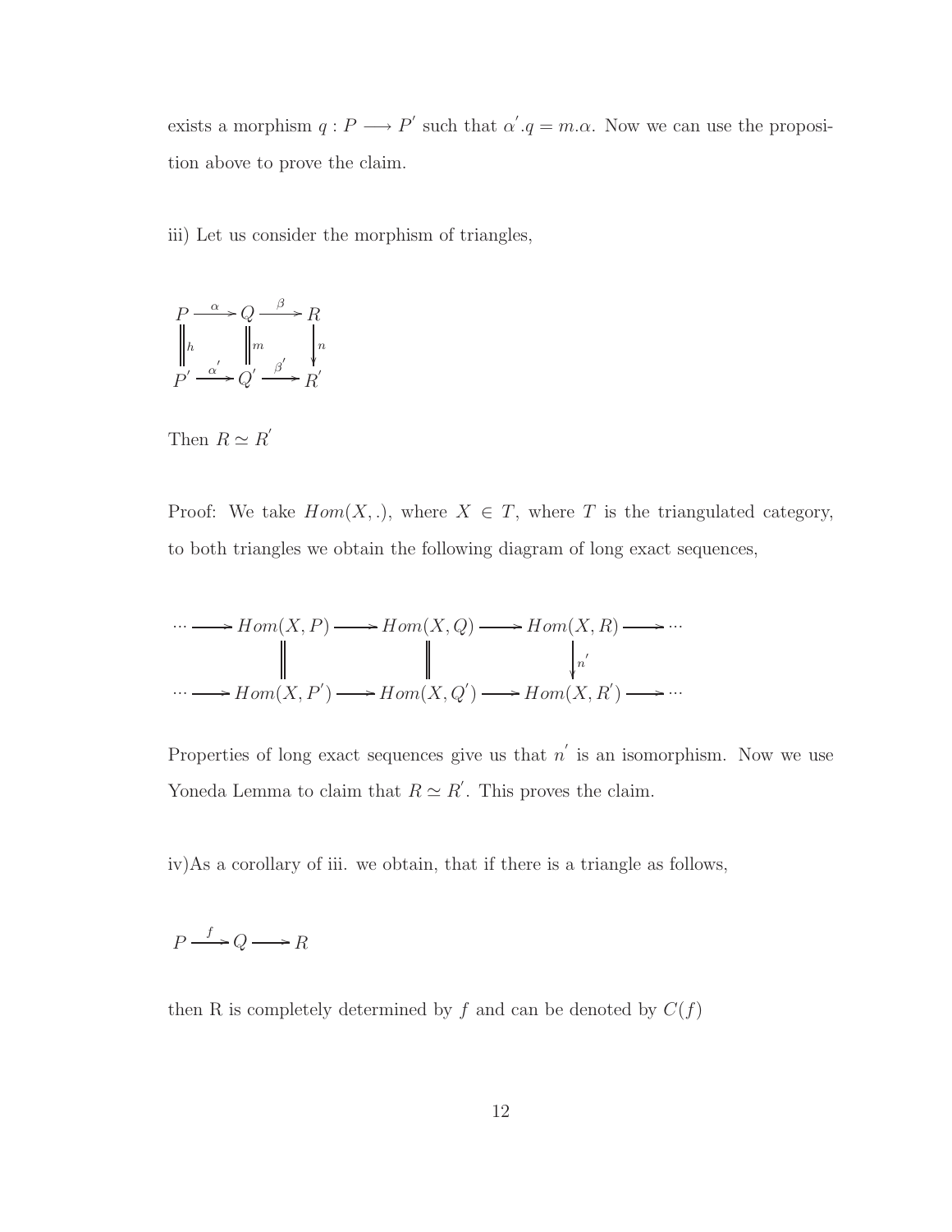exists a morphism $q : P \longrightarrow P'$ such that $\alpha'.q = m.\alpha$. Now we can use the proposition above to prove the claim.

iii) Let us consider the morphism of triangles,

$$\begin{array}{ccccc} P & \xrightarrow{\alpha} & Q & \xrightarrow{\beta} & R \\ \Big\| h & & \Big\| m & & \Big\downarrow n \\ P' & \xrightarrow{\alpha'} & Q' & \xrightarrow{\beta'} & R' \end{array}$$

Then $R \simeq R'$

Proof: We take $Hom(X, .)$, where $X \in T$, where $T$ is the triangulated category, to both triangles we obtain the following diagram of long exact sequences,

$$\begin{array}{ccccccccc} \cdots & \longrightarrow & Hom(X,P) & \longrightarrow & Hom(X,Q) & \longrightarrow & Hom(X,R) & \longrightarrow & \cdots \\ & & \Big\| & & \Big\| & & \Big\downarrow n' & & \\ \cdots & \longrightarrow & Hom(X,P') & \longrightarrow & Hom(X,Q') & \longrightarrow & Hom(X,R') & \longrightarrow & \cdots \end{array}$$

Properties of long exact sequences give us that $n'$ is an isomorphism. Now we use Yoneda Lemma to claim that $R \simeq R'$. This proves the claim.

iv)As a corollary of iii. we obtain, that if there is a triangle as follows,

$$P \xrightarrow{f} Q \longrightarrow R$$

then R is completely determined by $f$ and can be denoted by $C(f)$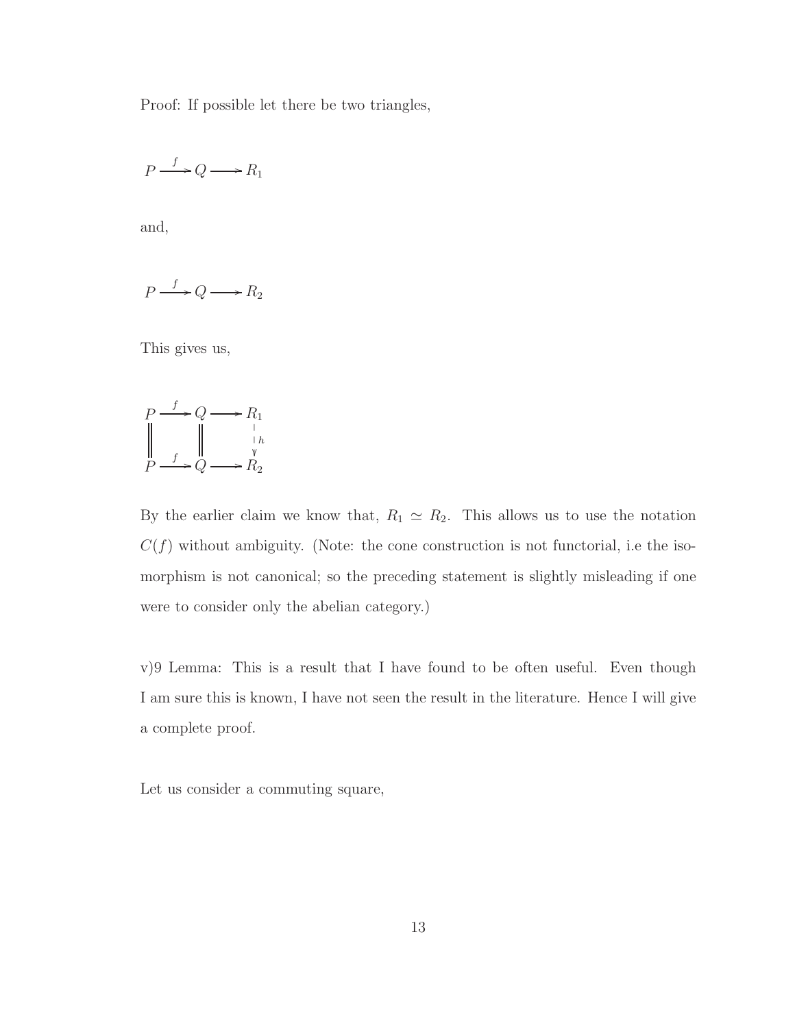Proof: If possible let there be two triangles,

$$P \xrightarrow{f} Q \longrightarrow R_1$$

and,

$$P \xrightarrow{f} Q \longrightarrow R_2$$

This gives us,

$$\begin{array}{ccccc} P & \xrightarrow{f} & Q & \longrightarrow & R_1 \\ \| & & \| & & \downarrow h \\ P & \xrightarrow{f} & Q & \longrightarrow & R_2 \end{array}$$

By the earlier claim we know that, $R_1 \simeq R_2$. This allows us to use the notation $C(f)$ without ambiguity. (Note: the cone construction is not functorial, i.e the isomorphism is not canonical; so the preceding statement is slightly misleading if one were to consider only the abelian category.)

v)9 Lemma: This is a result that I have found to be often useful. Even though I am sure this is known, I have not seen the result in the literature. Hence I will give a complete proof.

Let us consider a commuting square,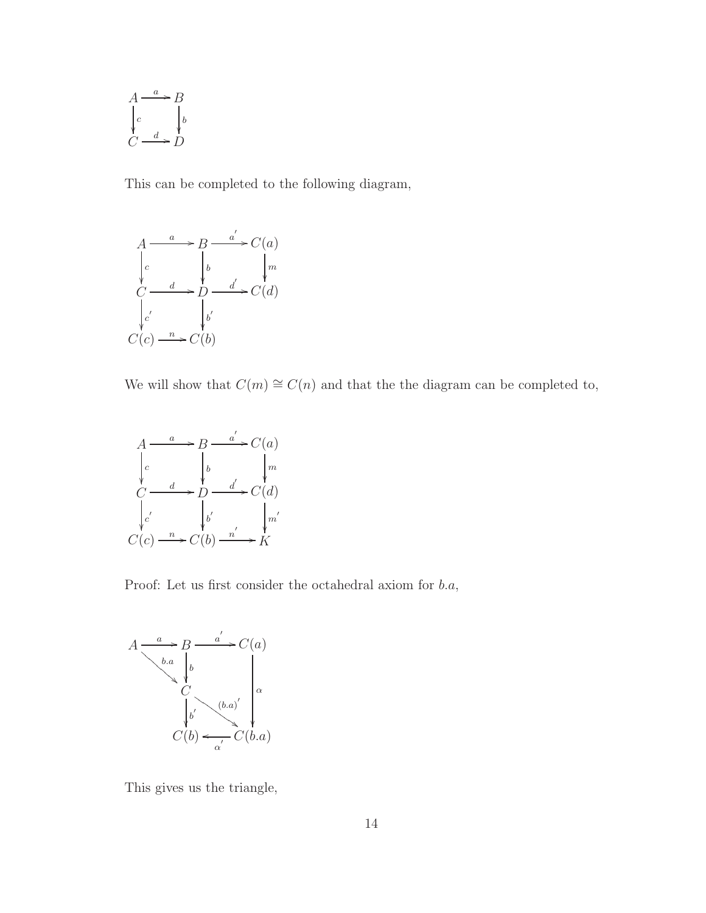$$
\begin{array}{ccc}
A & \xrightarrow{a} & B \\
\downarrow{\scriptstyle c} & & \downarrow{\scriptstyle b} \\
C & \xrightarrow{d} & D
\end{array}
$$

This can be completed to the following diagram,

$$
\begin{array}{ccccc}
A & \xrightarrow{a} & B & \xrightarrow{a'} & C(a) \\
\downarrow{\scriptstyle c} & & \downarrow{\scriptstyle b} & & \downarrow{\scriptstyle m} \\
C & \xrightarrow{d} & D & \xrightarrow{d'} & C(d) \\
\downarrow{\scriptstyle c'} & & \downarrow{\scriptstyle b'} & & \\
C(c) & \xrightarrow{n} & C(b) & &
\end{array}
$$

We will show that $C(m) \cong C(n)$ and that the the diagram can be completed to,

$$
\begin{array}{ccccc}
A & \xrightarrow{a} & B & \xrightarrow{a'} & C(a) \\
\downarrow{\scriptstyle c} & & \downarrow{\scriptstyle b} & & \downarrow{\scriptstyle m} \\
C & \xrightarrow{d} & D & \xrightarrow{d'} & C(d) \\
\downarrow{\scriptstyle c'} & & \downarrow{\scriptstyle b'} & & \downarrow{\scriptstyle m'} \\
C(c) & \xrightarrow{n} & C(b) & \xrightarrow{n'} & K
\end{array}
$$

Proof: Let us first consider the octahedral axiom for $b.a$,

$$
\begin{array}{ccccc}
A & \xrightarrow{a} & B & \xrightarrow{a'} & C(a) \\
& \searrow{\scriptstyle b.a} & \downarrow{\scriptstyle b} & & \downarrow{\scriptstyle \alpha} \\
& & C & \xrightarrow{(b.a)'} & C(b.a) \\
& & \downarrow{\scriptstyle b'} & & \\
& & C(b) & \xleftarrow{\alpha'} & C(b.a)
\end{array}
$$

This gives us the triangle,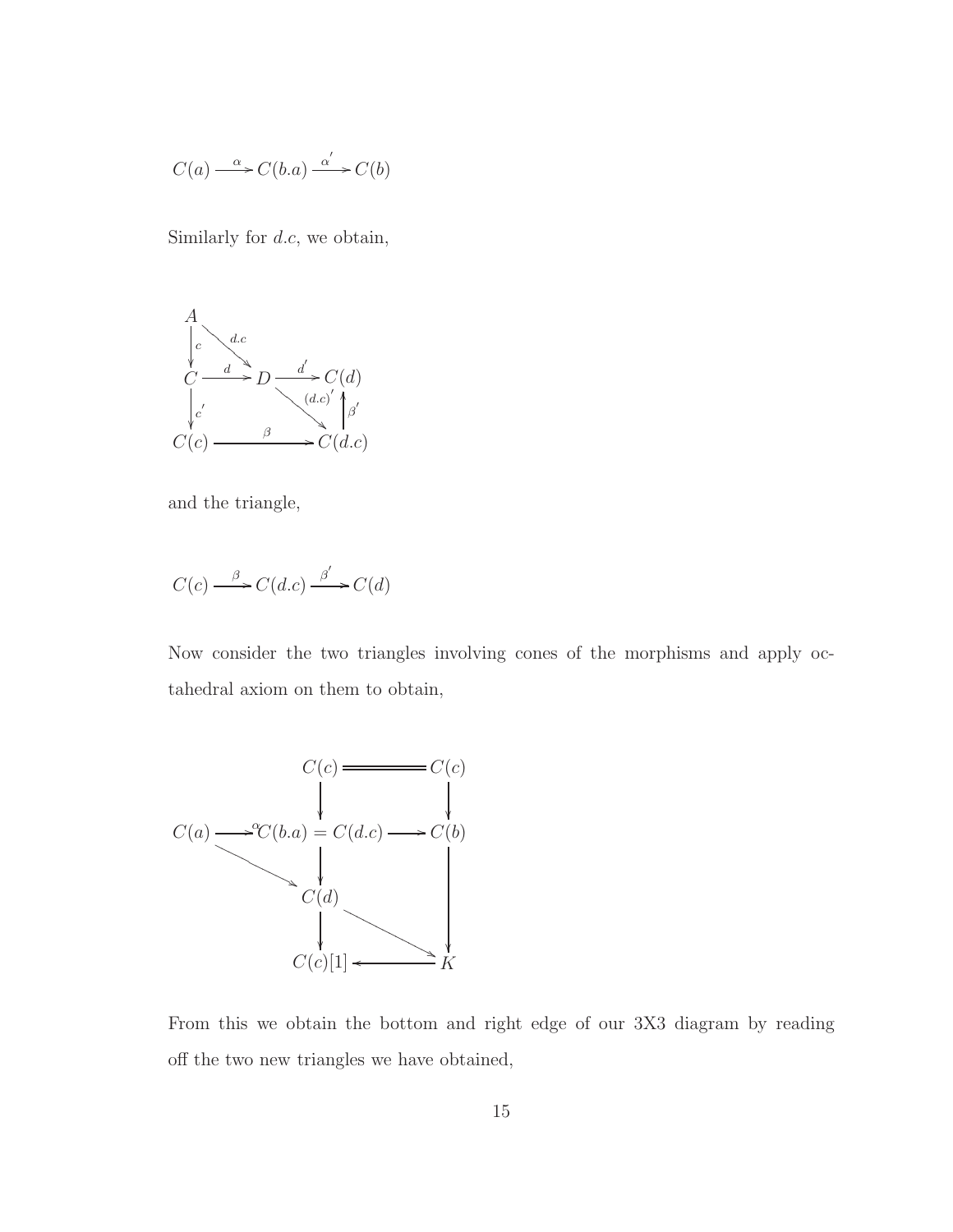$$C(a) \xrightarrow{\alpha} C(b.a) \xrightarrow{\alpha'} C(b)$$

Similarly for $d.c$, we obtain,

$$\begin{array}{ccccc}
A & & & & \\
\downarrow c & \searrow^{d.c} & & & \\
C & \xrightarrow{d} & D & \xrightarrow{d'} & C(d) \\
\downarrow c' & & & \searrow^{(d.c)'} & \uparrow \beta' \\
C(c) & & \xrightarrow{\beta} & & C(d.c)
\end{array}$$

and the triangle,

$$C(c) \xrightarrow{\beta} C(d.c) \xrightarrow{\beta'} C(d)$$

Now consider the two triangles involving cones of the morphisms and apply octahedral axiom on them to obtain,

$$\begin{array}{ccccc}
 & & C(c) & = & C(c) \\
 & & \downarrow & & \downarrow \\
C(a) & \xrightarrow{\alpha} & C(b.a) = C(d.c) & \longrightarrow & C(b) \\
 & \searrow & \downarrow & & \downarrow \\
 & & C(d) & & \\
 & & \downarrow & \searrow & \downarrow \\
 & & C(c)[1] & \longleftarrow & K
\end{array}$$

From this we obtain the bottom and right edge of our 3X3 diagram by reading off the two new triangles we have obtained,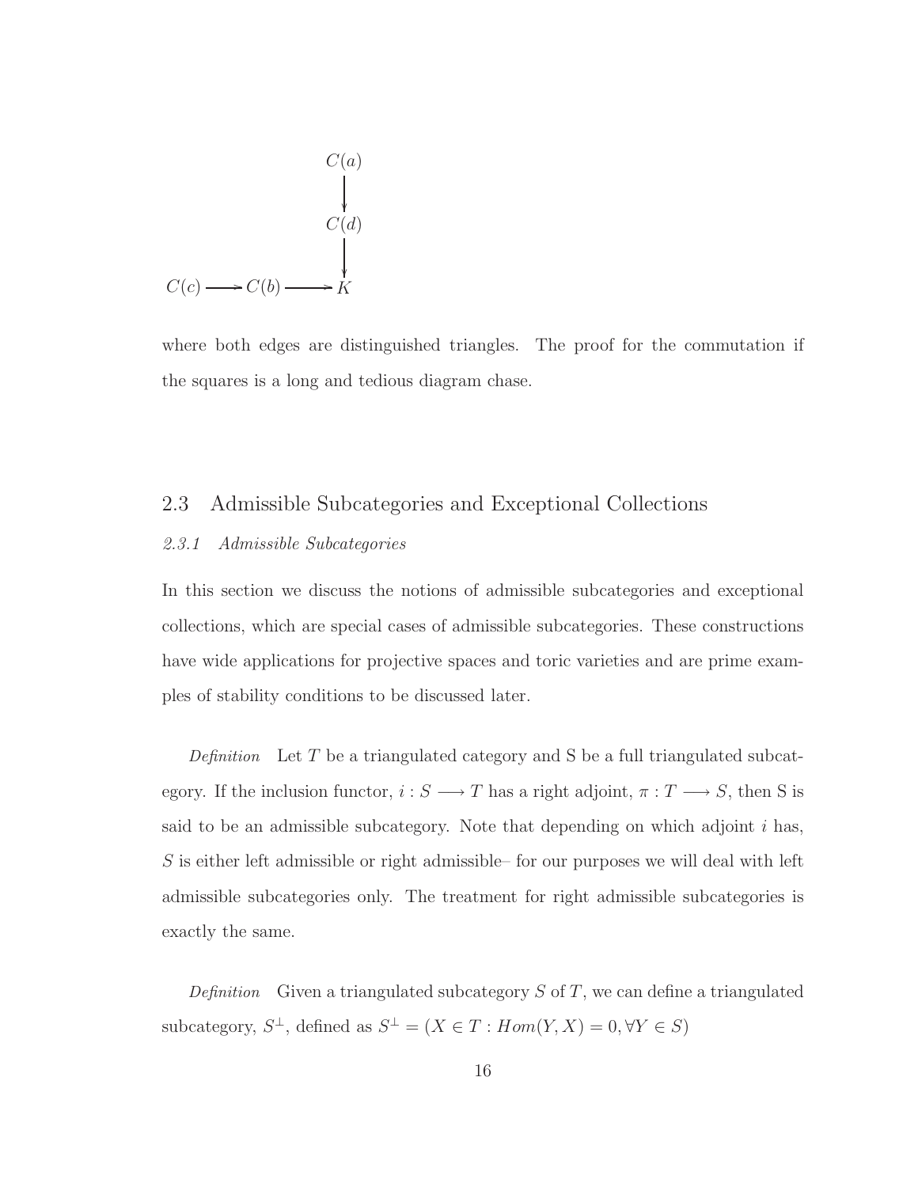$$
\begin{array}{ccccc}
 & & C(a) \\
 & & \downarrow \\
 & & C(d) \\
 & & \downarrow \\
C(c) & \longrightarrow & C(b) & \longrightarrow & K
\end{array}
$$

where both edges are distinguished triangles. The proof for the commutation if the squares is a long and tedious diagram chase.

## 2.3 Admissible Subcategories and Exceptional Collections

### *2.3.1 Admissible Subcategories*

In this section we discuss the notions of admissible subcategories and exceptional collections, which are special cases of admissible subcategories. These constructions have wide applications for projective spaces and toric varieties and are prime examples of stability conditions to be discussed later.

*Definition* Let $T$ be a triangulated category and S be a full triangulated subcategory. If the inclusion functor, $i : S \longrightarrow T$ has a right adjoint, $\pi : T \longrightarrow S$, then S is said to be an admissible subcategory. Note that depending on which adjoint $i$ has, $S$ is either left admissible or right admissible– for our purposes we will deal with left admissible subcategories only. The treatment for right admissible subcategories is exactly the same.

*Definition* Given a triangulated subcategory $S$ of $T$, we can define a triangulated subcategory, $S^{\perp}$, defined as $S^{\perp} = (X \in T : Hom(Y, X) = 0, \forall Y \in S)$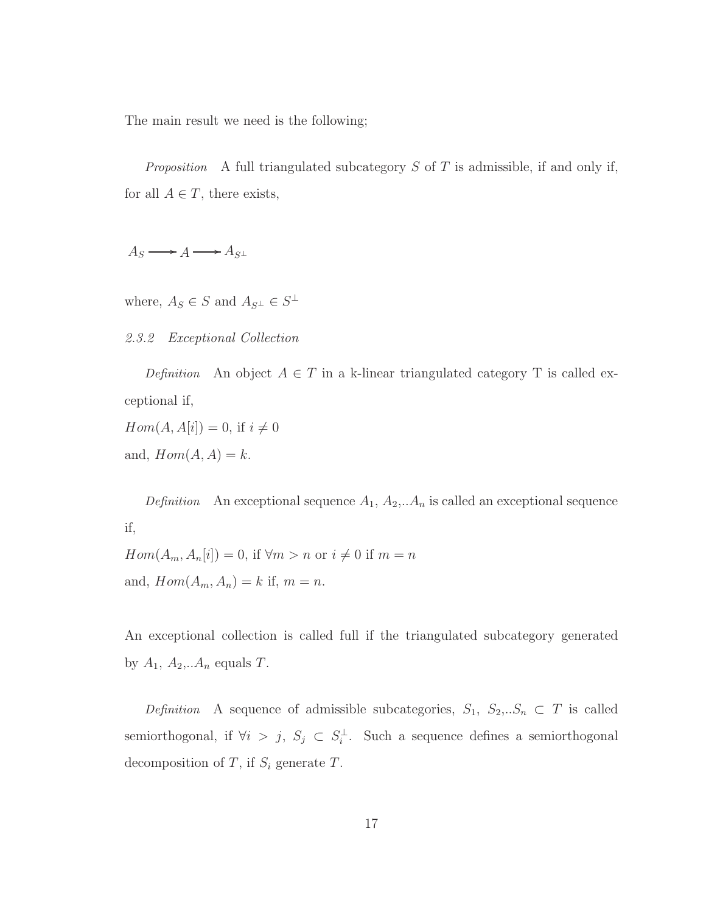The main result we need is the following;

*Proposition* A full triangulated subcategory $S$ of $T$ is admissible, if and only if, for all $A \in T$, there exists,

$$A_S \longrightarrow A \longrightarrow A_{S^\perp}$$

where, $A_S \in S$ and $A_{S^\perp} \in S^\perp$

*2.3.2 Exceptional Collection*

*Definition* An object $A \in T$ in a k-linear triangulated category T is called exceptional if,
$Hom(A, A[i]) = 0$, if $i \neq 0$
and, $Hom(A, A) = k$.

*Definition* An exceptional sequence $A_1$, $A_2$,..$A_n$ is called an exceptional sequence if,
$Hom(A_m, A_n[i]) = 0$, if $\forall m > n$ or $i \neq 0$ if $m = n$
and, $Hom(A_m, A_n) = k$ if, $m = n$.

An exceptional collection is called full if the triangulated subcategory generated by $A_1$, $A_2$,..$A_n$ equals $T$.

*Definition* A sequence of admissible subcategories, $S_1$, $S_2$,..$S_n \subset T$ is called semiorthogonal, if $\forall i > j$, $S_j \subset S_i^\perp$. Such a sequence defines a semiorthogonal decomposition of $T$, if $S_i$ generate $T$.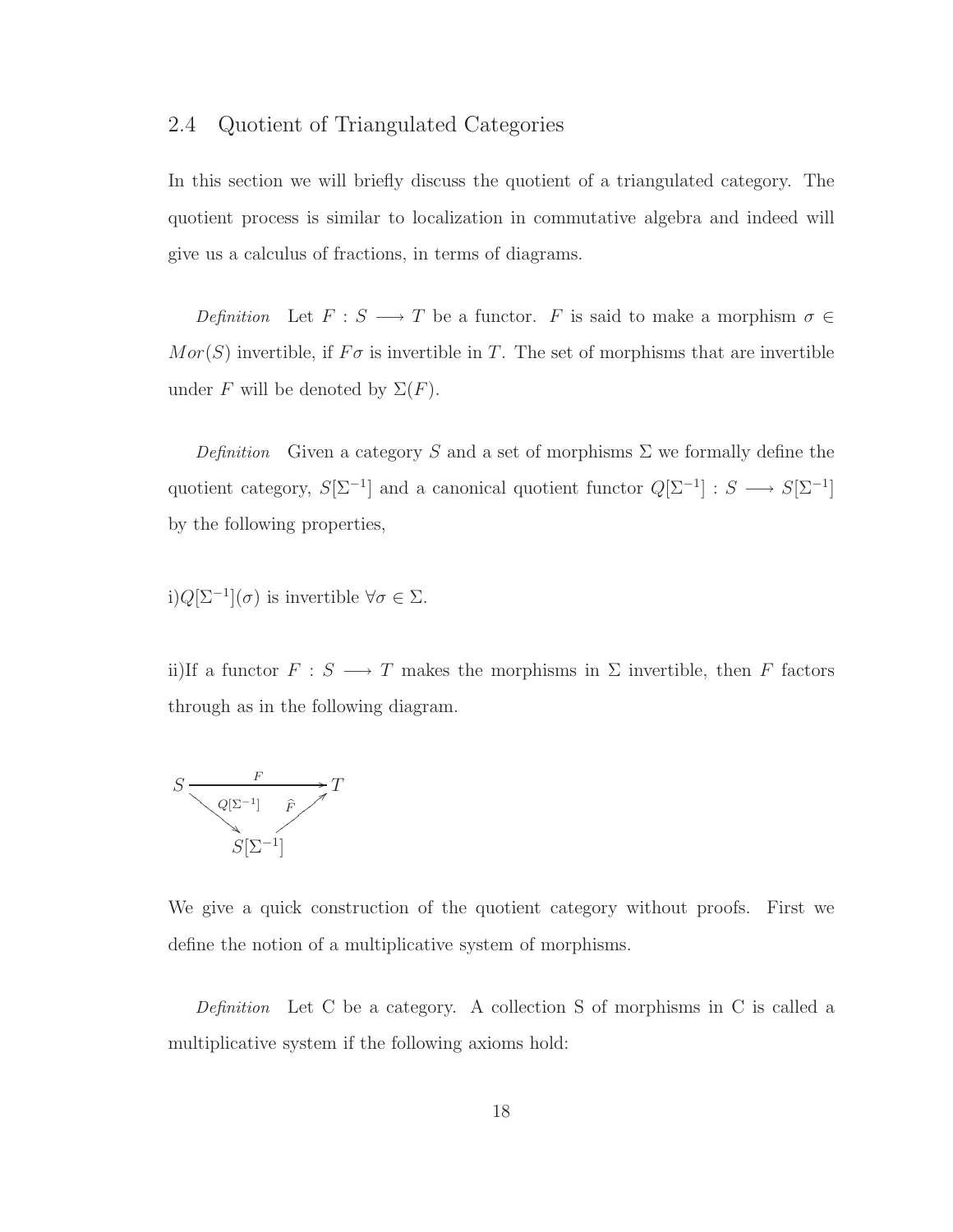## 2.4 Quotient of Triangulated Categories

In this section we will briefly discuss the quotient of a triangulated category. The quotient process is similar to localization in commutative algebra and indeed will give us a calculus of fractions, in terms of diagrams.

*Definition* Let $F : S \longrightarrow T$ be a functor. $F$ is said to make a morphism $\sigma \in Mor(S)$ invertible, if $F\sigma$ is invertible in $T$. The set of morphisms that are invertible under $F$ will be denoted by $\Sigma(F)$.

*Definition* Given a category $S$ and a set of morphisms $\Sigma$ we formally define the quotient category, $S[\Sigma^{-1}]$ and a canonical quotient functor $Q[\Sigma^{-1}] : S \longrightarrow S[\Sigma^{-1}]$ by the following properties,

i)$Q[\Sigma^{-1}](\sigma)$ is invertible $\forall \sigma \in \Sigma$.

ii)If a functor $F : S \longrightarrow T$ makes the morphisms in $\Sigma$ invertible, then $F$ factors through as in the following diagram.

$$\begin{array}{ccc} S & \xrightarrow{F} & T \\ & {\scriptstyle Q[\Sigma^{-1}]} \searrow \quad \nearrow {\scriptstyle \widehat{F}} & \\ & S[\Sigma^{-1}] & \end{array}$$

We give a quick construction of the quotient category without proofs. First we define the notion of a multiplicative system of morphisms.

*Definition* Let C be a category. A collection S of morphisms in C is called a multiplicative system if the following axioms hold: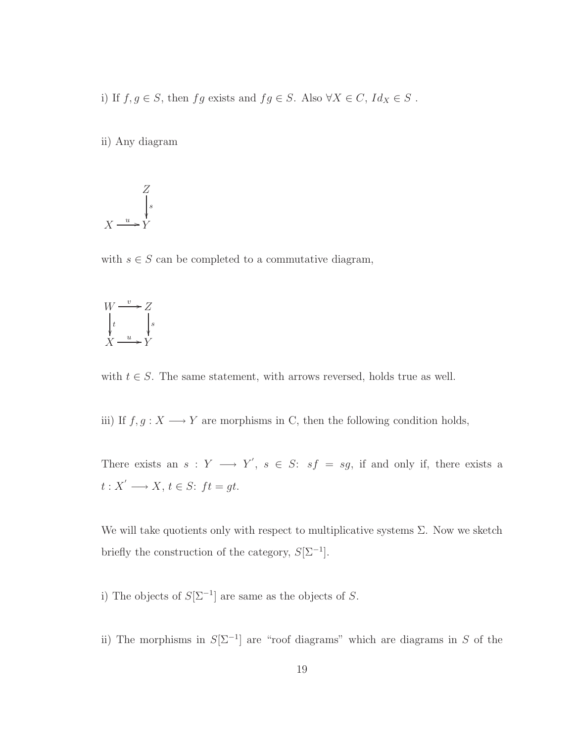i) If $f, g \in S$, then $fg$ exists and $fg \in S$. Also $\forall X \in C$, $Id_X \in S$ .

ii) Any diagram

$$\begin{array}{ccc} & & Z \\ & & \big\downarrow{\scriptstyle s} \\ X & \xrightarrow{u} & Y \end{array}$$

with $s \in S$ can be completed to a commutative diagram,

$$\begin{array}{ccc} W & \xrightarrow{v} & Z \\ \big\downarrow{\scriptstyle t} & & \big\downarrow{\scriptstyle s} \\ X & \xrightarrow{u} & Y \end{array}$$

with $t \in S$. The same statement, with arrows reversed, holds true as well.

iii) If $f, g : X \longrightarrow Y$ are morphisms in C, then the following condition holds,

There exists an $s : Y \longrightarrow Y'$, $s \in S$: $sf = sg$, if and only if, there exists a $t : X' \longrightarrow X$, $t \in S$: $ft = gt$.

We will take quotients only with respect to multiplicative systems $\Sigma$. Now we sketch briefly the construction of the category, $S[\Sigma^{-1}]$.

i) The objects of $S[\Sigma^{-1}]$ are same as the objects of $S$.

ii) The morphisms in $S[\Sigma^{-1}]$ are "roof diagrams" which are diagrams in $S$ of the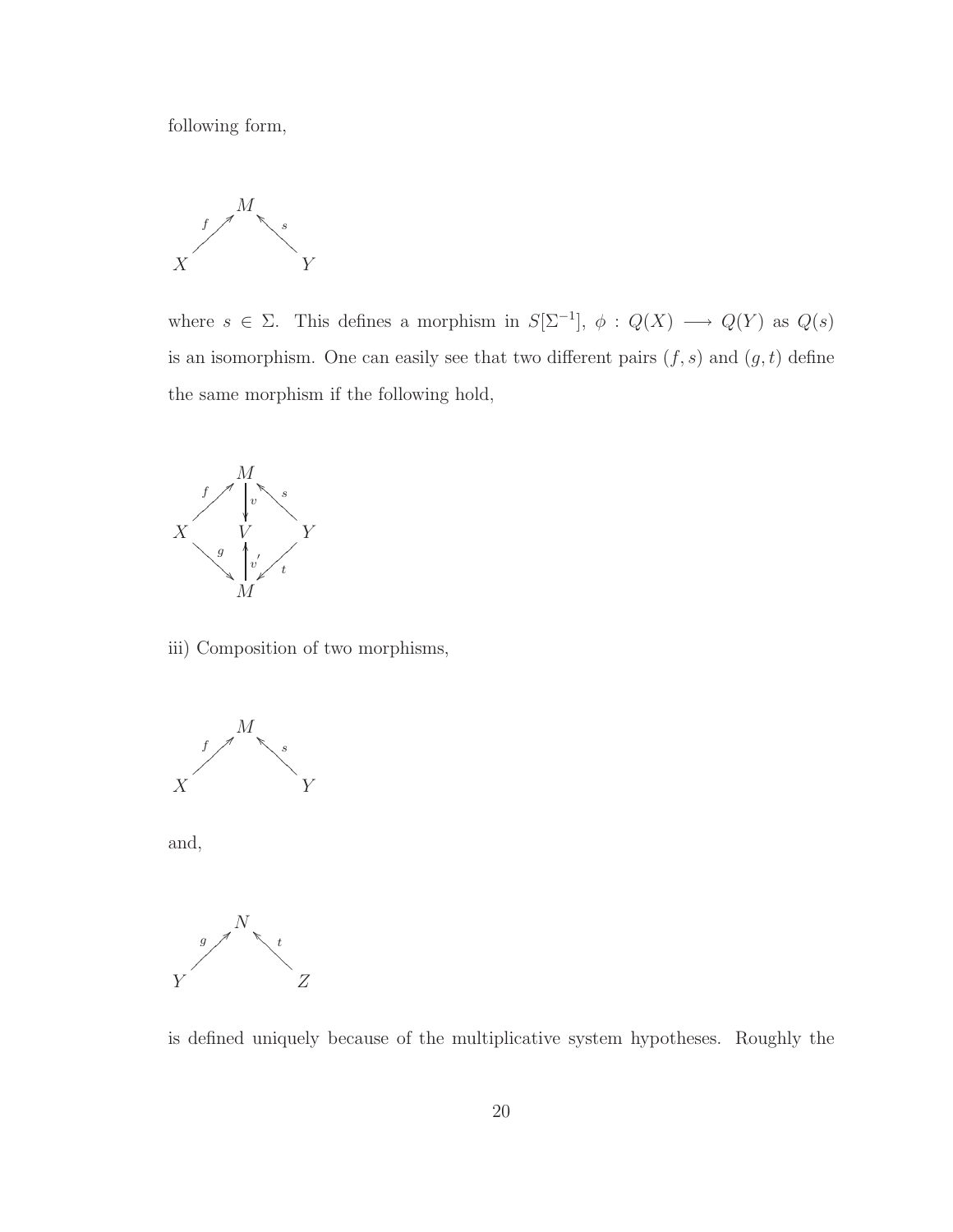following form,

$$
\begin{array}{ccc}
 & M & \\
{}^{f}\nearrow & & \nwarrow^{s} \\
X & & Y
\end{array}
$$

where $s \in \Sigma$. This defines a morphism in $S[\Sigma^{-1}]$, $\phi : Q(X) \longrightarrow Q(Y)$ as $Q(s)$ is an isomorphism. One can easily see that two different pairs $(f, s)$ and $(g, t)$ define the same morphism if the following hold,

$$
\begin{array}{ccccc}
 & & M & & \\
 & {}^{f}\nearrow & \downarrow^{v} & \nwarrow^{s} & \\
X & & V & & Y \\
 & {}_{g}\searrow & \uparrow^{v'} & \swarrow_{t} & \\
 & & M & &
\end{array}
$$

iii) Composition of two morphisms,

$$
\begin{array}{ccc}
 & M & \\
{}^{f}\nearrow & & \nwarrow^{s} \\
X & & Y
\end{array}
$$

and,

$$
\begin{array}{ccc}
 & N & \\
{}^{g}\nearrow & & \nwarrow^{t} \\
Y & & Z
\end{array}
$$

is defined uniquely because of the multiplicative system hypotheses. Roughly the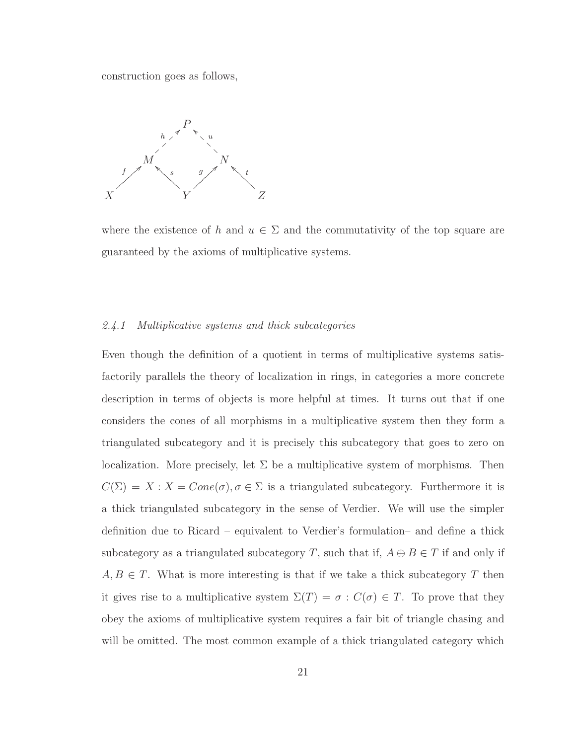construction goes as follows,

$$
\begin{array}{ccccccccc}
 & & & & P & & & & \\
 & & & {\scriptstyle h}\nearrow & & \nwarrow{\scriptstyle u} & & & \\
 & & M & & & & N & & \\
 & {\scriptstyle f}\nearrow & & \nwarrow{\scriptstyle s} & & {\scriptstyle g}\nearrow & & \nwarrow{\scriptstyle t} & \\
X & & & & Y & & & & Z
\end{array}
$$

where the existence of $h$ and $u \in \Sigma$ and the commutativity of the top square are guaranteed by the axioms of multiplicative systems.

### *2.4.1 Multiplicative systems and thick subcategories*

Even though the definition of a quotient in terms of multiplicative systems satisfactorily parallels the theory of localization in rings, in categories a more concrete description in terms of objects is more helpful at times. It turns out that if one considers the cones of all morphisms in a multiplicative system then they form a triangulated subcategory and it is precisely this subcategory that goes to zero on localization. More precisely, let $\Sigma$ be a multiplicative system of morphisms. Then $C(\Sigma) = X : X = Cone(\sigma), \sigma \in \Sigma$ is a triangulated subcategory. Furthermore it is a thick triangulated subcategory in the sense of Verdier. We will use the simpler definition due to Ricard – equivalent to Verdier's formulation– and define a thick subcategory as a triangulated subcategory $T$, such that if, $A \oplus B \in T$ if and only if $A, B \in T$. What is more interesting is that if we take a thick subcategory $T$ then it gives rise to a multiplicative system $\Sigma(T) = \sigma : C(\sigma) \in T$. To prove that they obey the axioms of multiplicative system requires a fair bit of triangle chasing and will be omitted. The most common example of a thick triangulated category which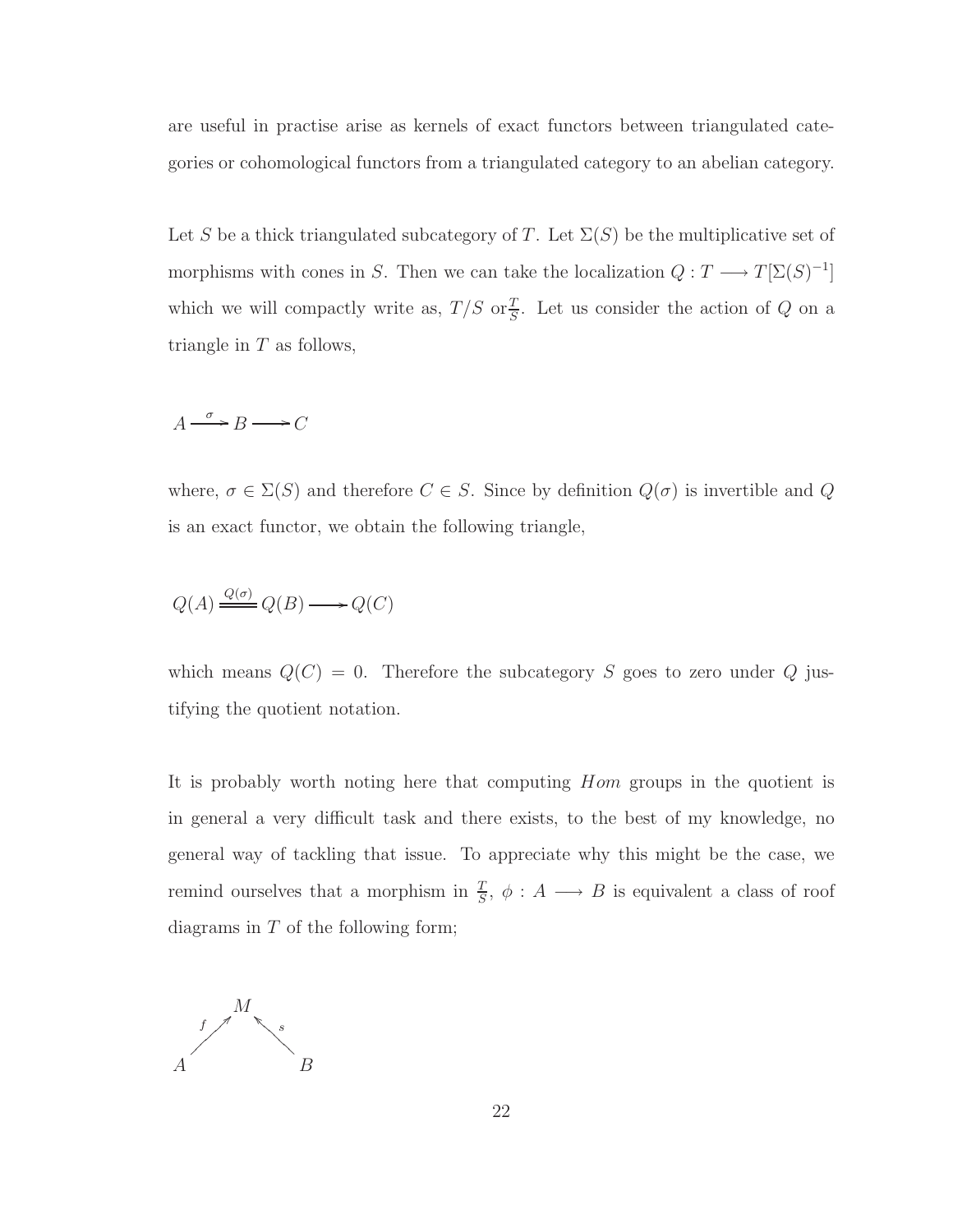are useful in practise arise as kernels of exact functors between triangulated categories or cohomological functors from a triangulated category to an abelian category.

Let $S$ be a thick triangulated subcategory of $T$. Let $\Sigma(S)$ be the multiplicative set of morphisms with cones in $S$. Then we can take the localization $Q : T \longrightarrow T[\Sigma(S)^{-1}]$ which we will compactly write as, $T/S$ or$\frac{T}{S}$. Let us consider the action of $Q$ on a triangle in $T$ as follows,

$$A \xrightarrow{\sigma} B \longrightarrow C$$

where, $\sigma \in \Sigma(S)$ and therefore $C \in S$. Since by definition $Q(\sigma)$ is invertible and $Q$ is an exact functor, we obtain the following triangle,

$$Q(A) \overset{Q(\sigma)}{=\!=\!=} Q(B) \longrightarrow Q(C)$$

which means $Q(C) = 0$. Therefore the subcategory $S$ goes to zero under $Q$ justifying the quotient notation.

It is probably worth noting here that computing $Hom$ groups in the quotient is in general a very difficult task and there exists, to the best of my knowledge, no general way of tackling that issue. To appreciate why this might be the case, we remind ourselves that a morphism in $\frac{T}{S}$, $\phi : A \longrightarrow B$ is equivalent a class of roof diagrams in $T$ of the following form;

$$A \xrightarrow{f} M \xleftarrow{s} B$$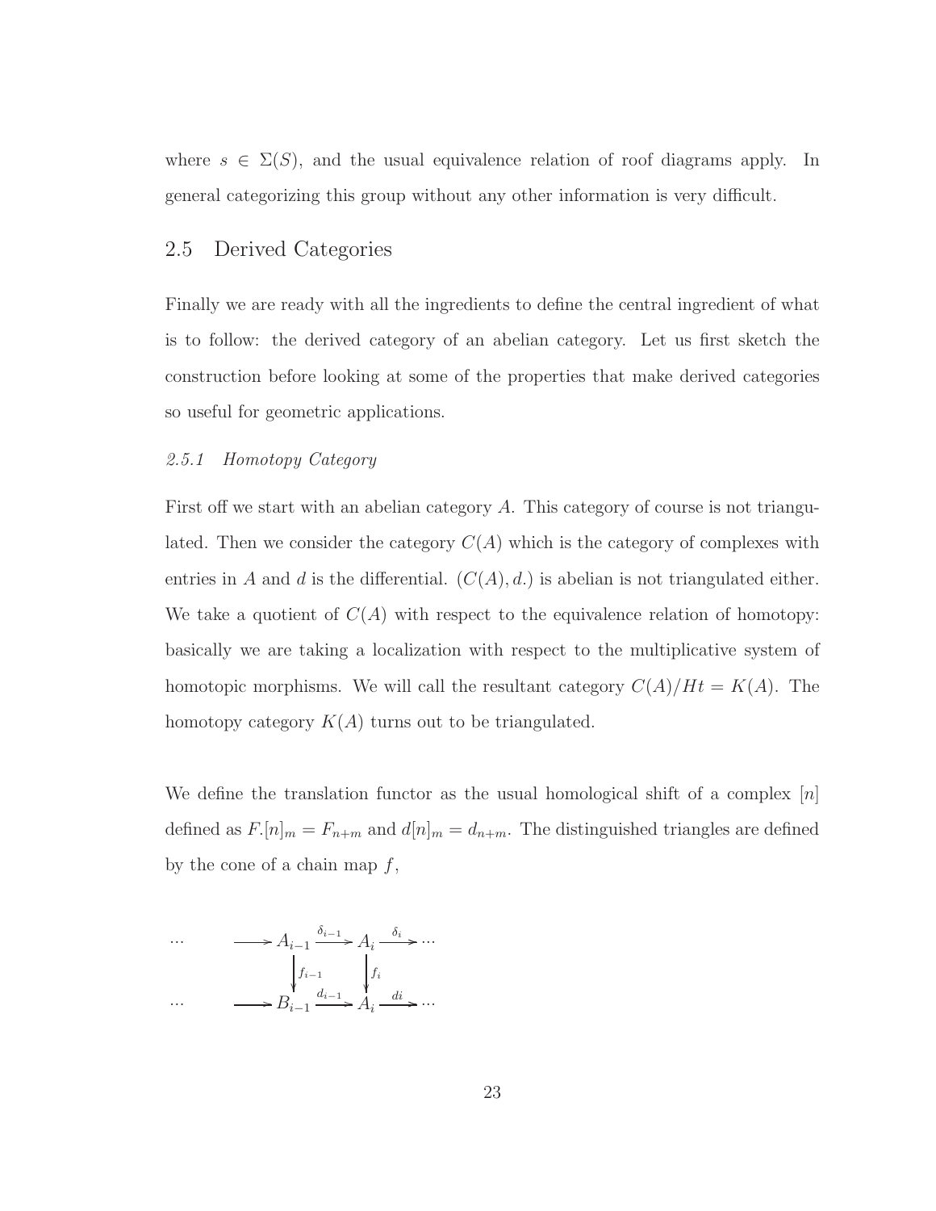where $s \in \Sigma(S)$, and the usual equivalence relation of roof diagrams apply. In general categorizing this group without any other information is very difficult.

## 2.5 Derived Categories

Finally we are ready with all the ingredients to define the central ingredient of what is to follow: the derived category of an abelian category. Let us first sketch the construction before looking at some of the properties that make derived categories so useful for geometric applications.

### *2.5.1 Homotopy Category*

First off we start with an abelian category $A$. This category of course is not triangulated. Then we consider the category $C(A)$ which is the category of complexes with entries in $A$ and $d$ is the differential. $(C(A), d.)$ is abelian is not triangulated either. We take a quotient of $C(A)$ with respect to the equivalence relation of homotopy: basically we are taking a localization with respect to the multiplicative system of homotopic morphisms. We will call the resultant category $C(A)/Ht = K(A)$. The homotopy category $K(A)$ turns out to be triangulated.

We define the translation functor as the usual homological shift of a complex $[n]$ defined as $F.[n]_m = F_{n+m}$ and $d[n]_m = d_{n+m}$. The distinguished triangles are defined by the cone of a chain map $f$,

$$
\begin{array}{ccccccc}
\cdots & \longrightarrow & A_{i-1} & \xrightarrow{\delta_{i-1}} & A_i & \xrightarrow{\delta_i} & \cdots \\
 & & \downarrow{\scriptstyle f_{i-1}} & & \downarrow{\scriptstyle f_i} & & \\
\cdots & \longrightarrow & B_{i-1} & \xrightarrow{d_{i-1}} & A_i & \xrightarrow{di} & \cdots
\end{array}
$$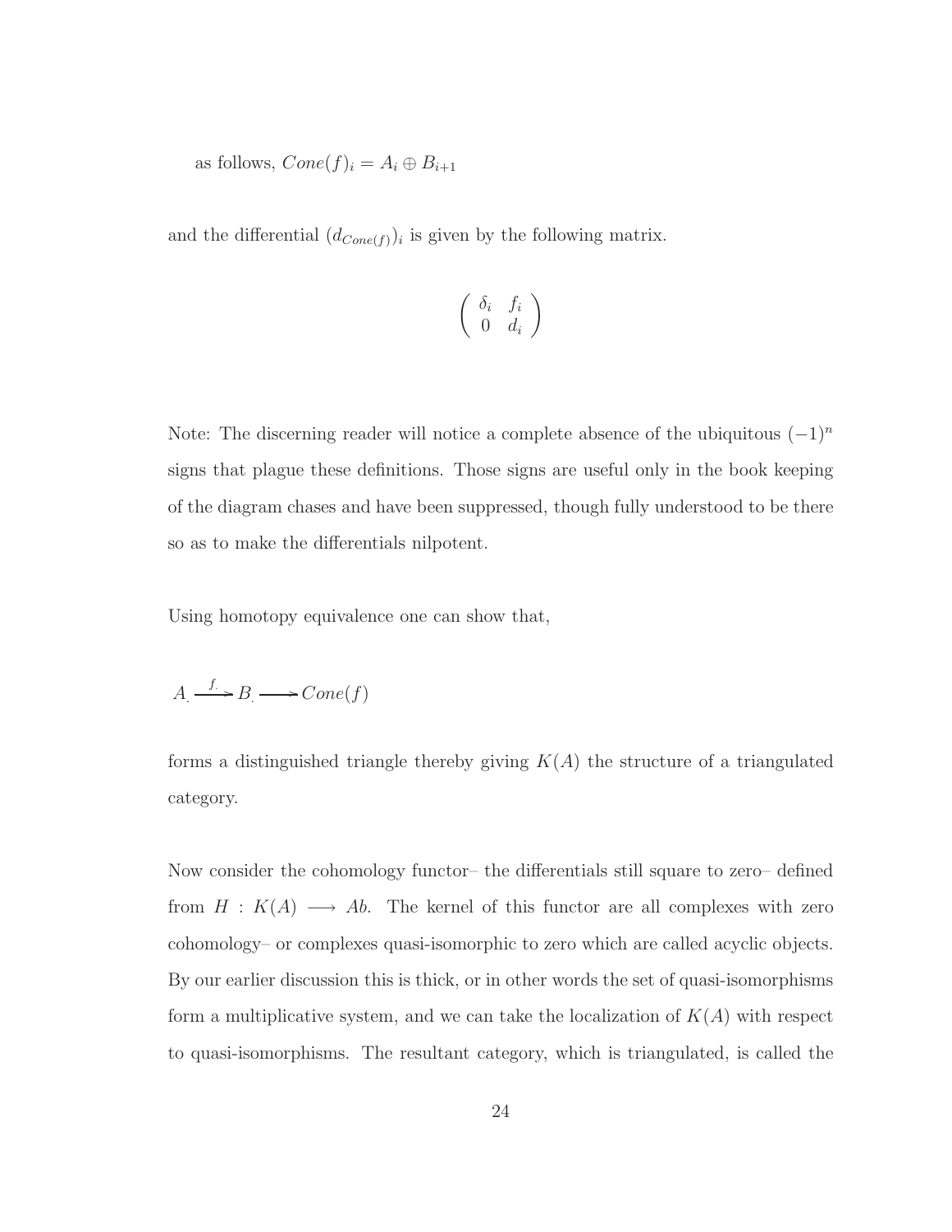as follows, $Cone(f)_i = A_i \oplus B_{i+1}$

and the differential $(d_{Cone(f)})_i$ is given by the following matrix.

$$\begin{pmatrix} \delta_i & f_i \\ 0 & d_i \end{pmatrix}$$

Note: The discerning reader will notice a complete absence of the ubiquitous $(-1)^n$ signs that plague these definitions. Those signs are useful only in the book keeping of the diagram chases and have been suppressed, though fully understood to be there so as to make the differentials nilpotent.

Using homotopy equivalence one can show that,

$$A_. \xrightarrow{f_.} B_. \longrightarrow Cone(f)$$

forms a distinguished triangle thereby giving $K(A)$ the structure of a triangulated category.

Now consider the cohomology functor– the differentials still square to zero– defined from $H : K(A) \longrightarrow Ab$. The kernel of this functor are all complexes with zero cohomology– or complexes quasi-isomorphic to zero which are called acyclic objects. By our earlier discussion this is thick, or in other words the set of quasi-isomorphisms form a multiplicative system, and we can take the localization of $K(A)$ with respect to quasi-isomorphisms. The resultant category, which is triangulated, is called the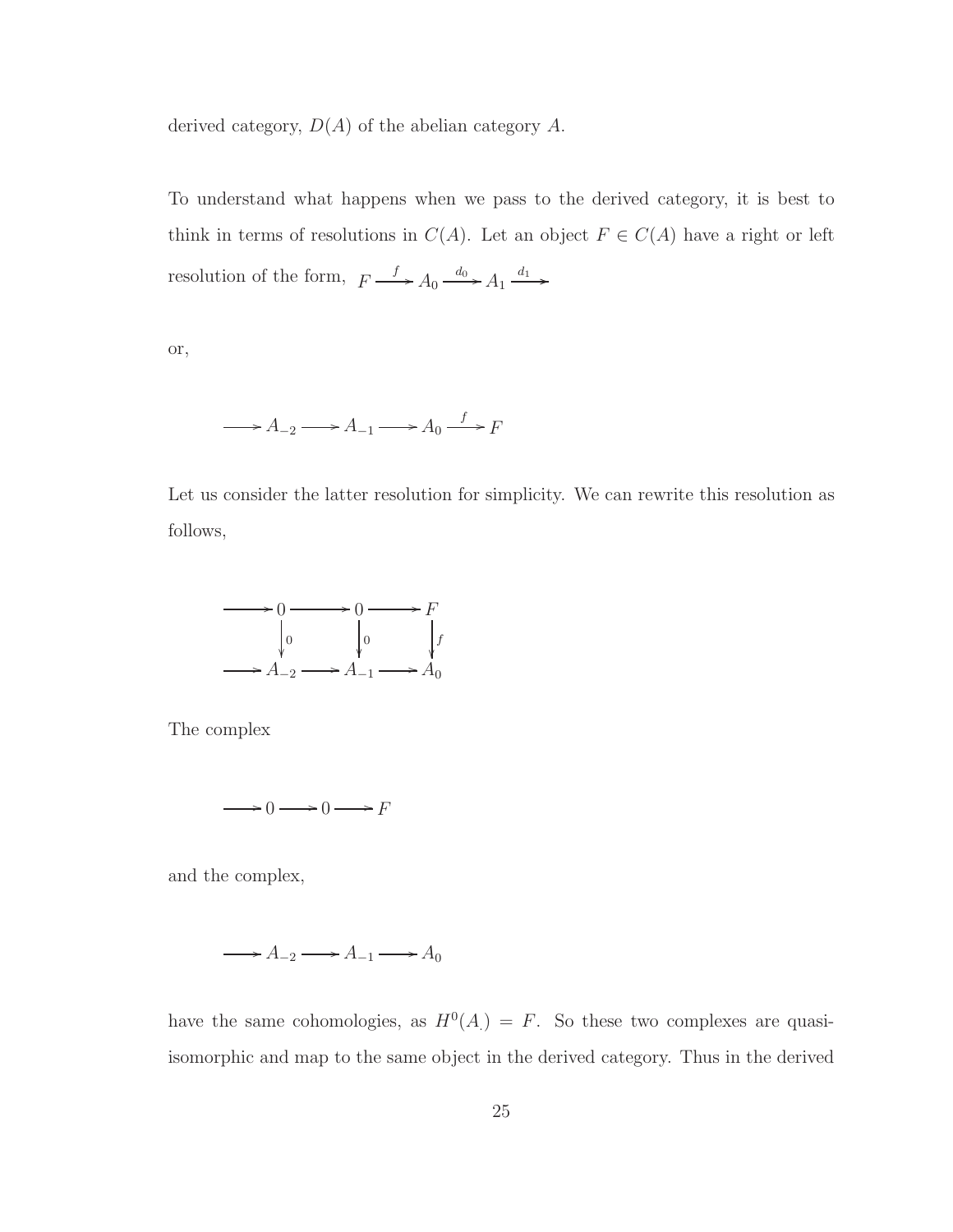derived category, $D(A)$ of the abelian category $A$.

To understand what happens when we pass to the derived category, it is best to think in terms of resolutions in $C(A)$. Let an object $F \in C(A)$ have a right or left resolution of the form, $F \xrightarrow{f} A_0 \xrightarrow{d_0} A_1 \xrightarrow{d_1}$

or,

$$\longrightarrow A_{-2} \longrightarrow A_{-1} \longrightarrow A_0 \xrightarrow{f} F$$

Let us consider the latter resolution for simplicity. We can rewrite this resolution as follows,

$$\begin{array}{ccccccc}
\longrightarrow & 0 & \longrightarrow & 0 & \longrightarrow & F \\
 & \downarrow{\scriptstyle 0} & & \downarrow{\scriptstyle 0} & & \downarrow{\scriptstyle f} \\
\longrightarrow & A_{-2} & \longrightarrow & A_{-1} & \longrightarrow & A_0
\end{array}$$

The complex

$$\longrightarrow 0 \longrightarrow 0 \longrightarrow F$$

and the complex,

$$\longrightarrow A_{-2} \longrightarrow A_{-1} \longrightarrow A_0$$

have the same cohomologies, as $H^0(A_.) = F$. So these two complexes are quasi-isomorphic and map to the same object in the derived category. Thus in the derived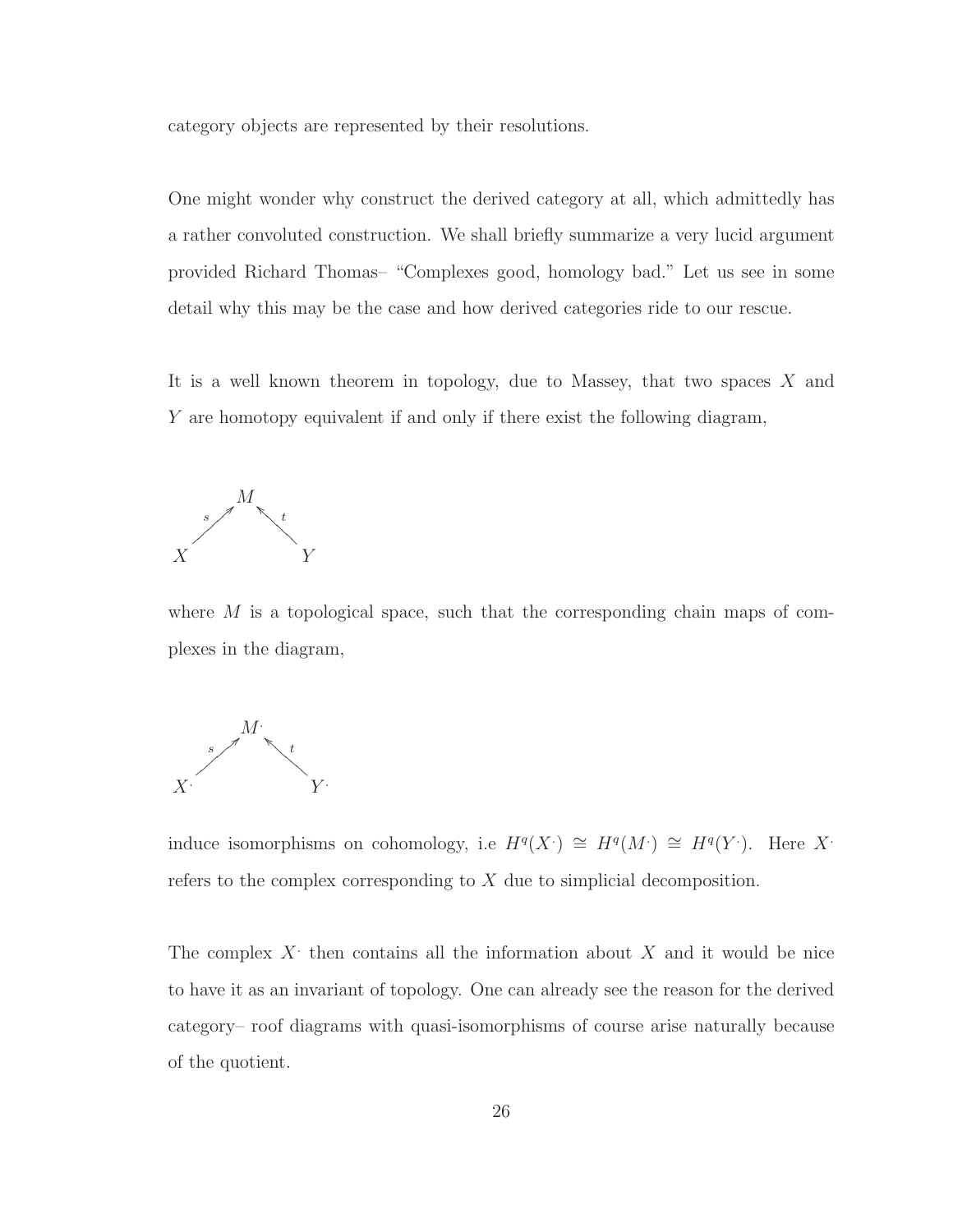category objects are represented by their resolutions.

One might wonder why construct the derived category at all, which admittedly has a rather convoluted construction. We shall briefly summarize a very lucid argument provided Richard Thomas– "Complexes good, homology bad." Let us see in some detail why this may be the case and how derived categories ride to our rescue.

It is a well known theorem in topology, due to Massey, that two spaces $X$ and $Y$ are homotopy equivalent if and only if there exist the following diagram,

$$X \xrightarrow{s} M \xleftarrow{t} Y$$

where $M$ is a topological space, such that the corresponding chain maps of complexes in the diagram,

$$X^{\cdot} \xrightarrow{s} M^{\cdot} \xleftarrow{t} Y^{\cdot}$$

induce isomorphisms on cohomology, i.e $H^q(X^{\cdot}) \cong H^q(M^{\cdot}) \cong H^q(Y^{\cdot})$. Here $X^{\cdot}$ refers to the complex corresponding to $X$ due to simplicial decomposition.

The complex $X^{\cdot}$ then contains all the information about $X$ and it would be nice to have it as an invariant of topology. One can already see the reason for the derived category– roof diagrams with quasi-isomorphisms of course arise naturally because of the quotient.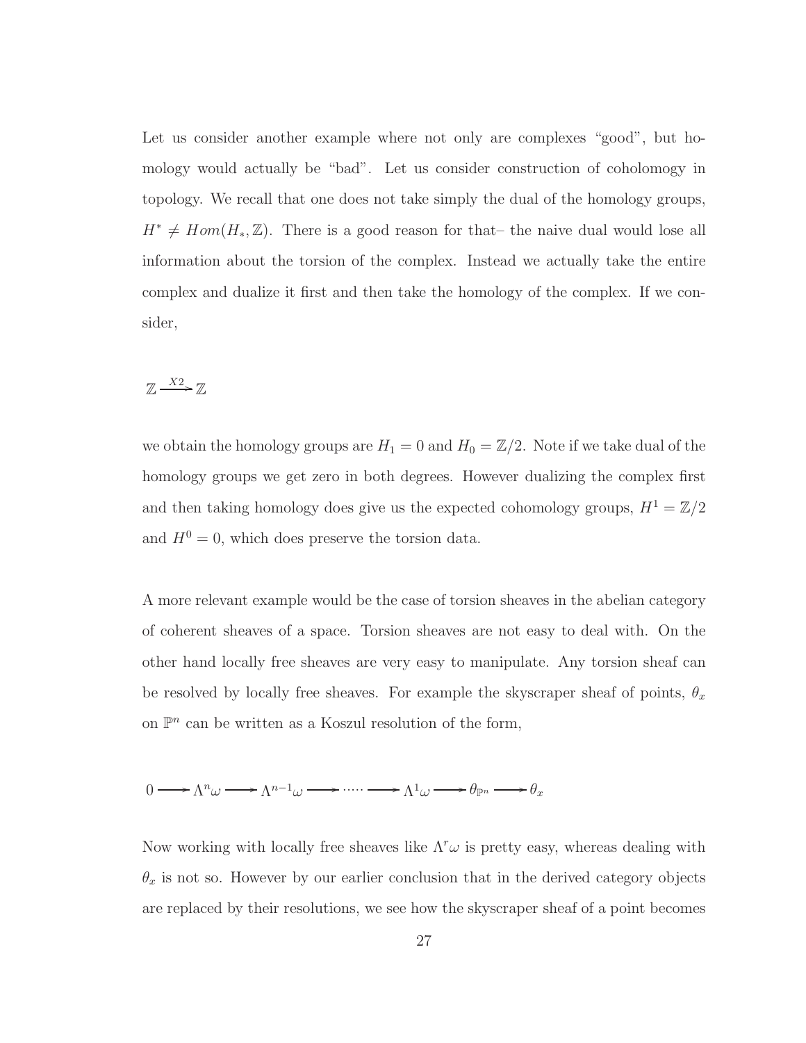Let us consider another example where not only are complexes "good", but homology would actually be "bad". Let us consider construction of coholomogy in topology. We recall that one does not take simply the dual of the homology groups, $H^* \neq Hom(H_*, \mathbb{Z})$. There is a good reason for that– the naive dual would lose all information about the torsion of the complex. Instead we actually take the entire complex and dualize it first and then take the homology of the complex. If we consider,

$$\mathbb{Z} \xrightarrow{X2} \mathbb{Z}$$

we obtain the homology groups are $H_1 = 0$ and $H_0 = \mathbb{Z}/2$. Note if we take dual of the homology groups we get zero in both degrees. However dualizing the complex first and then taking homology does give us the expected cohomology groups, $H^1 = \mathbb{Z}/2$ and $H^0 = 0$, which does preserve the torsion data.

A more relevant example would be the case of torsion sheaves in the abelian category of coherent sheaves of a space. Torsion sheaves are not easy to deal with. On the other hand locally free sheaves are very easy to manipulate. Any torsion sheaf can be resolved by locally free sheaves. For example the skyscraper sheaf of points, $\theta_x$ on $\mathbb{P}^n$ can be written as a Koszul resolution of the form,

$$0 \longrightarrow \Lambda^n\omega \longrightarrow \Lambda^{n-1}\omega \longrightarrow \cdots\cdots \longrightarrow \Lambda^1\omega \longrightarrow \theta_{\mathbb{P}^n} \longrightarrow \theta_x$$

Now working with locally free sheaves like $\Lambda^r\omega$ is pretty easy, whereas dealing with $\theta_x$ is not so. However by our earlier conclusion that in the derived category objects are replaced by their resolutions, we see how the skyscraper sheaf of a point becomes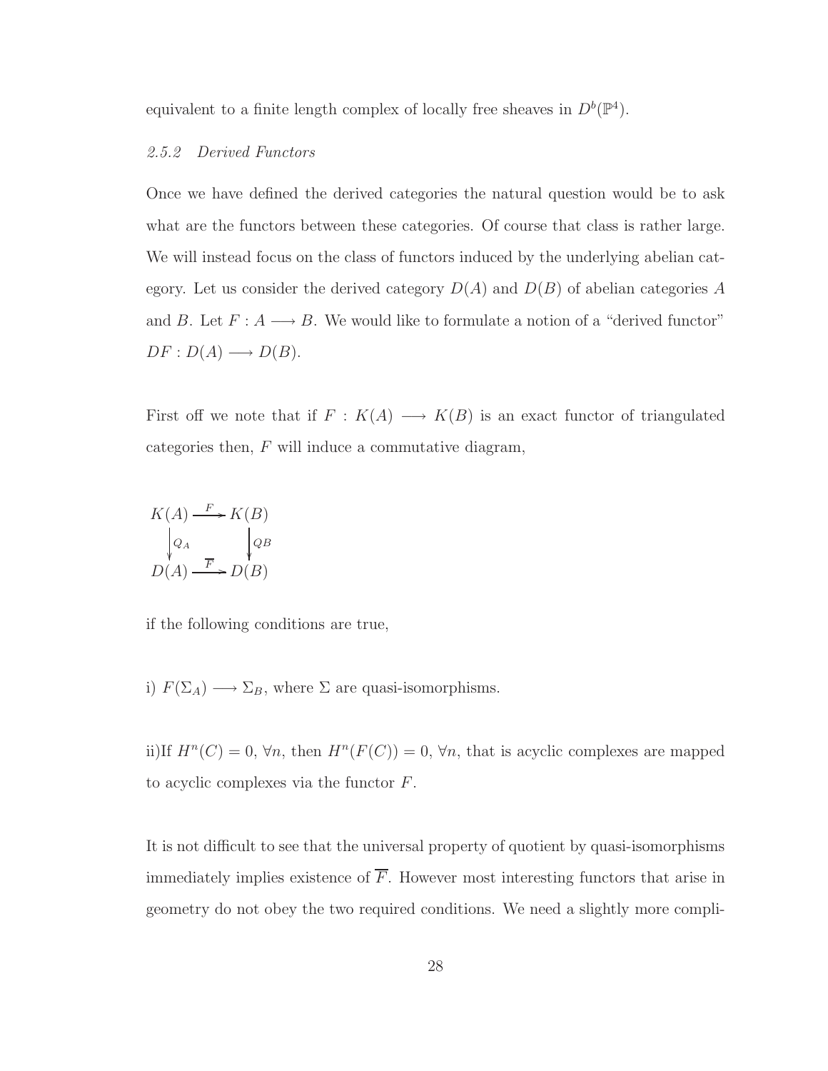equivalent to a finite length complex of locally free sheaves in $D^b(\mathbb{P}^4)$.

### 2.5.2 Derived Functors

Once we have defined the derived categories the natural question would be to ask what are the functors between these categories. Of course that class is rather large. We will instead focus on the class of functors induced by the underlying abelian category. Let us consider the derived category $D(A)$ and $D(B)$ of abelian categories $A$ and $B$. Let $F : A \longrightarrow B$. We would like to formulate a notion of a "derived functor" $DF : D(A) \longrightarrow D(B)$.

First off we note that if $F : K(A) \longrightarrow K(B)$ is an exact functor of triangulated categories then, $F$ will induce a commutative diagram,

$$\begin{array}{ccc} K(A) & \xrightarrow{F} & K(B) \\ \downarrow{\scriptstyle Q_A} & & \downarrow{\scriptstyle QB} \\ D(A) & \xrightarrow{\overline{F}} & D(B) \end{array}$$

if the following conditions are true,

i) $F(\Sigma_A) \longrightarrow \Sigma_B$, where $\Sigma$ are quasi-isomorphisms.

ii)If $H^n(C) = 0$, $\forall n$, then $H^n(F(C)) = 0$, $\forall n$, that is acyclic complexes are mapped to acyclic complexes via the functor $F$.

It is not difficult to see that the universal property of quotient by quasi-isomorphisms immediately implies existence of $\overline{F}$. However most interesting functors that arise in geometry do not obey the two required conditions. We need a slightly more compli-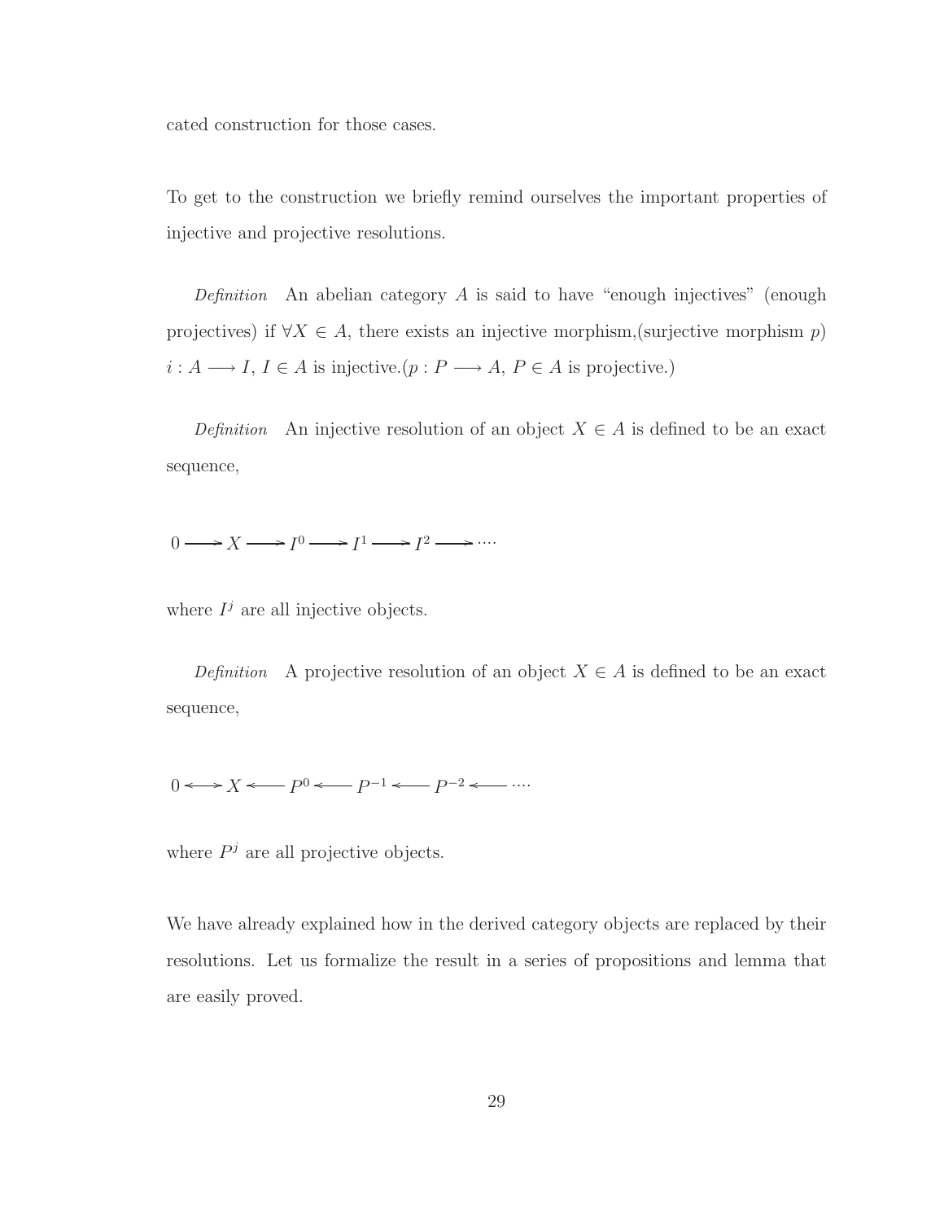cated construction for those cases.

To get to the construction we briefly remind ourselves the important properties of injective and projective resolutions.

*Definition* An abelian category $A$ is said to have "enough injectives" (enough projectives) if $\forall X \in A$, there exists an injective morphism,(surjective morphism $p$) $i : A \longrightarrow I$, $I \in A$ is injective.($p : P \longrightarrow A$, $P \in A$ is projective.)

*Definition* An injective resolution of an object $X \in A$ is defined to be an exact sequence,

$$0 \longrightarrow X \longrightarrow I^0 \longrightarrow I^1 \longrightarrow I^2 \longrightarrow \cdots$$

where $I^j$ are all injective objects.

*Definition* A projective resolution of an object $X \in A$ is defined to be an exact sequence,

$$0 \longleftrightarrow X \longleftarrow P^0 \longleftarrow P^{-1} \longleftarrow P^{-2} \longleftarrow \cdots$$

where $P^j$ are all projective objects.

We have already explained how in the derived category objects are replaced by their resolutions. Let us formalize the result in a series of propositions and lemma that are easily proved.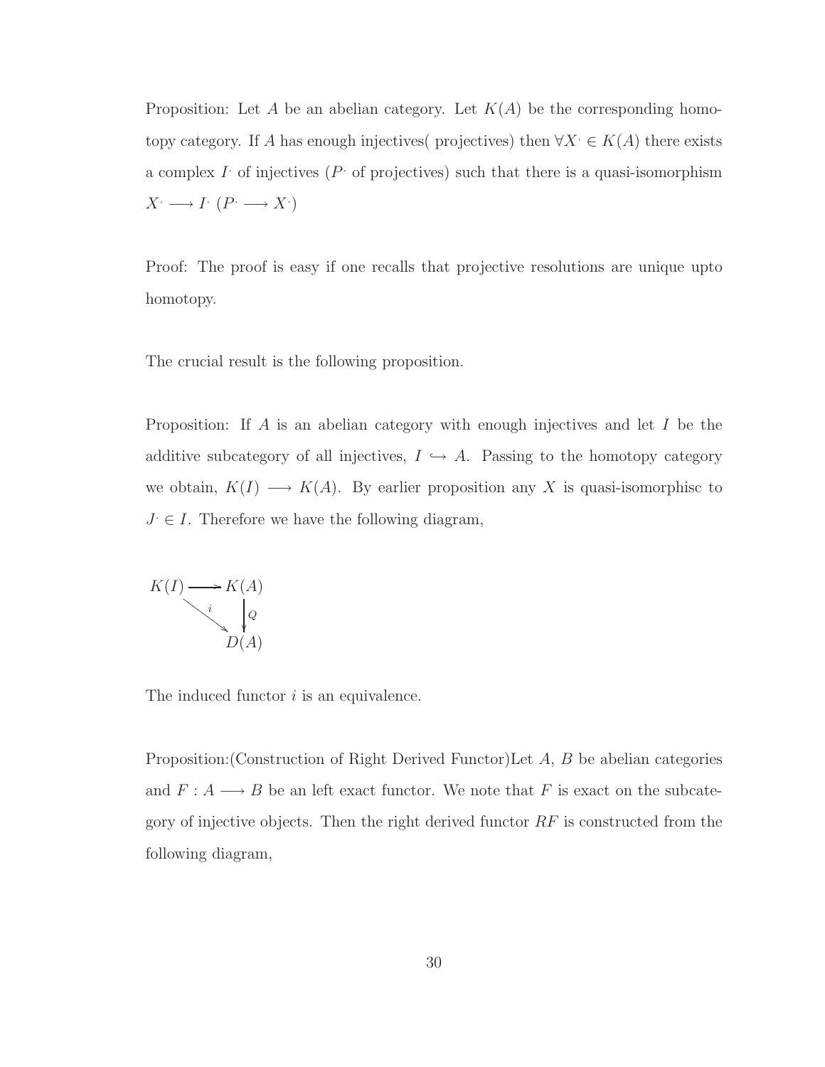Proposition: Let $A$ be an abelian category. Let $K(A)$ be the corresponding homotopy category. If $A$ has enough injectives( projectives) then $\forall X^{\cdot} \in K(A)$ there exists a complex $I^{\cdot}$ of injectives ($P^{\cdot}$ of projectives) such that there is a quasi-isomorphism $X^{\cdot} \longrightarrow I^{\cdot}$ ($P^{\cdot} \longrightarrow X^{\cdot}$)

Proof: The proof is easy if one recalls that projective resolutions are unique upto homotopy.

The crucial result is the following proposition.

Proposition: If $A$ is an abelian category with enough injectives and let $I$ be the additive subcategory of all injectives, $I \hookrightarrow A$. Passing to the homotopy category we obtain, $K(I) \longrightarrow K(A)$. By earlier proposition any $X$ is quasi-isomorphisc to $J^{\cdot} \in I$. Therefore we have the following diagram,

$$\begin{array}{ccc} K(I) & \longrightarrow & K(A) \\ & \searrow^{i} & \downarrow Q \\ & & D(A) \end{array}$$

The induced functor $i$ is an equivalence.

Proposition:(Construction of Right Derived Functor)Let $A$, $B$ be abelian categories and $F : A \longrightarrow B$ be an left exact functor. We note that $F$ is exact on the subcategory of injective objects. Then the right derived functor $RF$ is constructed from the following diagram,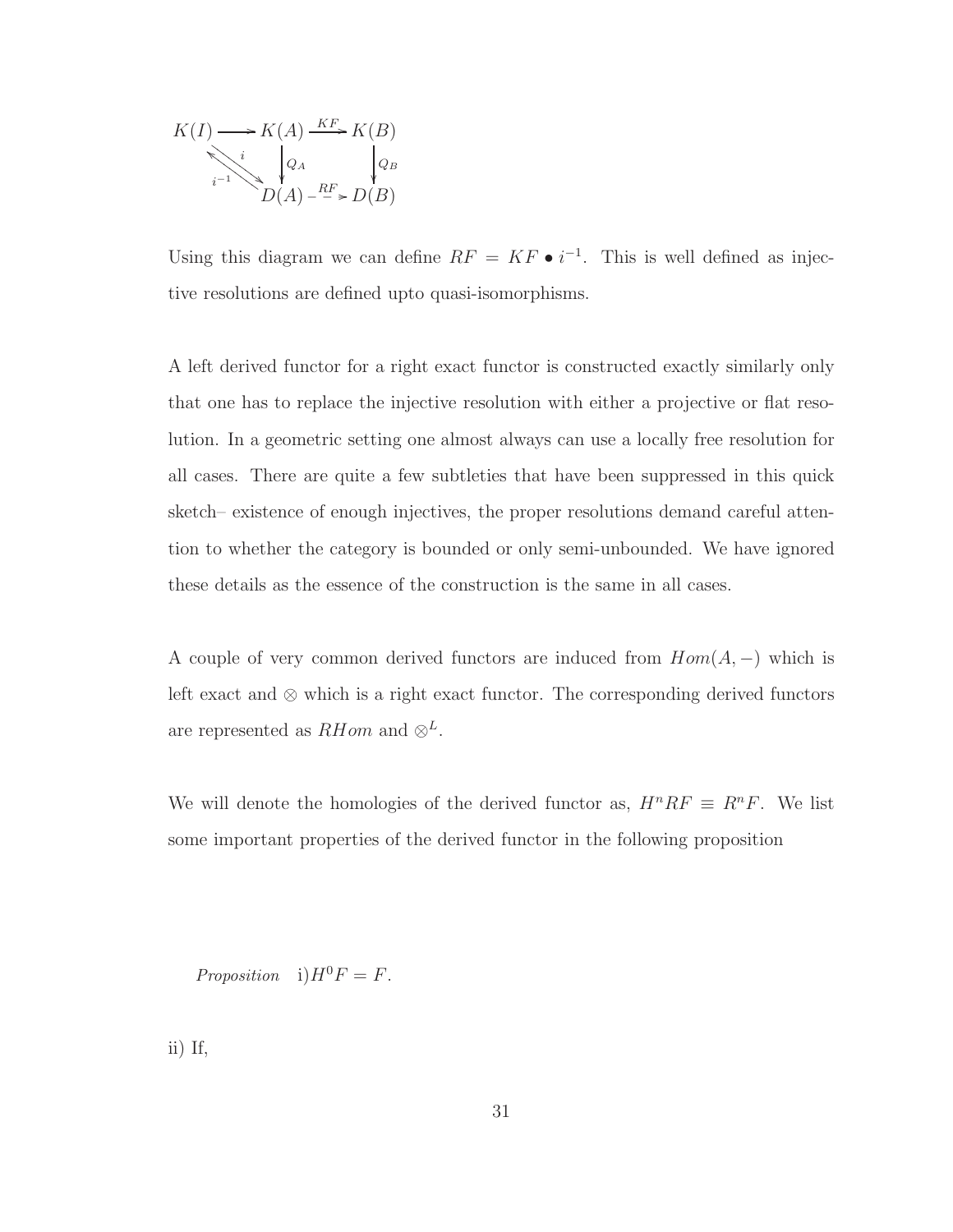$$
\xymatrix{
K(I) \ar[r] & K(A) \ar[r]^{KF} \ar[d]^{Q_A} & K(B) \ar[d]^{Q_B} \\
 & D(A) \ar@{-->}[r]^{RF} & D(B)
}
$$

with maps $i : K(I) \to D(A)$ and $i^{-1} : D(A) \to K(I)$.

Using this diagram we can define $RF = KF \bullet i^{-1}$. This is well defined as injective resolutions are defined upto quasi-isomorphisms.

A left derived functor for a right exact functor is constructed exactly similarly only that one has to replace the injective resolution with either a projective or flat resolution. In a geometric setting one almost always can use a locally free resolution for all cases. There are quite a few subtleties that have been suppressed in this quick sketch– existence of enough injectives, the proper resolutions demand careful attention to whether the category is bounded or only semi-unbounded. We have ignored these details as the essence of the construction is the same in all cases.

A couple of very common derived functors are induced from $Hom(A, -)$ which is left exact and $\otimes$ which is a right exact functor. The corresponding derived functors are represented as $RHom$ and $\otimes^L$.

We will denote the homologies of the derived functor as, $H^n RF \equiv R^n F$. We list some important properties of the derived functor in the following proposition

*Proposition* i) $H^0 F = F$.

ii) If,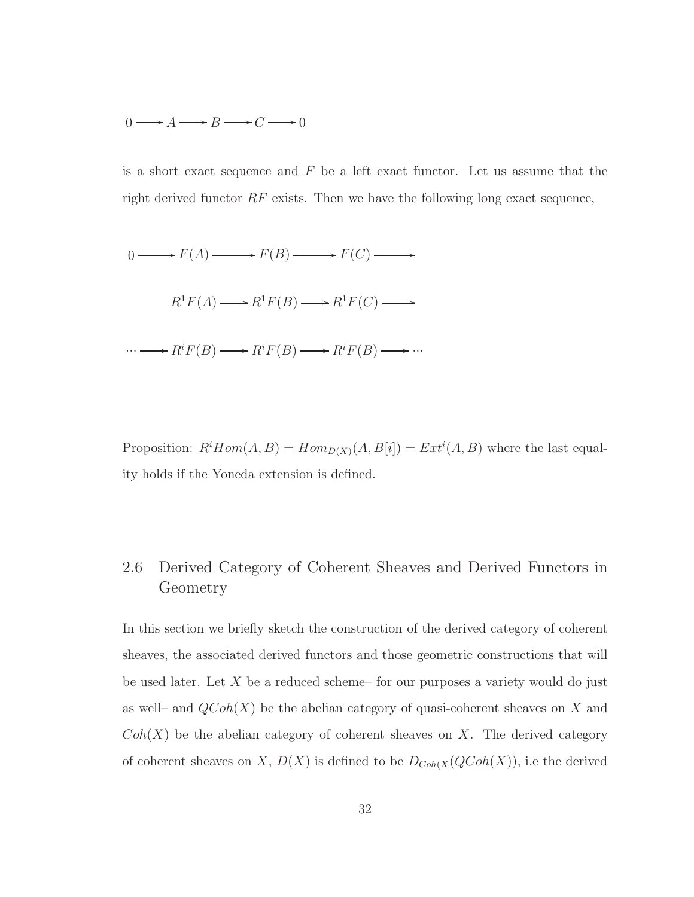$$0 \longrightarrow A \longrightarrow B \longrightarrow C \longrightarrow 0$$

is a short exact sequence and $F$ be a left exact functor. Let us assume that the right derived functor $RF$ exists. Then we have the following long exact sequence,

$$0 \longrightarrow F(A) \longrightarrow F(B) \longrightarrow F(C) \longrightarrow$$

$$R^1F(A) \longrightarrow R^1F(B) \longrightarrow R^1F(C) \longrightarrow$$

$$\cdots \longrightarrow R^iF(B) \longrightarrow R^iF(B) \longrightarrow R^iF(B) \longrightarrow \cdots$$

Proposition: $R^iHom(A, B) = Hom_{D(X)}(A, B[i]) = Ext^i(A, B)$ where the last equality holds if the Yoneda extension is defined.

## 2.6 Derived Category of Coherent Sheaves and Derived Functors in Geometry

In this section we briefly sketch the construction of the derived category of coherent sheaves, the associated derived functors and those geometric constructions that will be used later. Let $X$ be a reduced scheme– for our purposes a variety would do just as well– and $QCoh(X)$ be the abelian category of quasi-coherent sheaves on $X$ and $Coh(X)$ be the abelian category of coherent sheaves on $X$. The derived category of coherent sheaves on $X$, $D(X)$ is defined to be $D_{Coh(X}(QCoh(X))$, i.e the derived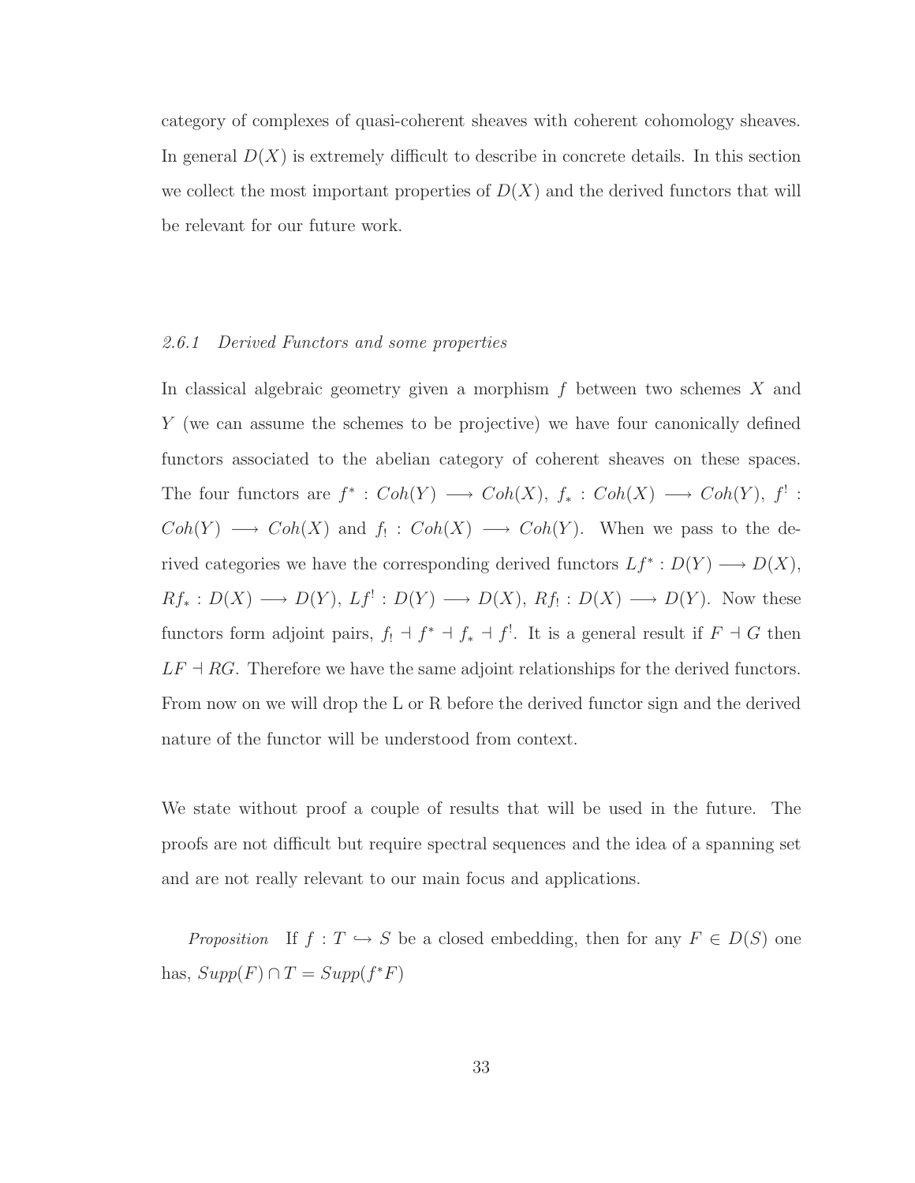category of complexes of quasi-coherent sheaves with coherent cohomology sheaves. In general $D(X)$ is extremely difficult to describe in concrete details. In this section we collect the most important properties of $D(X)$ and the derived functors that will be relevant for our future work.

### 2.6.1 Derived Functors and some properties

In classical algebraic geometry given a morphism $f$ between two schemes $X$ and $Y$ (we can assume the schemes to be projective) we have four canonically defined functors associated to the abelian category of coherent sheaves on these spaces. The four functors are $f^* : Coh(Y) \longrightarrow Coh(X)$, $f_* : Coh(X) \longrightarrow Coh(Y)$, $f^! : Coh(Y) \longrightarrow Coh(X)$ and $f_! : Coh(X) \longrightarrow Coh(Y)$. When we pass to the derived categories we have the corresponding derived functors $Lf^* : D(Y) \longrightarrow D(X)$, $Rf_* : D(X) \longrightarrow D(Y)$, $Lf^! : D(Y) \longrightarrow D(X)$, $Rf_! : D(X) \longrightarrow D(Y)$. Now these functors form adjoint pairs, $f_! \dashv f^* \dashv f_* \dashv f^!$. It is a general result if $F \dashv G$ then $LF \dashv RG$. Therefore we have the same adjoint relationships for the derived functors. From now on we will drop the L or R before the derived functor sign and the derived nature of the functor will be understood from context.

We state without proof a couple of results that will be used in the future. The proofs are not difficult but require spectral sequences and the idea of a spanning set and are not really relevant to our main focus and applications.

*Proposition* If $f : T \hookrightarrow S$ be a closed embedding, then for any $F \in D(S)$ one has, $Supp(F) \cap T = Supp(f^*F)$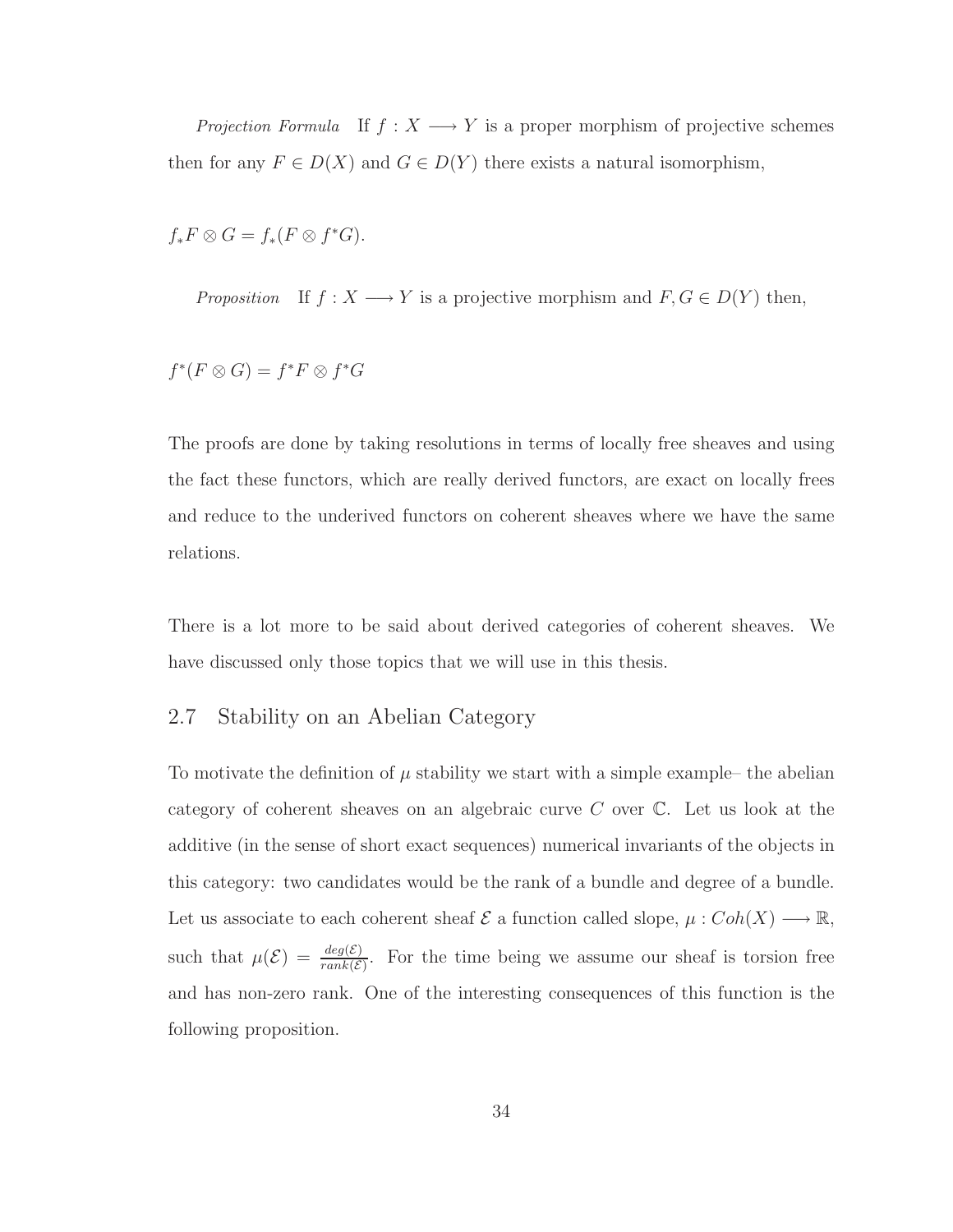*Projection Formula* If $f : X \longrightarrow Y$ is a proper morphism of projective schemes then for any $F \in D(X)$ and $G \in D(Y)$ there exists a natural isomorphism,

$$f_*F \otimes G = f_*(F \otimes f^*G).$$

*Proposition* If $f : X \longrightarrow Y$ is a projective morphism and $F, G \in D(Y)$ then,

$$f^*(F \otimes G) = f^*F \otimes f^*G$$

The proofs are done by taking resolutions in terms of locally free sheaves and using the fact these functors, which are really derived functors, are exact on locally frees and reduce to the underived functors on coherent sheaves where we have the same relations.

There is a lot more to be said about derived categories of coherent sheaves. We have discussed only those topics that we will use in this thesis.

## 2.7 Stability on an Abelian Category

To motivate the definition of $\mu$ stability we start with a simple example– the abelian category of coherent sheaves on an algebraic curve $C$ over $\mathbb{C}$. Let us look at the additive (in the sense of short exact sequences) numerical invariants of the objects in this category: two candidates would be the rank of a bundle and degree of a bundle. Let us associate to each coherent sheaf $\mathcal{E}$ a function called slope, $\mu : Coh(X) \longrightarrow \mathbb{R}$, such that $\mu(\mathcal{E}) = \frac{deg(\mathcal{E})}{rank(\mathcal{E})}$. For the time being we assume our sheaf is torsion free and has non-zero rank. One of the interesting consequences of this function is the following proposition.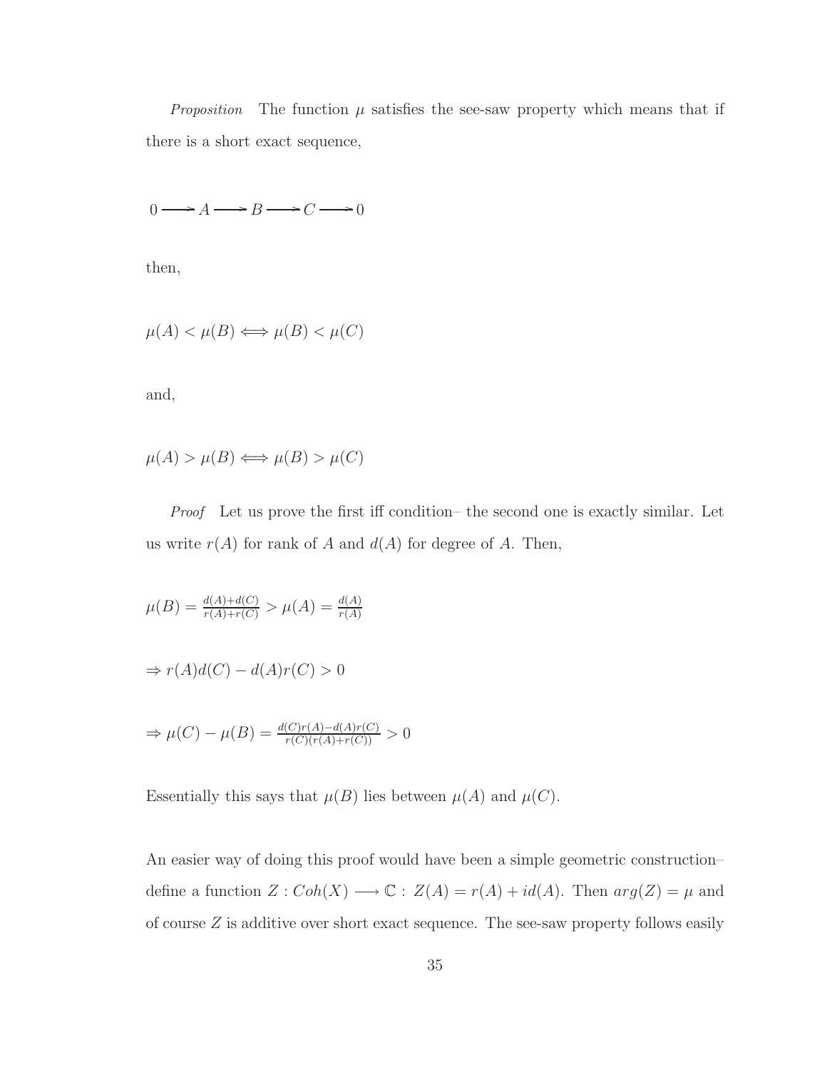*Proposition* The function $\mu$ satisfies the see-saw property which means that if there is a short exact sequence,

$$0 \longrightarrow A \longrightarrow B \longrightarrow C \longrightarrow 0$$

then,

$$\mu(A) < \mu(B) \Longleftrightarrow \mu(B) < \mu(C)$$

and,

$$\mu(A) > \mu(B) \Longleftrightarrow \mu(B) > \mu(C)$$

*Proof* Let us prove the first iff condition– the second one is exactly similar. Let us write $r(A)$ for rank of $A$ and $d(A)$ for degree of $A$. Then,

$$\mu(B) = \frac{d(A)+d(C)}{r(A)+r(C)} > \mu(A) = \frac{d(A)}{r(A)}$$

$$\Rightarrow r(A)d(C) - d(A)r(C) > 0$$

$$\Rightarrow \mu(C) - \mu(B) = \frac{d(C)r(A)-d(A)r(C)}{r(C)(r(A)+r(C))} > 0$$

Essentially this says that $\mu(B)$ lies between $\mu(A)$ and $\mu(C)$.

An easier way of doing this proof would have been a simple geometric construction– define a function $Z : Coh(X) \longrightarrow \mathbb{C} : \; Z(A) = r(A) + id(A)$. Then $arg(Z) = \mu$ and of course $Z$ is additive over short exact sequence. The see-saw property follows easily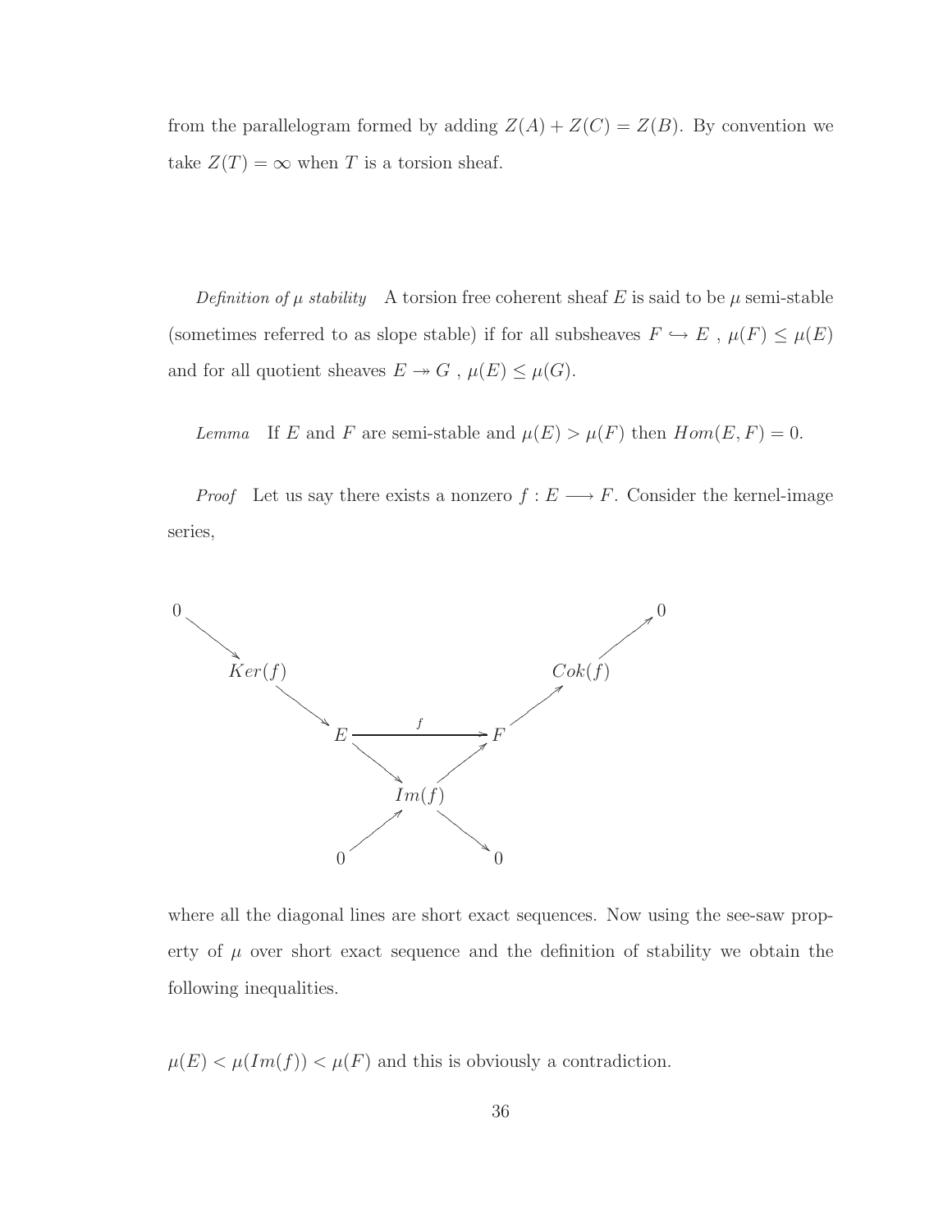from the parallelogram formed by adding $Z(A) + Z(C) = Z(B)$. By convention we take $Z(T) = \infty$ when $T$ is a torsion sheaf.

*Definition of $\mu$ stability* A torsion free coherent sheaf $E$ is said to be $\mu$ semi-stable (sometimes referred to as slope stable) if for all subsheaves $F \hookrightarrow E$ , $\mu(F) \leq \mu(E)$ and for all quotient sheaves $E \twoheadrightarrow G$ , $\mu(E) \leq \mu(G)$.

*Lemma* If $E$ and $F$ are semi-stable and $\mu(E) > \mu(F)$ then $Hom(E, F) = 0$.

*Proof* Let us say there exists a nonzero $f : E \longrightarrow F$. Consider the kernel-image series,

$$
\begin{array}{ccccccccc}
0 & & & & & & & & 0 \\
& \searrow & & & & & & \nearrow & \\
& & Ker(f) & & & & Cok(f) & & \\
& & & \searrow & & \nearrow & & & \\
& & & E & \xrightarrow{f} & F & & & \\
& & & & \searrow \quad \nearrow & & & & \\
& & & & Im(f) & & & & \\
& & & \nearrow & & \searrow & & & \\
& & 0 & & & & 0 & &
\end{array}
$$

where all the diagonal lines are short exact sequences. Now using the see-saw property of $\mu$ over short exact sequence and the definition of stability we obtain the following inequalities.

$\mu(E) < \mu(Im(f)) < \mu(F)$ and this is obviously a contradiction.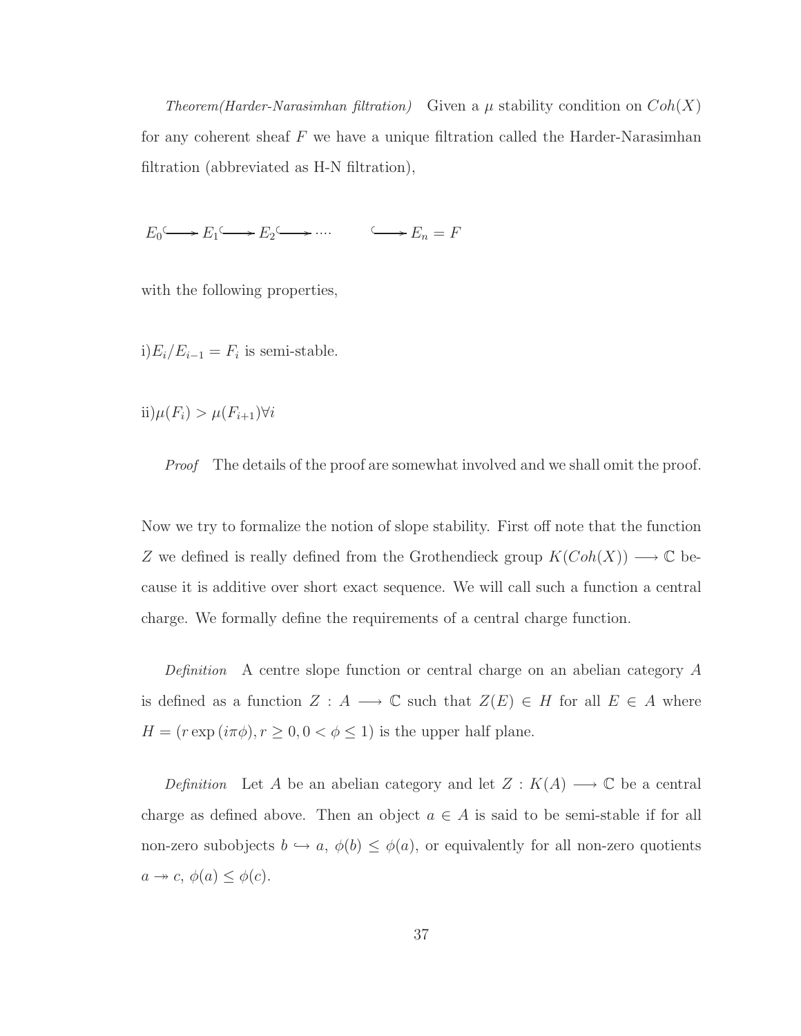*Theorem(Harder-Narasimhan filtration)* Given a $\mu$ stability condition on $Coh(X)$ for any coherent sheaf $F$ we have a unique filtration called the Harder-Narasimhan filtration (abbreviated as H-N filtration),

$$E_0 \hookrightarrow E_1 \hookrightarrow E_2 \hookrightarrow \cdots \hookrightarrow E_n = F$$

with the following properties,

i)$E_i/E_{i-1} = F_i$ is semi-stable.

ii)$\mu(F_i) > \mu(F_{i+1}) \forall i$

*Proof* The details of the proof are somewhat involved and we shall omit the proof.

Now we try to formalize the notion of slope stability. First off note that the function $Z$ we defined is really defined from the Grothendieck group $K(Coh(X)) \longrightarrow \mathbb{C}$ because it is additive over short exact sequence. We will call such a function a central charge. We formally define the requirements of a central charge function.

*Definition* A centre slope function or central charge on an abelian category $A$ is defined as a function $Z : A \longrightarrow \mathbb{C}$ such that $Z(E) \in H$ for all $E \in A$ where $H = (r \exp(i\pi\phi), r \geq 0, 0 < \phi \leq 1)$ is the upper half plane.

*Definition* Let $A$ be an abelian category and let $Z : K(A) \longrightarrow \mathbb{C}$ be a central charge as defined above. Then an object $a \in A$ is said to be semi-stable if for all non-zero subobjects $b \hookrightarrow a$, $\phi(b) \leq \phi(a)$, or equivalently for all non-zero quotients $a \twoheadrightarrow c$, $\phi(a) \leq \phi(c)$.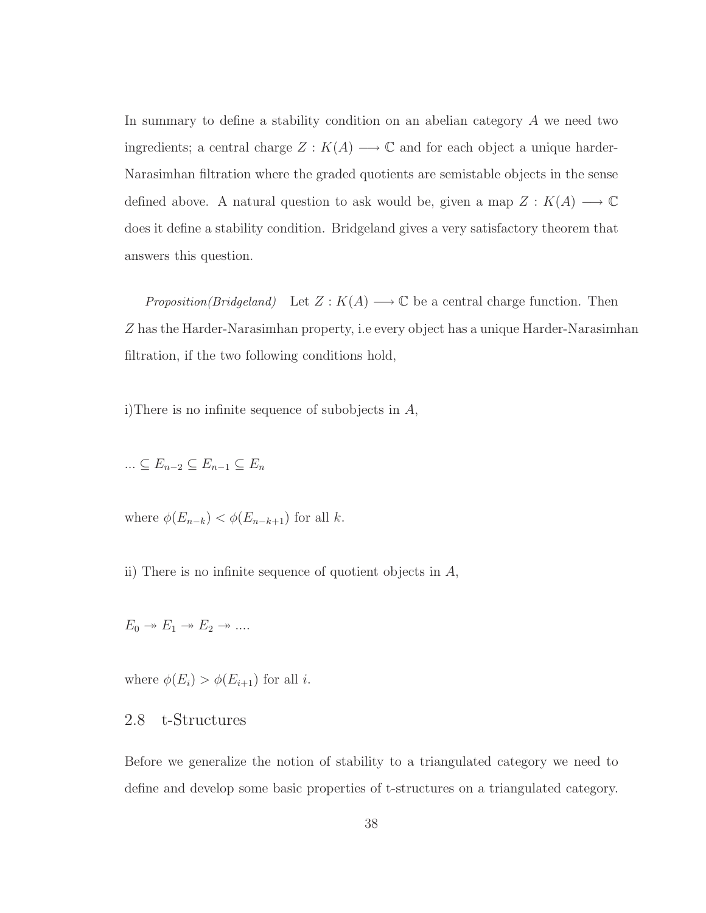In summary to define a stability condition on an abelian category $A$ we need two ingredients; a central charge $Z : K(A) \longrightarrow \mathbb{C}$ and for each object a unique harder-Narasimhan filtration where the graded quotients are semistable objects in the sense defined above. A natural question to ask would be, given a map $Z : K(A) \longrightarrow \mathbb{C}$ does it define a stability condition. Bridgeland gives a very satisfactory theorem that answers this question.

*Proposition(Bridgeland)* Let $Z : K(A) \longrightarrow \mathbb{C}$ be a central charge function. Then $Z$ has the Harder-Narasimhan property, i.e every object has a unique Harder-Narasimhan filtration, if the two following conditions hold,

i)There is no infinite sequence of subobjects in $A$,

$... \subseteq E_{n-2} \subseteq E_{n-1} \subseteq E_n$

where $\phi(E_{n-k}) < \phi(E_{n-k+1})$ for all $k$.

ii) There is no infinite sequence of quotient objects in $A$,

$E_0 \twoheadrightarrow E_1 \twoheadrightarrow E_2 \twoheadrightarrow ....$

where $\phi(E_i) > \phi(E_{i+1})$ for all $i$.

## 2.8 t-Structures

Before we generalize the notion of stability to a triangulated category we need to define and develop some basic properties of t-structures on a triangulated category.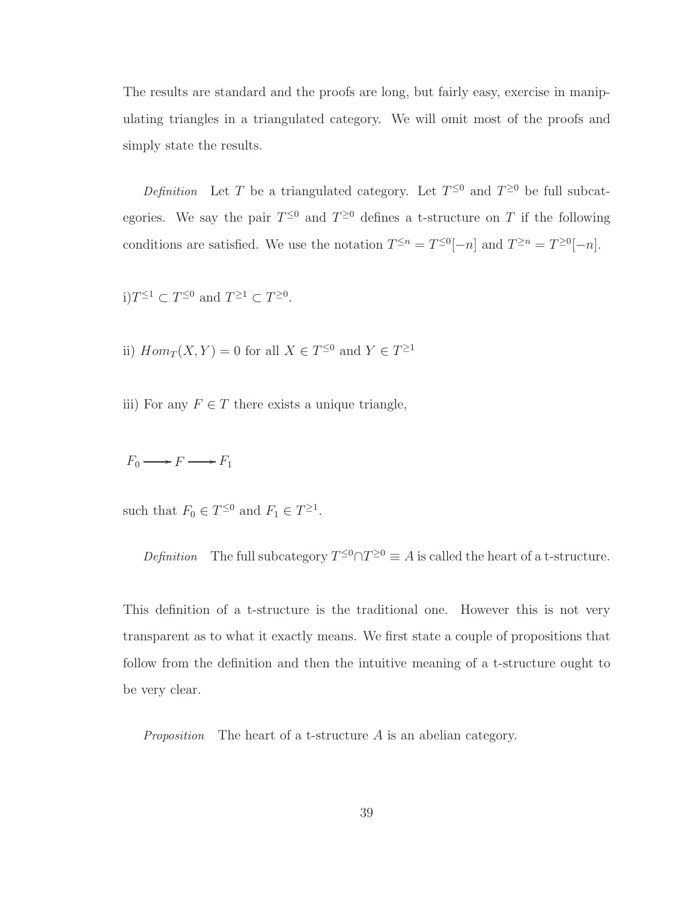The results are standard and the proofs are long, but fairly easy, exercise in manipulating triangles in a triangulated category. We will omit most of the proofs and simply state the results.

*Definition* Let $T$ be a triangulated category. Let $T^{\leq 0}$ and $T^{\geq 0}$ be full subcategories. We say the pair $T^{\leq 0}$ and $T^{\geq 0}$ defines a t-structure on $T$ if the following conditions are satisfied. We use the notation $T^{\leq n} = T^{\leq 0}[-n]$ and $T^{\geq n} = T^{\geq 0}[-n]$.

i) $T^{\leq 1} \subset T^{\leq 0}$ and $T^{\geq 1} \subset T^{\geq 0}$.

ii) $Hom_T(X, Y) = 0$ for all $X \in T^{\leq 0}$ and $Y \in T^{\geq 1}$

iii) For any $F \in T$ there exists a unique triangle,

$$F_0 \longrightarrow F \longrightarrow F_1$$

such that $F_0 \in T^{\leq 0}$ and $F_1 \in T^{\geq 1}$.

*Definition* The full subcategory $T^{\leq 0} \cap T^{\geq 0} \equiv A$ is called the heart of a t-structure.

This definition of a t-structure is the traditional one. However this is not very transparent as to what it exactly means. We first state a couple of propositions that follow from the definition and then the intuitive meaning of a t-structure ought to be very clear.

*Proposition* The heart of a t-structure $A$ is an abelian category.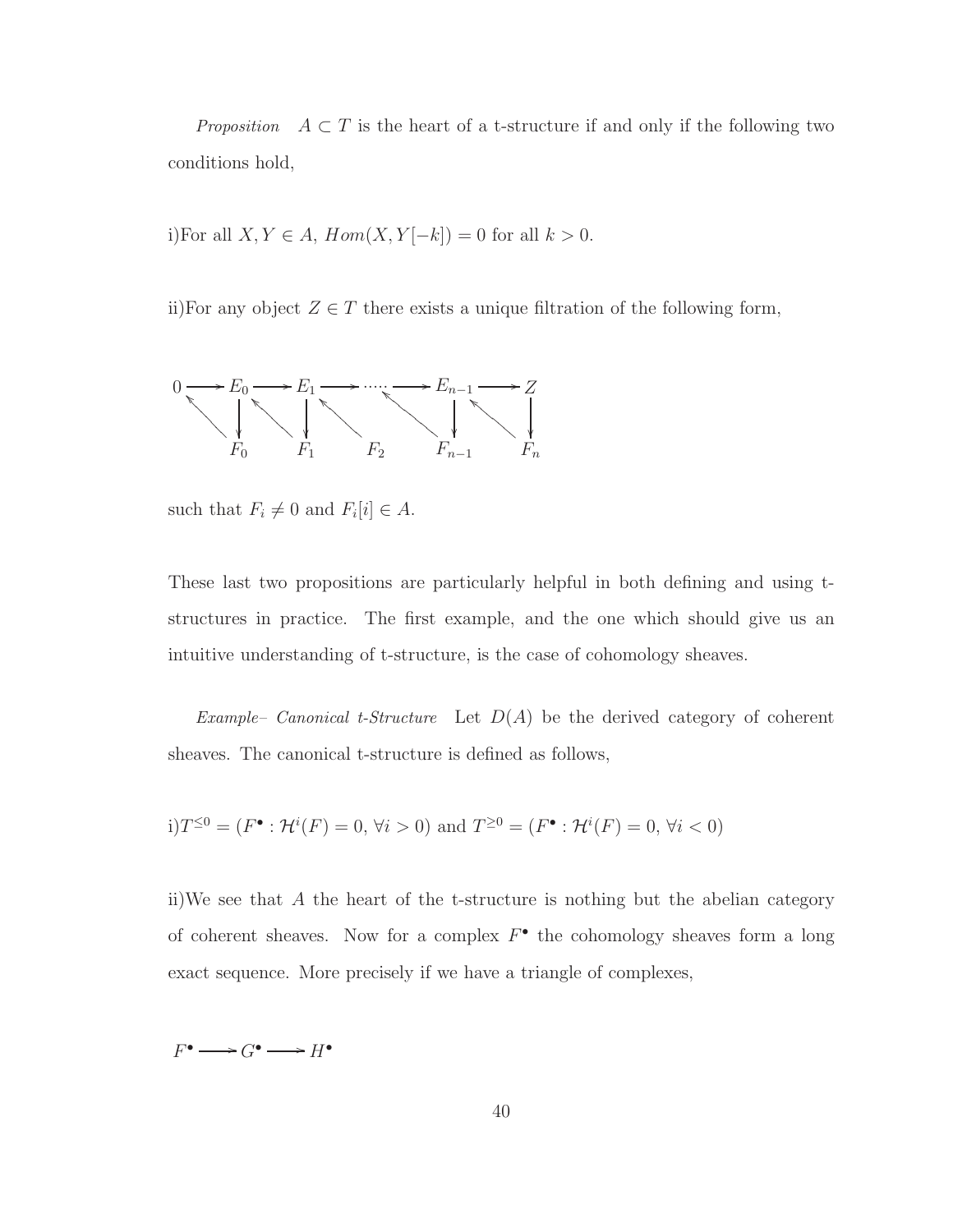*Proposition* $A \subset T$ is the heart of a t-structure if and only if the following two conditions hold,

i)For all $X, Y \in A$, $Hom(X, Y[-k]) = 0$ for all $k > 0$.

ii)For any object $Z \in T$ there exists a unique filtration of the following form,

$$
\begin{array}{ccccccccccc}
0 & \longrightarrow & E_0 & \longrightarrow & E_1 & \longrightarrow \cdots \longrightarrow & E_{n-1} & \longrightarrow & Z \\
 & \nwarrow & \downarrow & \nwarrow & \downarrow & \nwarrow & \nwarrow \quad \downarrow & \nwarrow & \downarrow \\
 & & F_0 & & F_1 & F_2 & F_{n-1} & & F_n
\end{array}
$$

such that $F_i \neq 0$ and $F_i[i] \in A$.

These last two propositions are particularly helpful in both defining and using t-structures in practice. The first example, and the one which should give us an intuitive understanding of t-structure, is the case of cohomology sheaves.

*Example– Canonical t-Structure* Let $D(A)$ be the derived category of coherent sheaves. The canonical t-structure is defined as follows,

i)$T^{\leq 0} = (F^\bullet : \mathcal{H}^i(F) = 0, \, \forall i > 0)$ and $T^{\geq 0} = (F^\bullet : \mathcal{H}^i(F) = 0, \, \forall i < 0)$

ii)We see that $A$ the heart of the t-structure is nothing but the abelian category of coherent sheaves. Now for a complex $F^\bullet$ the cohomology sheaves form a long exact sequence. More precisely if we have a triangle of complexes,

$$F^\bullet \longrightarrow G^\bullet \longrightarrow H^\bullet$$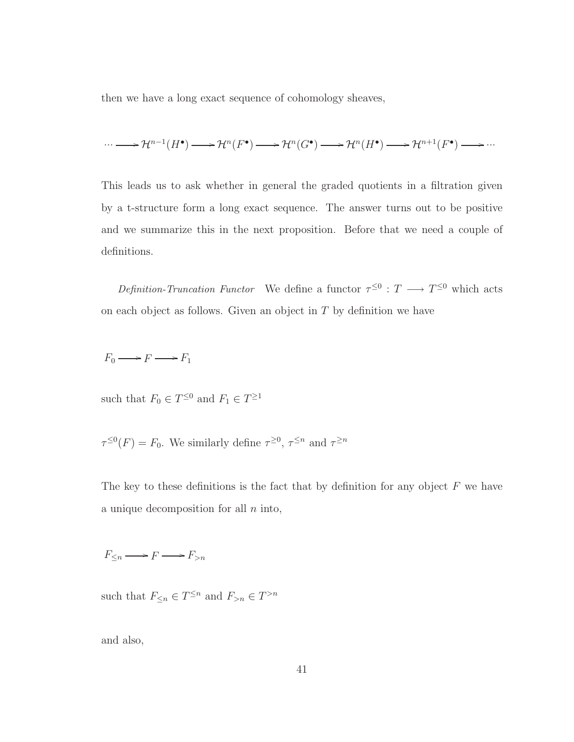then we have a long exact sequence of cohomology sheaves,

$$\cdots \longrightarrow \mathcal{H}^{n-1}(H^\bullet) \longrightarrow \mathcal{H}^n(F^\bullet) \longrightarrow \mathcal{H}^n(G^\bullet) \longrightarrow \mathcal{H}^n(H^\bullet) \longrightarrow \mathcal{H}^{n+1}(F^\bullet) \longrightarrow \cdots$$

This leads us to ask whether in general the graded quotients in a filtration given by a t-structure form a long exact sequence. The answer turns out to be positive and we summarize this in the next proposition. Before that we need a couple of definitions.

*Definition-Truncation Functor* We define a functor $\tau^{\leq 0} : T \longrightarrow T^{\leq 0}$ which acts on each object as follows. Given an object in $T$ by definition we have

$$F_0 \longrightarrow F \longrightarrow F_1$$

such that $F_0 \in T^{\leq 0}$ and $F_1 \in T^{\geq 1}$

$\tau^{\leq 0}(F) = F_0$. We similarly define $\tau^{\geq 0}$, $\tau^{\leq n}$ and $\tau^{\geq n}$

The key to these definitions is the fact that by definition for any object $F$ we have a unique decomposition for all $n$ into,

$$F_{\leq n} \longrightarrow F \longrightarrow F_{>n}$$

such that $F_{\leq n} \in T^{\leq n}$ and $F_{>n} \in T^{>n}$

and also,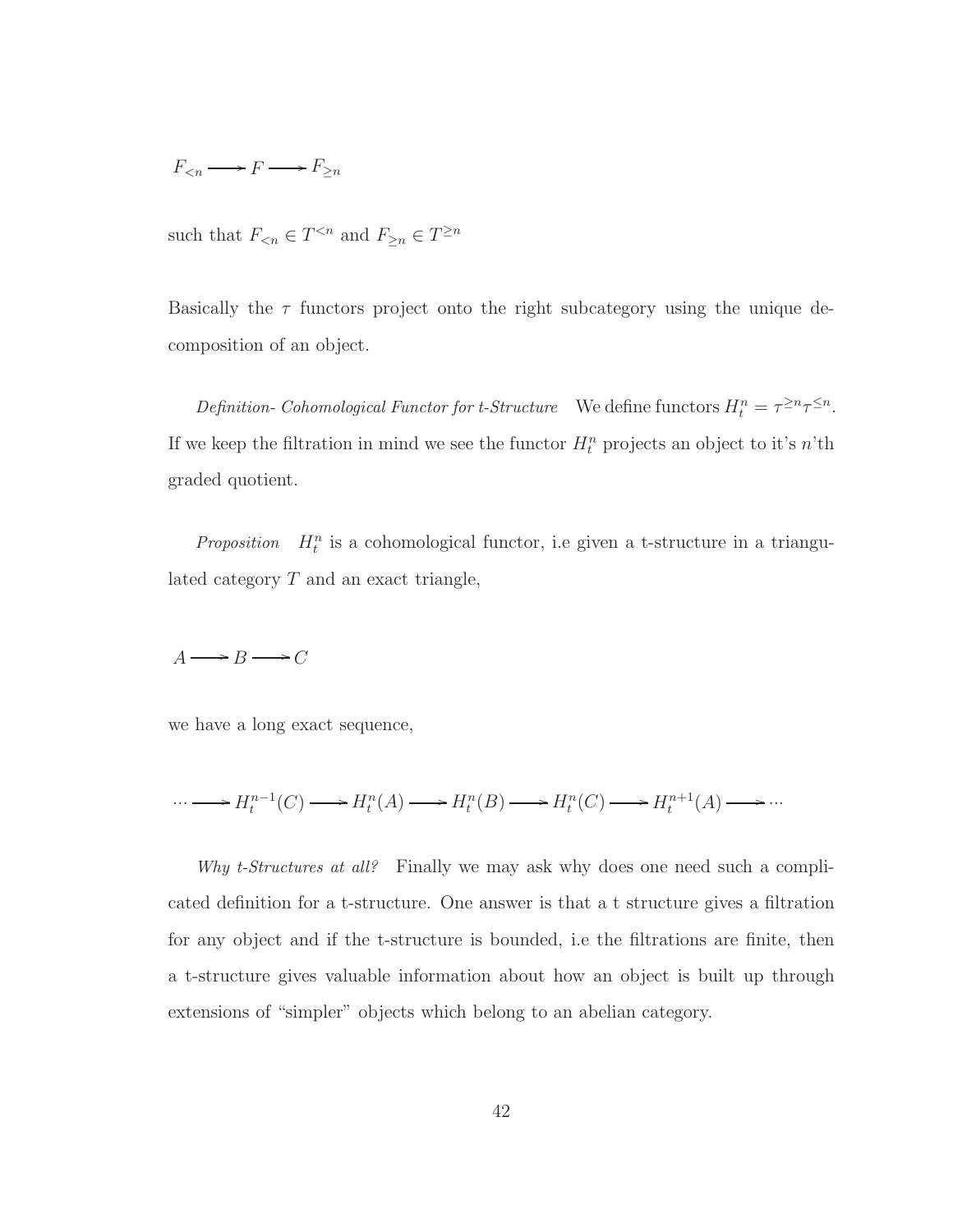$$F_{<n} \longrightarrow F \longrightarrow F_{\geq n}$$

such that $F_{<n} \in T^{<n}$ and $F_{\geq n} \in T^{\geq n}$

Basically the $\tau$ functors project onto the right subcategory using the unique decomposition of an object.

*Definition- Cohomological Functor for t-Structure* We define functors $H_t^n = \tau^{\geq n}\tau^{\leq n}$. If we keep the filtration in mind we see the functor $H_t^n$ projects an object to it's $n$'th graded quotient.

*Proposition* $H_t^n$ is a cohomological functor, i.e given a t-structure in a triangulated category $T$ and an exact triangle,

$$A \longrightarrow B \longrightarrow C$$

we have a long exact sequence,

$$\cdots \longrightarrow H_t^{n-1}(C) \longrightarrow H_t^n(A) \longrightarrow H_t^n(B) \longrightarrow H_t^n(C) \longrightarrow H_t^{n+1}(A) \longrightarrow \cdots$$

*Why t-Structures at all?* Finally we may ask why does one need such a complicated definition for a t-structure. One answer is that a t structure gives a filtration for any object and if the t-structure is bounded, i.e the filtrations are finite, then a t-structure gives valuable information about how an object is built up through extensions of "simpler" objects which belong to an abelian category.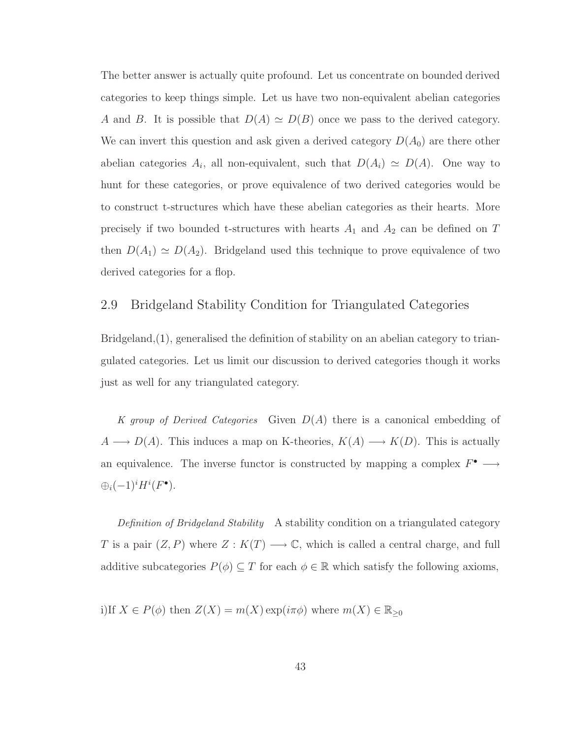The better answer is actually quite profound. Let us concentrate on bounded derived categories to keep things simple. Let us have two non-equivalent abelian categories $A$ and $B$. It is possible that $D(A) \simeq D(B)$ once we pass to the derived category. We can invert this question and ask given a derived category $D(A_0)$ are there other abelian categories $A_i$, all non-equivalent, such that $D(A_i) \simeq D(A)$. One way to hunt for these categories, or prove equivalence of two derived categories would be to construct t-structures which have these abelian categories as their hearts. More precisely if two bounded t-structures with hearts $A_1$ and $A_2$ can be defined on $T$ then $D(A_1) \simeq D(A_2)$. Bridgeland used this technique to prove equivalence of two derived categories for a flop.

## 2.9 Bridgeland Stability Condition for Triangulated Categories

Bridgeland,(1), generalised the definition of stability on an abelian category to triangulated categories. Let us limit our discussion to derived categories though it works just as well for any triangulated category.

*K group of Derived Categories* Given $D(A)$ there is a canonical embedding of $A \longrightarrow D(A)$. This induces a map on K-theories, $K(A) \longrightarrow K(D)$. This is actually an equivalence. The inverse functor is constructed by mapping a complex $F^\bullet \longrightarrow \oplus_i (-1)^i H^i(F^\bullet)$.

*Definition of Bridgeland Stability* A stability condition on a triangulated category $T$ is a pair $(Z, P)$ where $Z : K(T) \longrightarrow \mathbb{C}$, which is called a central charge, and full additive subcategories $P(\phi) \subseteq T$ for each $\phi \in \mathbb{R}$ which satisfy the following axioms,

i)If $X \in P(\phi)$ then $Z(X) = m(X)\exp(i\pi\phi)$ where $m(X) \in \mathbb{R}_{\geq 0}$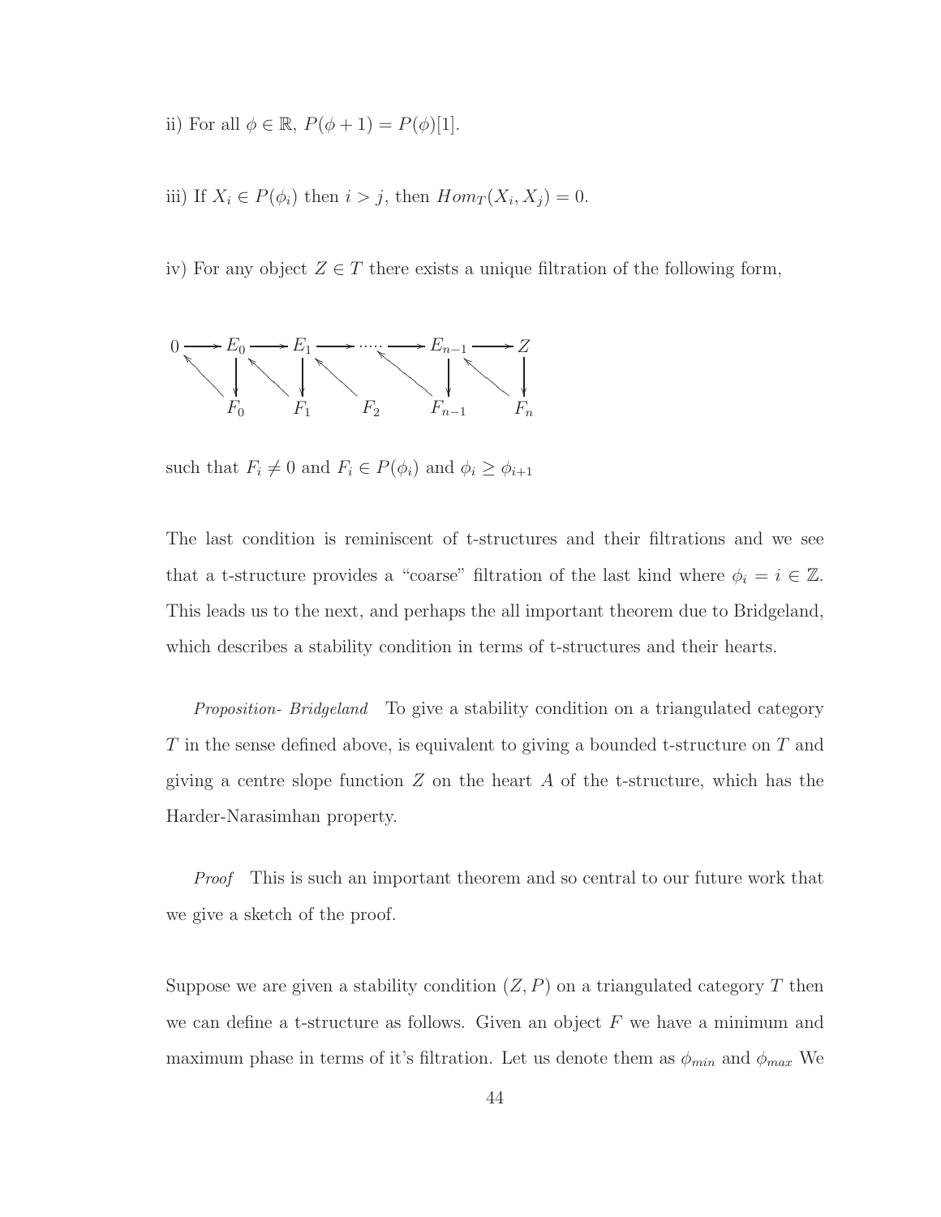ii) For all $\phi \in \mathbb{R}$, $P(\phi + 1) = P(\phi)[1]$.

iii) If $X_i \in P(\phi_i)$ then $i > j$, then $Hom_T(X_i, X_j) = 0$.

iv) For any object $Z \in T$ there exists a unique filtration of the following form,

$$
\begin{array}{ccccccccccc}
0 & \longrightarrow & E_0 & \longrightarrow & E_1 & \longrightarrow & \cdots & \longrightarrow & E_{n-1} & \longrightarrow & Z \\
& \nwarrow & \downarrow & \nwarrow & \downarrow & \nwarrow & & \nwarrow & \downarrow & \nwarrow & \downarrow \\
& & F_0 & & F_1 & & F_2 & & F_{n-1} & & F_n
\end{array}
$$

such that $F_i \neq 0$ and $F_i \in P(\phi_i)$ and $\phi_i \geq \phi_{i+1}$

The last condition is reminiscent of t-structures and their filtrations and we see that a t-structure provides a "coarse" filtration of the last kind where $\phi_i = i \in \mathbb{Z}$. This leads us to the next, and perhaps the all important theorem due to Bridgeland, which describes a stability condition in terms of t-structures and their hearts.

*Proposition- Bridgeland* To give a stability condition on a triangulated category $T$ in the sense defined above, is equivalent to giving a bounded t-structure on $T$ and giving a centre slope function $Z$ on the heart $A$ of the t-structure, which has the Harder-Narasimhan property.

*Proof* This is such an important theorem and so central to our future work that we give a sketch of the proof.

Suppose we are given a stability condition $(Z, P)$ on a triangulated category $T$ then we can define a t-structure as follows. Given an object $F$ we have a minimum and maximum phase in terms of it's filtration. Let us denote them as $\phi_{min}$ and $\phi_{max}$ We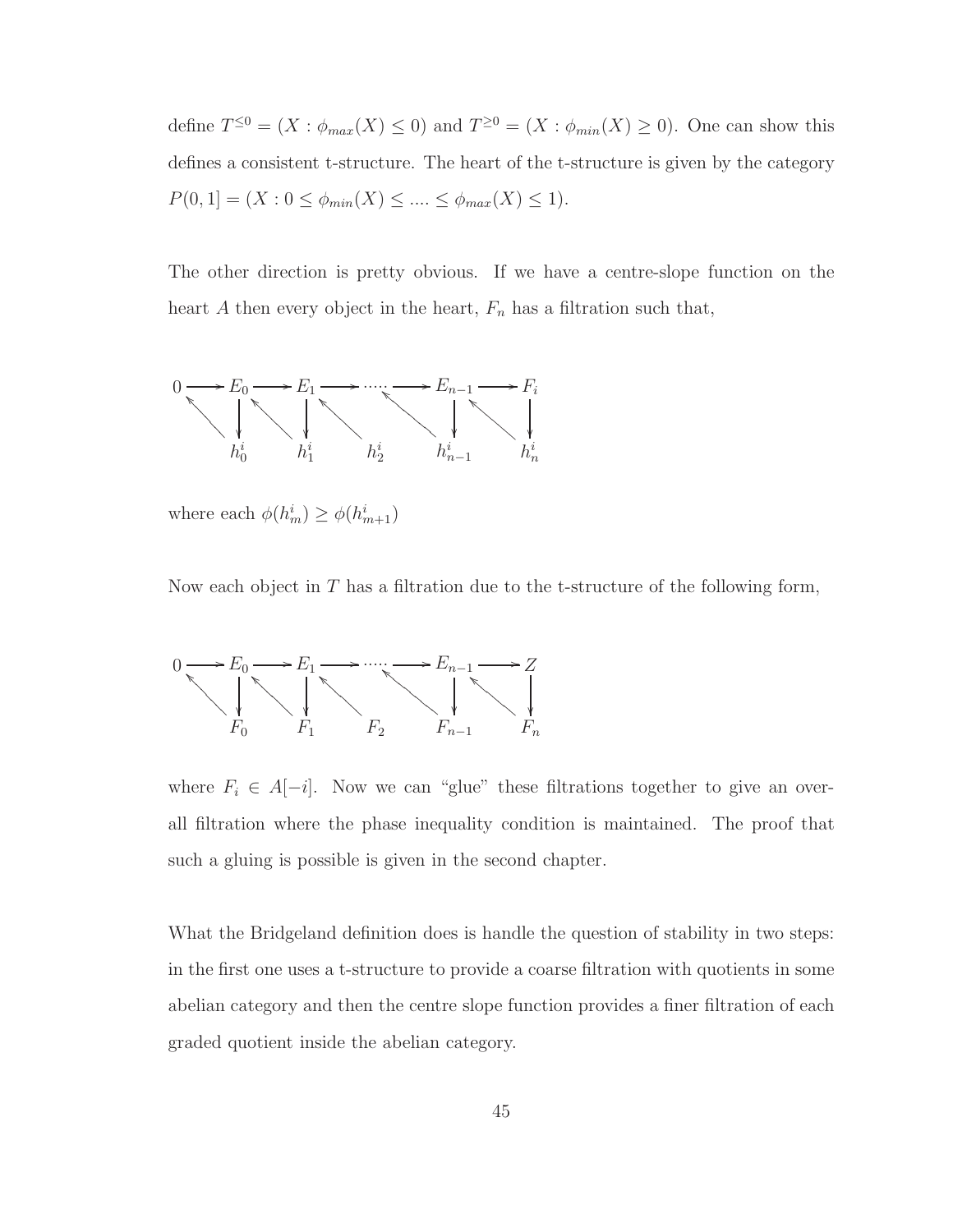define $T^{\leq 0} = (X : \phi_{max}(X) \leq 0)$ and $T^{\geq 0} = (X : \phi_{min}(X) \geq 0)$. One can show this defines a consistent t-structure. The heart of the t-structure is given by the category $P(0,1] = (X : 0 \leq \phi_{min}(X) \leq .... \leq \phi_{max}(X) \leq 1)$.

The other direction is pretty obvious. If we have a centre-slope function on the heart $A$ then every object in the heart, $F_n$ has a filtration such that,

$$
\begin{array}{ccccccccccc}
0 & \longrightarrow & E_0 & \longrightarrow & E_1 & \longrightarrow & \cdots & \longrightarrow & E_{n-1} & \longrightarrow & F_i \\
 & \nwarrow & \downarrow & \nwarrow & \downarrow & \nwarrow & & \nwarrow & \downarrow & \nwarrow & \downarrow \\
 & & h_0^i & & h_1^i & & h_2^i & & h_{n-1}^i & & h_n^i
\end{array}
$$

where each $\phi(h_m^i) \geq \phi(h_{m+1}^i)$

Now each object in $T$ has a filtration due to the t-structure of the following form,

$$
\begin{array}{ccccccccccc}
0 & \longrightarrow & E_0 & \longrightarrow & E_1 & \longrightarrow & \cdots & \longrightarrow & E_{n-1} & \longrightarrow & Z \\
 & \nwarrow & \downarrow & \nwarrow & \downarrow & \nwarrow & & \nwarrow & \downarrow & \nwarrow & \downarrow \\
 & & F_0 & & F_1 & & F_2 & & F_{n-1} & & F_n
\end{array}
$$

where $F_i \in A[-i]$. Now we can "glue" these filtrations together to give an overall filtration where the phase inequality condition is maintained. The proof that such a gluing is possible is given in the second chapter.

What the Bridgeland definition does is handle the question of stability in two steps: in the first one uses a t-structure to provide a coarse filtration with quotients in some abelian category and then the centre slope function provides a finer filtration of each graded quotient inside the abelian category.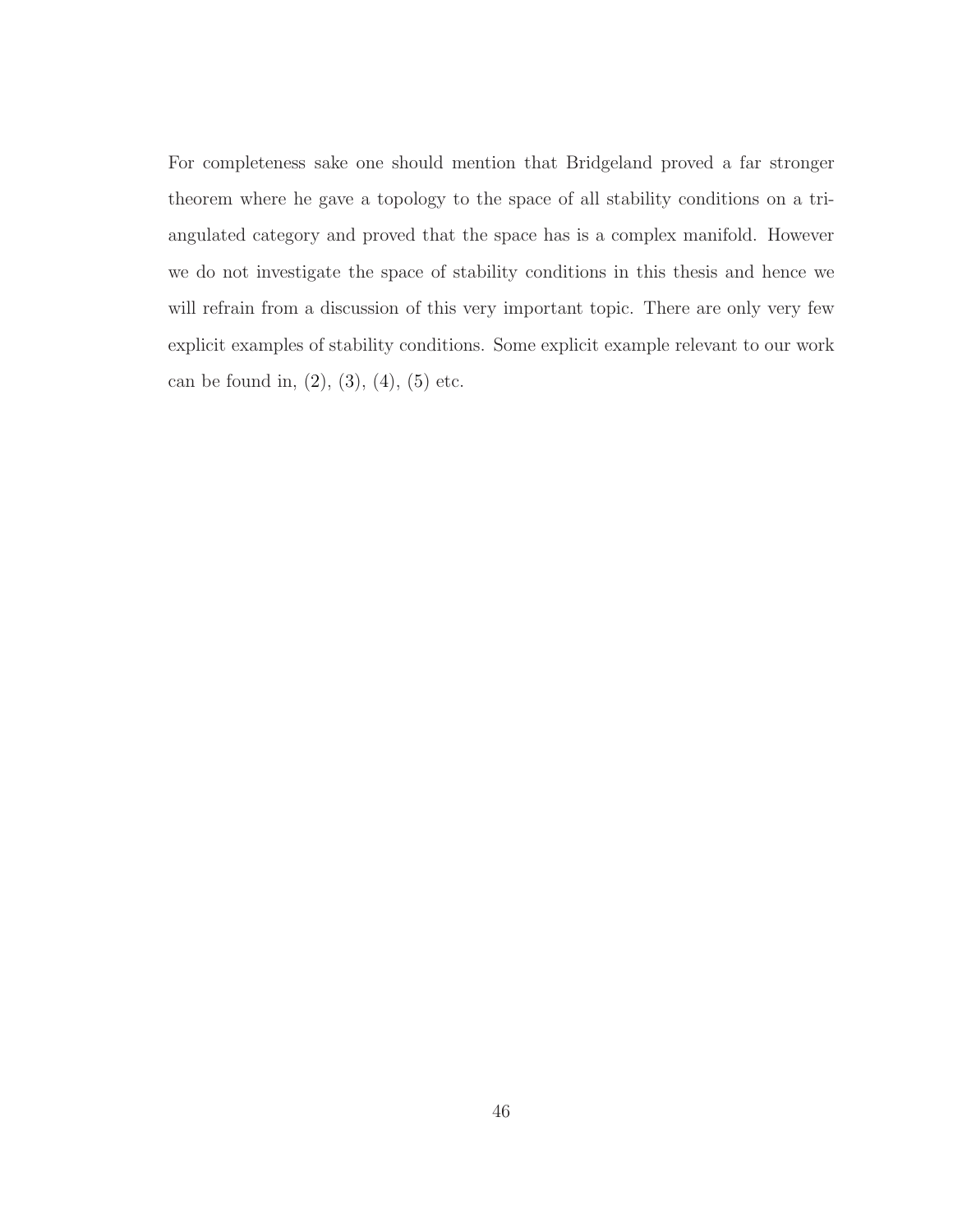For completeness sake one should mention that Bridgeland proved a far stronger theorem where he gave a topology to the space of all stability conditions on a triangulated category and proved that the space has is a complex manifold. However we do not investigate the space of stability conditions in this thesis and hence we will refrain from a discussion of this very important topic. There are only very few explicit examples of stability conditions. Some explicit example relevant to our work can be found in, (2), (3), (4), (5) etc.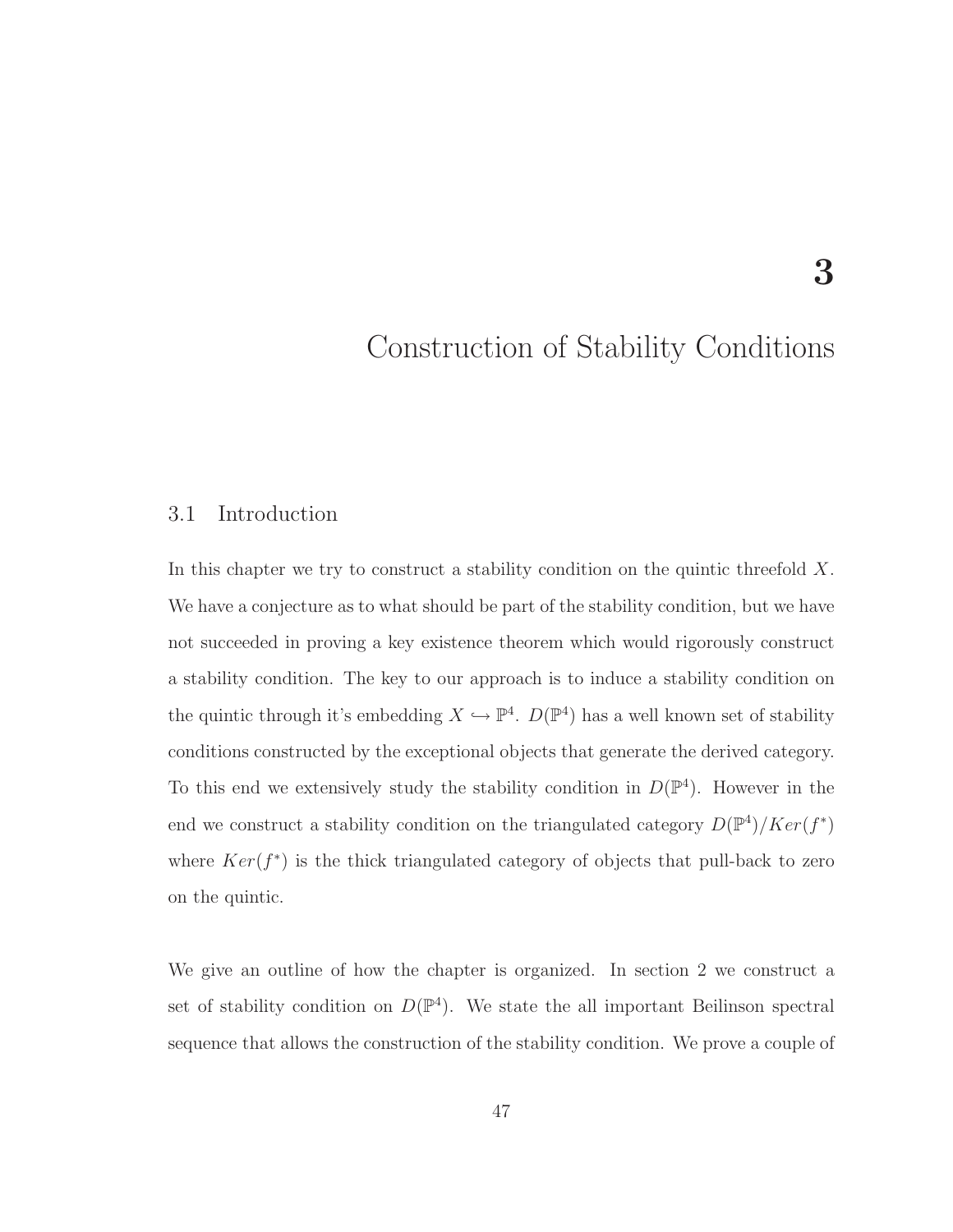# 3

# Construction of Stability Conditions

## 3.1 Introduction

In this chapter we try to construct a stability condition on the quintic threefold $X$. We have a conjecture as to what should be part of the stability condition, but we have not succeeded in proving a key existence theorem which would rigorously construct a stability condition. The key to our approach is to induce a stability condition on the quintic through it's embedding $X \hookrightarrow \mathbb{P}^4$. $D(\mathbb{P}^4)$ has a well known set of stability conditions constructed by the exceptional objects that generate the derived category. To this end we extensively study the stability condition in $D(\mathbb{P}^4)$. However in the end we construct a stability condition on the triangulated category $D(\mathbb{P}^4)/Ker(f^*)$ where $Ker(f^*)$ is the thick triangulated category of objects that pull-back to zero on the quintic.

We give an outline of how the chapter is organized. In section 2 we construct a set of stability condition on $D(\mathbb{P}^4)$. We state the all important Beilinson spectral sequence that allows the construction of the stability condition. We prove a couple of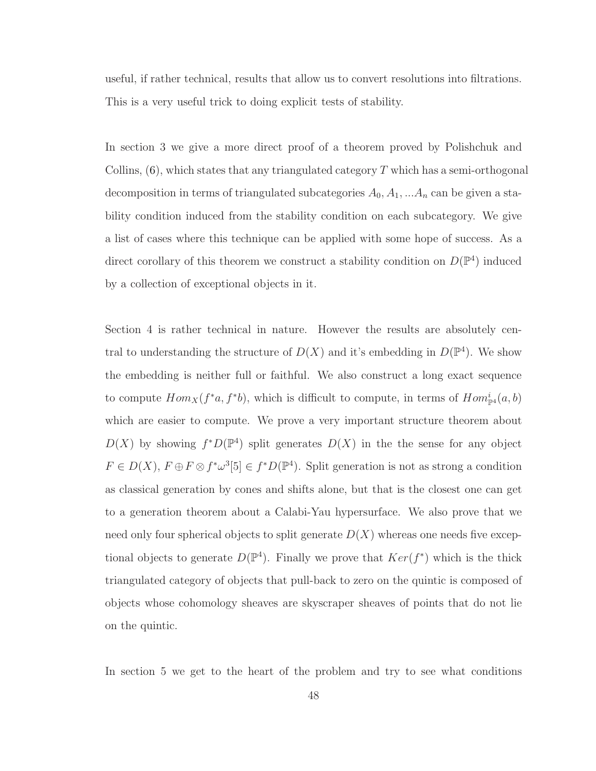useful, if rather technical, results that allow us to convert resolutions into filtrations. This is a very useful trick to doing explicit tests of stability.

In section 3 we give a more direct proof of a theorem proved by Polishchuk and Collins, (6), which states that any triangulated category $T$ which has a semi-orthogonal decomposition in terms of triangulated subcategories $A_0, A_1, ...A_n$ can be given a stability condition induced from the stability condition on each subcategory. We give a list of cases where this technique can be applied with some hope of success. As a direct corollary of this theorem we construct a stability condition on $D(\mathbb{P}^4)$ induced by a collection of exceptional objects in it.

Section 4 is rather technical in nature. However the results are absolutely central to understanding the structure of $D(X)$ and it's embedding in $D(\mathbb{P}^4)$. We show the embedding is neither full or faithful. We also construct a long exact sequence to compute $Hom_X(f^*a, f^*b)$, which is difficult to compute, in terms of $Hom^i_{\mathbb{P}^4}(a, b)$ which are easier to compute. We prove a very important structure theorem about $D(X)$ by showing $f^*D(\mathbb{P}^4)$ split generates $D(X)$ in the the sense for any object $F \in D(X)$, $F \oplus F \otimes f^*\omega^3[5] \in f^*D(\mathbb{P}^4)$. Split generation is not as strong a condition as classical generation by cones and shifts alone, but that is the closest one can get to a generation theorem about a Calabi-Yau hypersurface. We also prove that we need only four spherical objects to split generate $D(X)$ whereas one needs five exceptional objects to generate $D(\mathbb{P}^4)$. Finally we prove that $Ker(f^*)$ which is the thick triangulated category of objects that pull-back to zero on the quintic is composed of objects whose cohomology sheaves are skyscraper sheaves of points that do not lie on the quintic.

In section 5 we get to the heart of the problem and try to see what conditions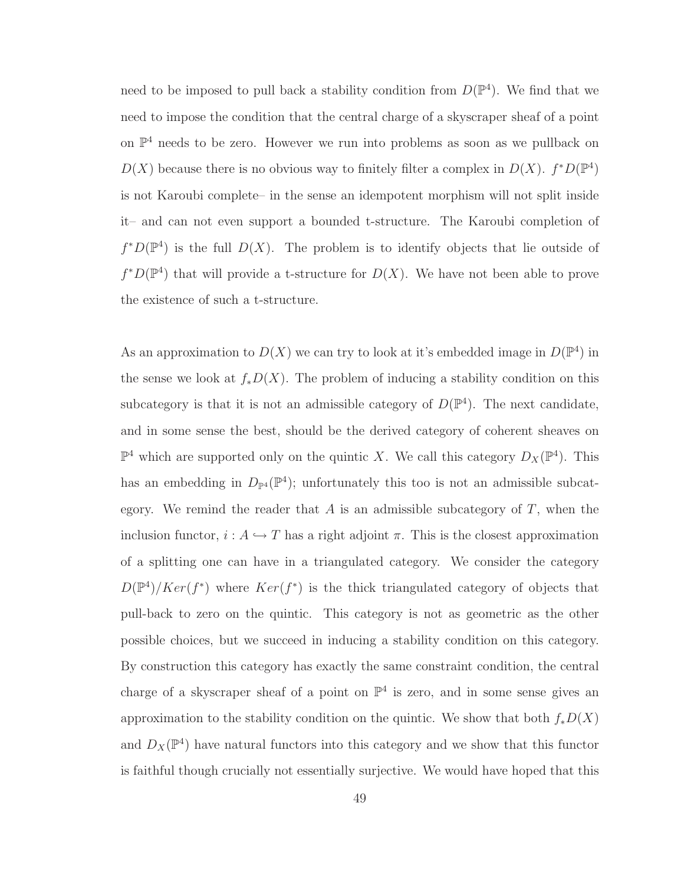need to be imposed to pull back a stability condition from $D(\mathbb{P}^4)$. We find that we need to impose the condition that the central charge of a skyscraper sheaf of a point on $\mathbb{P}^4$ needs to be zero. However we run into problems as soon as we pullback on $D(X)$ because there is no obvious way to finitely filter a complex in $D(X)$. $f^*D(\mathbb{P}^4)$ is not Karoubi complete– in the sense an idempotent morphism will not split inside it– and can not even support a bounded t-structure. The Karoubi completion of $f^*D(\mathbb{P}^4)$ is the full $D(X)$. The problem is to identify objects that lie outside of $f^*D(\mathbb{P}^4)$ that will provide a t-structure for $D(X)$. We have not been able to prove the existence of such a t-structure.

As an approximation to $D(X)$ we can try to look at it's embedded image in $D(\mathbb{P}^4)$ in the sense we look at $f_*D(X)$. The problem of inducing a stability condition on this subcategory is that it is not an admissible category of $D(\mathbb{P}^4)$. The next candidate, and in some sense the best, should be the derived category of coherent sheaves on $\mathbb{P}^4$ which are supported only on the quintic $X$. We call this category $D_X(\mathbb{P}^4)$. This has an embedding in $D_{\mathbb{P}^4}(\mathbb{P}^4)$; unfortunately this too is not an admissible subcategory. We remind the reader that $A$ is an admissible subcategory of $T$, when the inclusion functor, $i : A \hookrightarrow T$ has a right adjoint $\pi$. This is the closest approximation of a splitting one can have in a triangulated category. We consider the category $D(\mathbb{P}^4)/Ker(f^*)$ where $Ker(f^*)$ is the thick triangulated category of objects that pull-back to zero on the quintic. This category is not as geometric as the other possible choices, but we succeed in inducing a stability condition on this category. By construction this category has exactly the same constraint condition, the central charge of a skyscraper sheaf of a point on $\mathbb{P}^4$ is zero, and in some sense gives an approximation to the stability condition on the quintic. We show that both $f_*D(X)$ and $D_X(\mathbb{P}^4)$ have natural functors into this category and we show that this functor is faithful though crucially not essentially surjective. We would have hoped that this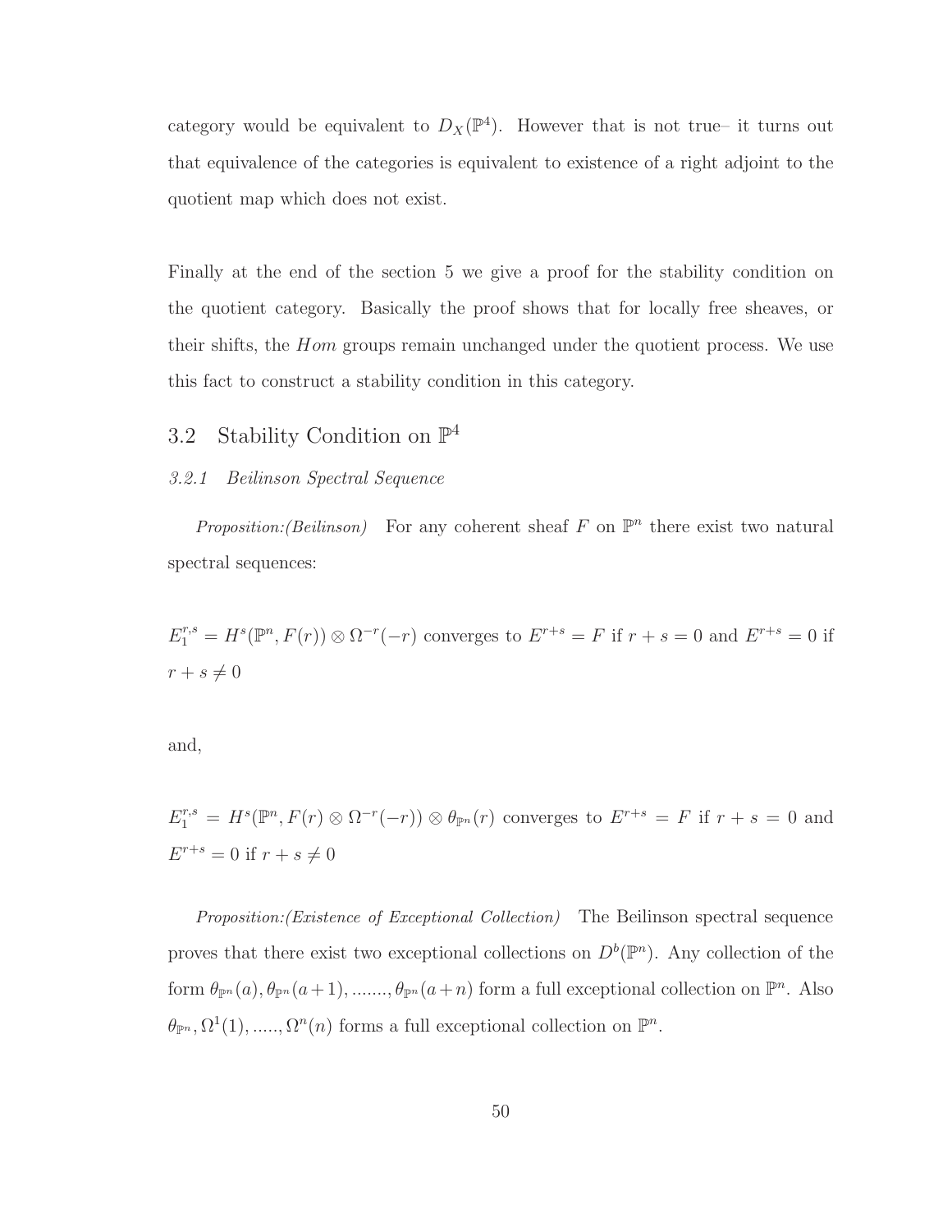category would be equivalent to $D_X(\mathbb{P}^4)$. However that is not true– it turns out that equivalence of the categories is equivalent to existence of a right adjoint to the quotient map which does not exist.

Finally at the end of the section 5 we give a proof for the stability condition on the quotient category. Basically the proof shows that for locally free sheaves, or their shifts, the *Hom* groups remain unchanged under the quotient process. We use this fact to construct a stability condition in this category.

## 3.2 Stability Condition on $\mathbb{P}^4$

### *3.2.1 Beilinson Spectral Sequence*

*Proposition:(Beilinson)* For any coherent sheaf $F$ on $\mathbb{P}^n$ there exist two natural spectral sequences:

$E_1^{r,s} = H^s(\mathbb{P}^n, F(r)) \otimes \Omega^{-r}(-r)$ converges to $E^{r+s} = F$ if $r + s = 0$ and $E^{r+s} = 0$ if $r + s \neq 0$

and,

$E_1^{r,s} = H^s(\mathbb{P}^n, F(r) \otimes \Omega^{-r}(-r)) \otimes \theta_{\mathbb{P}^n}(r)$ converges to $E^{r+s} = F$ if $r + s = 0$ and $E^{r+s} = 0$ if $r + s \neq 0$

*Proposition:(Existence of Exceptional Collection)* The Beilinson spectral sequence proves that there exist two exceptional collections on $D^b(\mathbb{P}^n)$. Any collection of the form $\theta_{\mathbb{P}^n}(a), \theta_{\mathbb{P}^n}(a+1), ......., \theta_{\mathbb{P}^n}(a+n)$ form a full exceptional collection on $\mathbb{P}^n$. Also $\theta_{\mathbb{P}^n}, \Omega^1(1), ....., \Omega^n(n)$ forms a full exceptional collection on $\mathbb{P}^n$.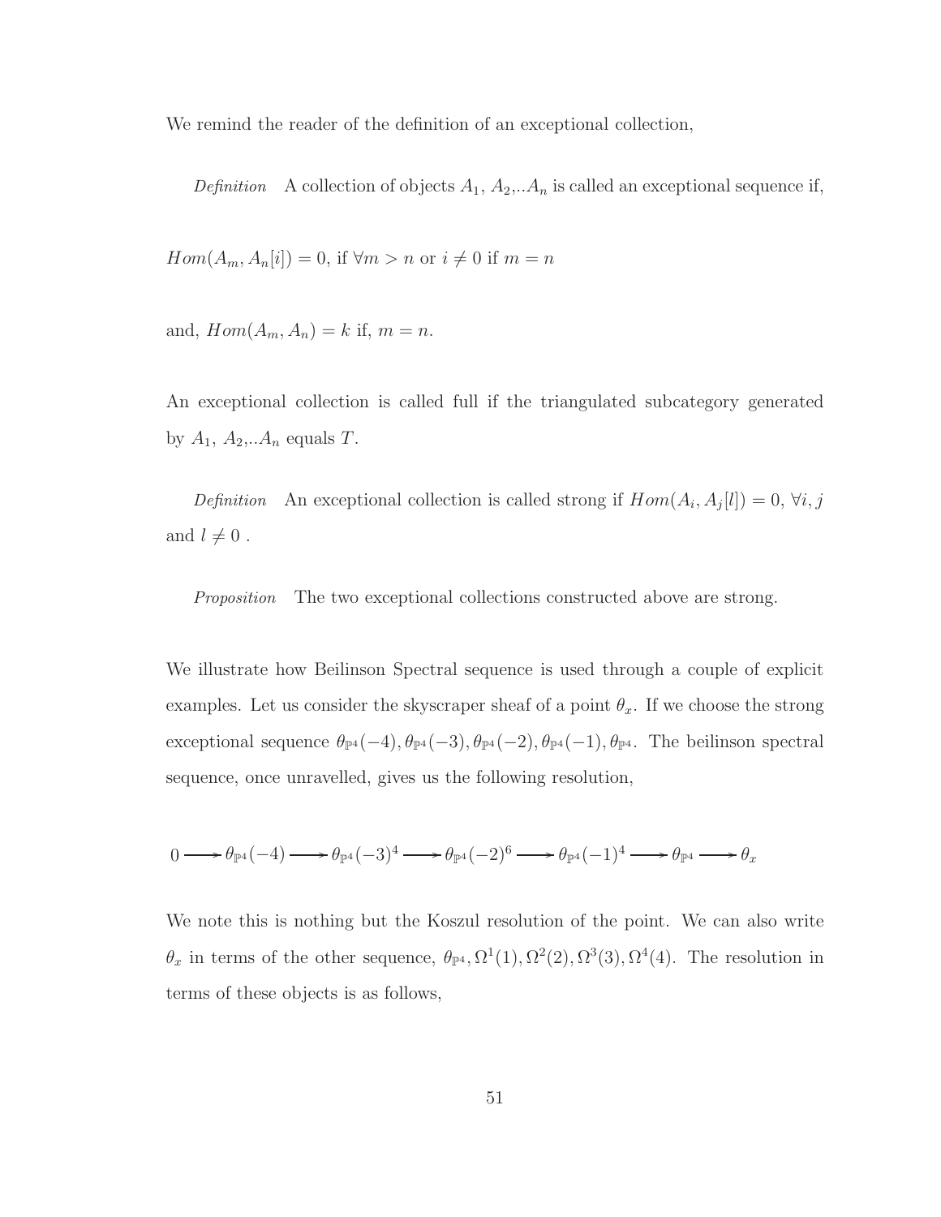We remind the reader of the definition of an exceptional collection,

*Definition* A collection of objects $A_1$, $A_2$,..$A_n$ is called an exceptional sequence if,

$Hom(A_m, A_n[i]) = 0$, if $\forall m > n$ or $i \neq 0$ if $m = n$

and, $Hom(A_m, A_n) = k$ if, $m = n$.

An exceptional collection is called full if the triangulated subcategory generated by $A_1$, $A_2$,..$A_n$ equals $T$.

*Definition* An exceptional collection is called strong if $Hom(A_i, A_j[l]) = 0$, $\forall i, j$ and $l \neq 0$ .

*Proposition* The two exceptional collections constructed above are strong.

We illustrate how Beilinson Spectral sequence is used through a couple of explicit examples. Let us consider the skyscraper sheaf of a point $\theta_x$. If we choose the strong exceptional sequence $\theta_{\mathbb{P}^4}(-4), \theta_{\mathbb{P}^4}(-3), \theta_{\mathbb{P}^4}(-2), \theta_{\mathbb{P}^4}(-1), \theta_{\mathbb{P}^4}$. The beilinson spectral sequence, once unravelled, gives us the following resolution,

$$0 \longrightarrow \theta_{\mathbb{P}^4}(-4) \longrightarrow \theta_{\mathbb{P}^4}(-3)^4 \longrightarrow \theta_{\mathbb{P}^4}(-2)^6 \longrightarrow \theta_{\mathbb{P}^4}(-1)^4 \longrightarrow \theta_{\mathbb{P}^4} \longrightarrow \theta_x$$

We note this is nothing but the Koszul resolution of the point. We can also write $\theta_x$ in terms of the other sequence, $\theta_{\mathbb{P}^4}, \Omega^1(1), \Omega^2(2), \Omega^3(3), \Omega^4(4)$. The resolution in terms of these objects is as follows,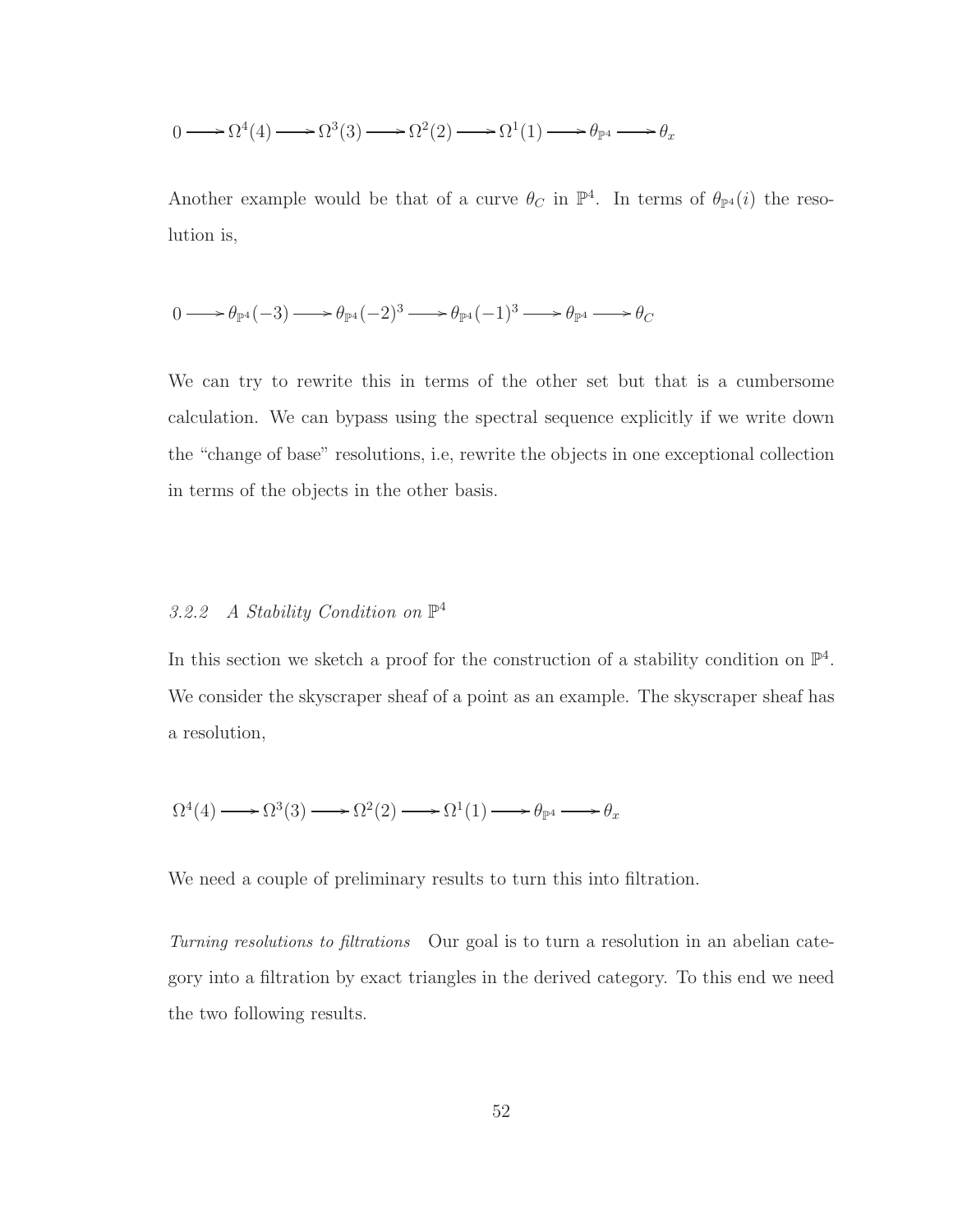$$0 \longrightarrow \Omega^4(4) \longrightarrow \Omega^3(3) \longrightarrow \Omega^2(2) \longrightarrow \Omega^1(1) \longrightarrow \theta_{\mathbb{P}^4} \longrightarrow \theta_x$$

Another example would be that of a curve $\theta_C$ in $\mathbb{P}^4$. In terms of $\theta_{\mathbb{P}^4}(i)$ the resolution is,

$$0 \longrightarrow \theta_{\mathbb{P}^4}(-3) \longrightarrow \theta_{\mathbb{P}^4}(-2)^3 \longrightarrow \theta_{\mathbb{P}^4}(-1)^3 \longrightarrow \theta_{\mathbb{P}^4} \longrightarrow \theta_C$$

We can try to rewrite this in terms of the other set but that is a cumbersome calculation. We can bypass using the spectral sequence explicitly if we write down the "change of base" resolutions, i.e, rewrite the objects in one exceptional collection in terms of the objects in the other basis.

### *3.2.2 A Stability Condition on* $\mathbb{P}^4$

In this section we sketch a proof for the construction of a stability condition on $\mathbb{P}^4$. We consider the skyscraper sheaf of a point as an example. The skyscraper sheaf has a resolution,

$$\Omega^4(4) \longrightarrow \Omega^3(3) \longrightarrow \Omega^2(2) \longrightarrow \Omega^1(1) \longrightarrow \theta_{\mathbb{P}^4} \longrightarrow \theta_x$$

We need a couple of preliminary results to turn this into filtration.

*Turning resolutions to filtrations* Our goal is to turn a resolution in an abelian category into a filtration by exact triangles in the derived category. To this end we need the two following results.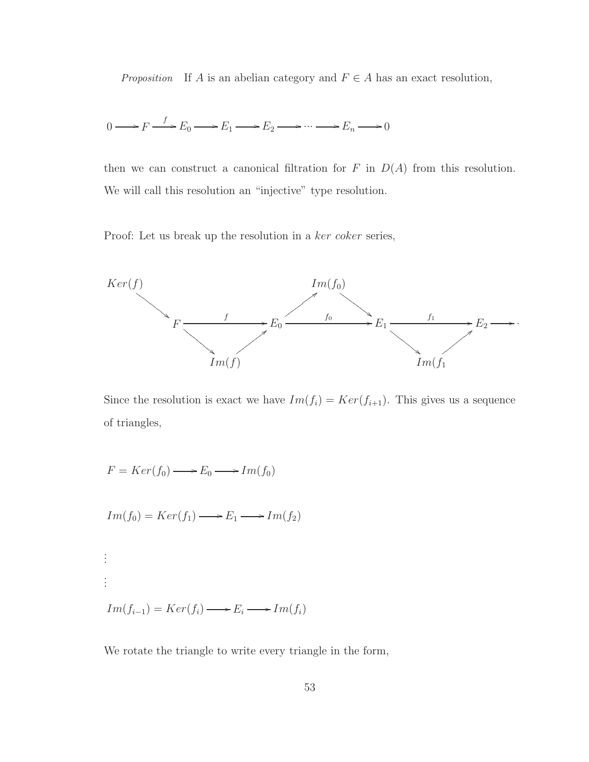*Proposition* If $A$ is an abelian category and $F \in A$ has an exact resolution,

$$0 \longrightarrow F \xrightarrow{f} E_0 \longrightarrow E_1 \longrightarrow E_2 \longrightarrow \cdots \longrightarrow E_n \longrightarrow 0$$

then we can construct a canonical filtration for $F$ in $D(A)$ from this resolution. We will call this resolution an "injective" type resolution.

Proof: Let us break up the resolution in a *ker coker* series,

$$\begin{array}{ccccccccc}
Ker(f) & & & & Im(f_0) & & & & \\
& \searrow & & \nearrow & & \searrow & & & \\
& & F \xrightarrow{\quad f \quad} & E_0 & \xrightarrow{\quad f_0 \quad} & E_1 & \xrightarrow{\quad f_1 \quad} & E_2 & \longrightarrow \cdot \\
& & \searrow \quad \nearrow & & & & \searrow \quad \nearrow & & \\
& & Im(f) & & & & Im(f_1 & &
\end{array}$$

Since the resolution is exact we have $Im(f_i) = Ker(f_{i+1})$. This gives us a sequence of triangles,

$$F = Ker(f_0) \longrightarrow E_0 \longrightarrow Im(f_0)$$

$$Im(f_0) = Ker(f_1) \longrightarrow E_1 \longrightarrow Im(f_2)$$

$\vdots$

$\vdots$

$$Im(f_{i-1}) = Ker(f_i) \longrightarrow E_i \longrightarrow Im(f_i)$$

We rotate the triangle to write every triangle in the form,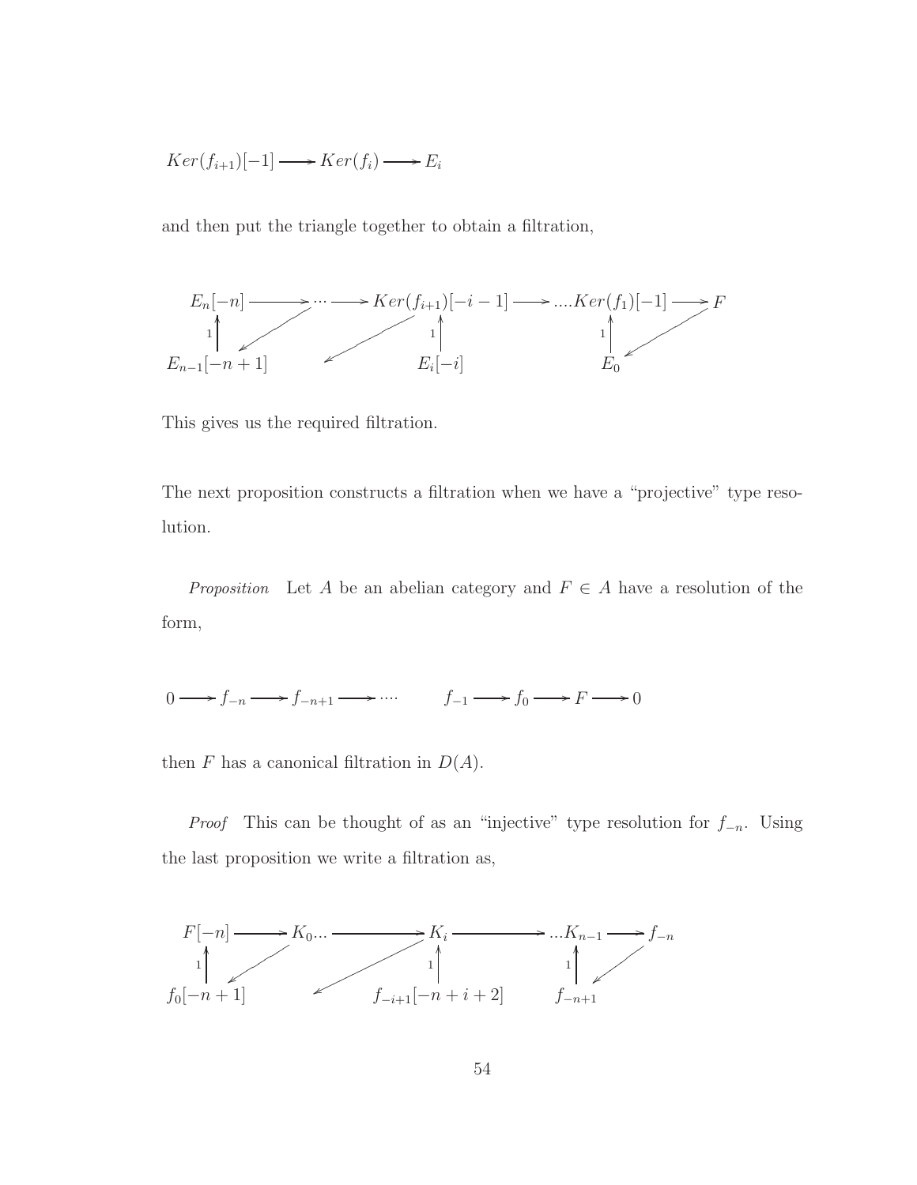$$Ker(f_{i+1})[-1] \longrightarrow Ker(f_i) \longrightarrow E_i$$

and then put the triangle together to obtain a filtration,

$$\begin{array}{ccccccccc}
E_n[-n] & \longrightarrow & \cdots & \longrightarrow & Ker(f_{i+1})[-i-1] & \longrightarrow & ....Ker(f_1)[-1] & \longrightarrow & F \\
\uparrow 1 & \swarrow & & \swarrow & \uparrow 1 & & \uparrow 1 & \swarrow & \\
E_{n-1}[-n+1] & & & & E_i[-i] & & E_0 & &
\end{array}$$

This gives us the required filtration.

The next proposition constructs a filtration when we have a "projective" type resolution.

*Proposition* Let $A$ be an abelian category and $F \in A$ have a resolution of the form,

$$0 \longrightarrow f_{-n} \longrightarrow f_{-n+1} \longrightarrow \cdots \qquad f_{-1} \longrightarrow f_0 \longrightarrow F \longrightarrow 0$$

then $F$ has a canonical filtration in $D(A)$.

*Proof* This can be thought of as an "injective" type resolution for $f_{-n}$. Using the last proposition we write a filtration as,

$$\begin{array}{ccccccccc}
F[-n] & \longrightarrow & K_0... & \longrightarrow & K_i & \longrightarrow & ...K_{n-1} & \longrightarrow & f_{-n} \\
\uparrow 1 & \swarrow & & \swarrow & \uparrow 1 & & \uparrow 1 & \swarrow & \\
f_0[-n+1] & & & & f_{-i+1}[-n+i+2] & & f_{-n+1} & &
\end{array}$$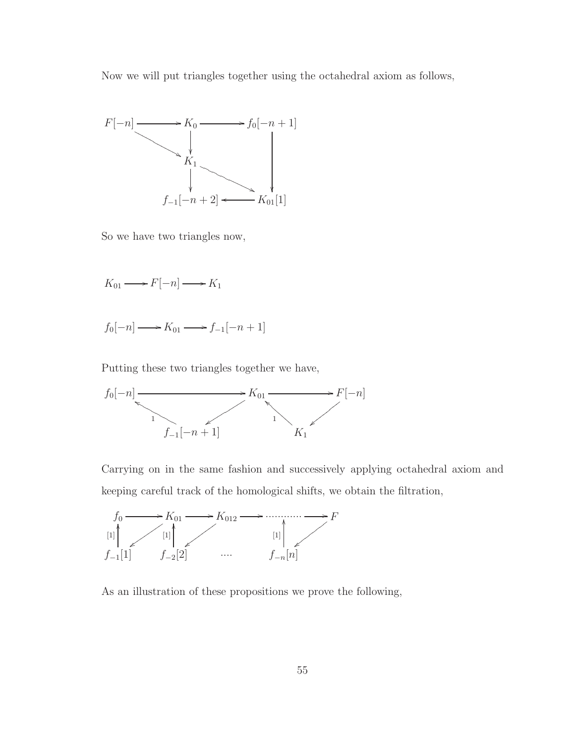Now we will put triangles together using the octahedral axiom as follows,

$$
\begin{array}{ccccc}
F[-n] & \longrightarrow & K_0 & \longrightarrow & f_0[-n+1] \\
& \searrow & \downarrow & & \downarrow \\
& & K_1 & & \\
& & \downarrow & \searrow & \\
& & f_{-1}[-n+2] & \longleftarrow & K_{01}[1]
\end{array}
$$

So we have two triangles now,

$$K_{01} \longrightarrow F[-n] \longrightarrow K_1$$

$$f_0[-n] \longrightarrow K_{01} \longrightarrow f_{-1}[-n+1]$$

Putting these two triangles together we have,

$$
\begin{array}{ccccc}
f_0[-n] & \longrightarrow & K_{01} & \longrightarrow & F[-n] \\
{\scriptstyle 1}\nwarrow & \swarrow & {\scriptstyle 1}\nwarrow & \swarrow & \\
f_{-1}[-n+1] & & K_1 & &
\end{array}
$$

Carrying on in the same fashion and successively applying octahedral axiom and keeping careful track of the homological shifts, we obtain the filtration,

$$
\begin{array}{ccccccccc}
f_0 & \longrightarrow & K_{01} & \longrightarrow & K_{012} & \longrightarrow & \cdots\cdots & \longrightarrow & F \\
{\scriptstyle [1]}\uparrow & \swarrow & {\scriptstyle [1]}\uparrow & \swarrow & & & {\scriptstyle [1]}\uparrow & \swarrow & \\
f_{-1}[1] & & f_{-2}[2] & & \cdots & & f_{-n}[n] & &
\end{array}
$$

As an illustration of these propositions we prove the following,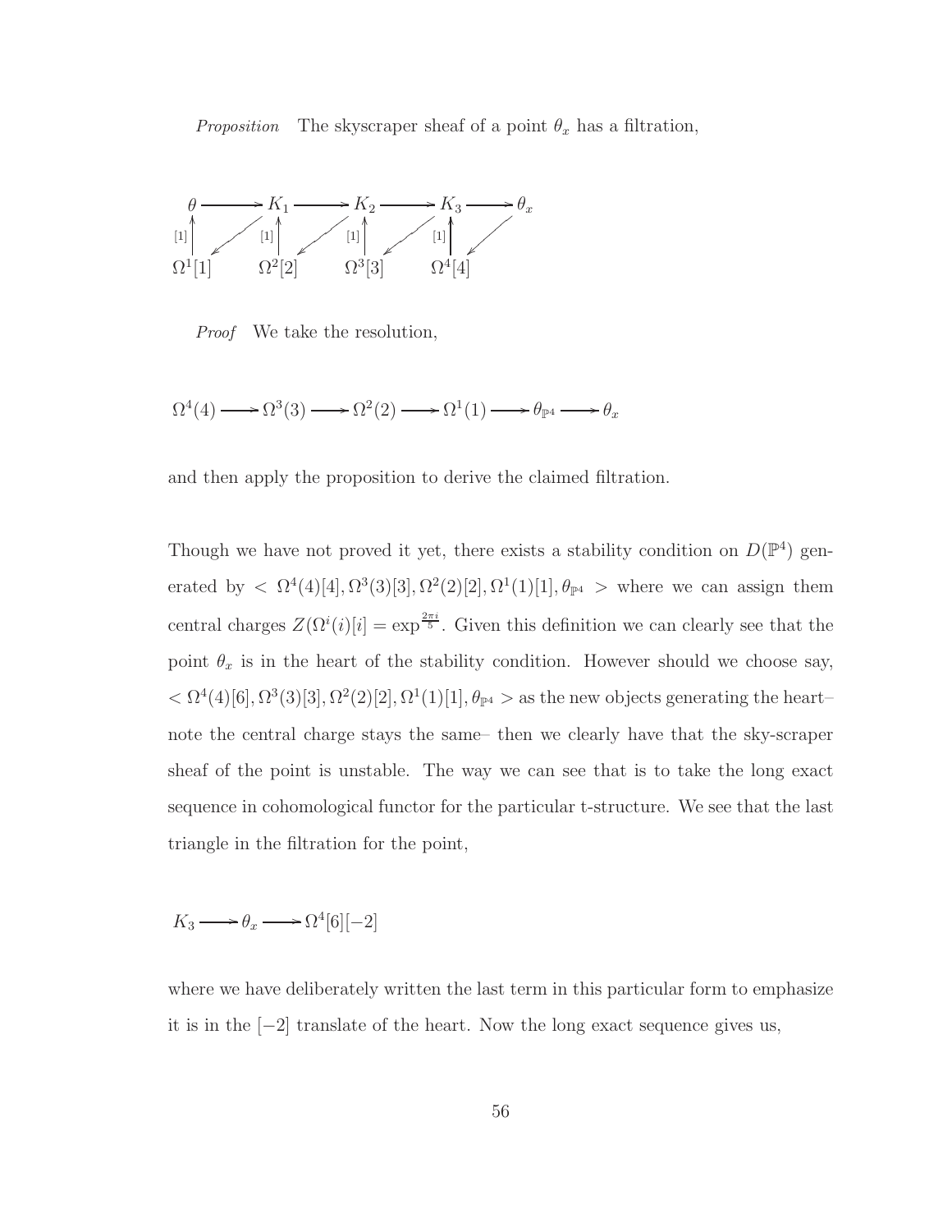*Proposition* The skyscraper sheaf of a point $\theta_x$ has a filtration,

$$\begin{array}{ccccccccc}
\theta & \longrightarrow & K_1 & \longrightarrow & K_2 & \longrightarrow & K_3 & \longrightarrow & \theta_x \\
\uparrow{\scriptstyle [1]} & \swarrow & \uparrow{\scriptstyle [1]} & \swarrow & \uparrow{\scriptstyle [1]} & \swarrow & \uparrow{\scriptstyle [1]} & \swarrow & \\
\Omega^1[1] & & \Omega^2[2] & & \Omega^3[3] & & \Omega^4[4] & &
\end{array}$$

*Proof* We take the resolution,

$$\Omega^4(4) \longrightarrow \Omega^3(3) \longrightarrow \Omega^2(2) \longrightarrow \Omega^1(1) \longrightarrow \theta_{\mathbb{P}^4} \longrightarrow \theta_x$$

and then apply the proposition to derive the claimed filtration.

Though we have not proved it yet, there exists a stability condition on $D(\mathbb{P}^4)$ generated by $< \Omega^4(4)[4], \Omega^3(3)[3], \Omega^2(2)[2], \Omega^1(1)[1], \theta_{\mathbb{P}^4} >$ where we can assign them central charges $Z(\Omega^i(i)[i] = \exp^{\frac{2\pi i}{5}}$. Given this definition we can clearly see that the point $\theta_x$ is in the heart of the stability condition. However should we choose say, $< \Omega^4(4)[6], \Omega^3(3)[3], \Omega^2(2)[2], \Omega^1(1)[1], \theta_{\mathbb{P}^4} >$ as the new objects generating the heart– note the central charge stays the same– then we clearly have that the sky-scraper sheaf of the point is unstable. The way we can see that is to take the long exact sequence in cohomological functor for the particular t-structure. We see that the last triangle in the filtration for the point,

$$K_3 \longrightarrow \theta_x \longrightarrow \Omega^4[6][-2]$$

where we have deliberately written the last term in this particular form to emphasize it is in the $[-2]$ translate of the heart. Now the long exact sequence gives us,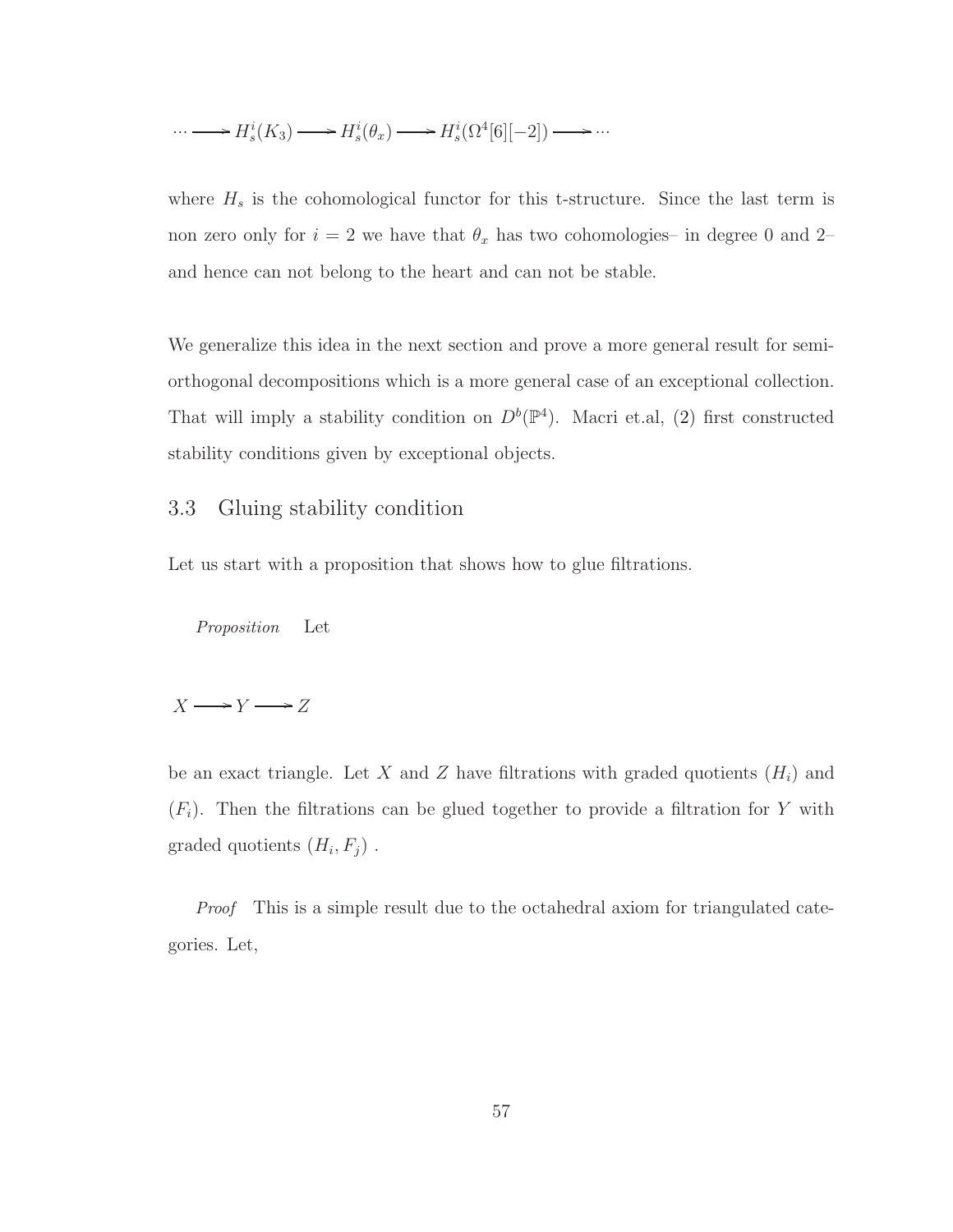$$\cdots \longrightarrow H_s^i(K_3) \longrightarrow H_s^i(\theta_x) \longrightarrow H_s^i(\Omega^4[6][-2]) \longrightarrow \cdots$$

where $H_s$ is the cohomological functor for this t-structure. Since the last term is non zero only for $i = 2$ we have that $\theta_x$ has two cohomologies– in degree 0 and 2– and hence can not belong to the heart and can not be stable.

We generalize this idea in the next section and prove a more general result for semi-orthogonal decompositions which is a more general case of an exceptional collection. That will imply a stability condition on $D^b(\mathbb{P}^4)$. Macri et.al, (2) first constructed stability conditions given by exceptional objects.

## 3.3 Gluing stability condition

Let us start with a proposition that shows how to glue filtrations.

*Proposition* Let

$$X \longrightarrow Y \longrightarrow Z$$

be an exact triangle. Let $X$ and $Z$ have filtrations with graded quotients $(H_i)$ and $(F_i)$. Then the filtrations can be glued together to provide a filtration for $Y$ with graded quotients $(H_i, F_j)$ .

*Proof* This is a simple result due to the octahedral axiom for triangulated categories. Let,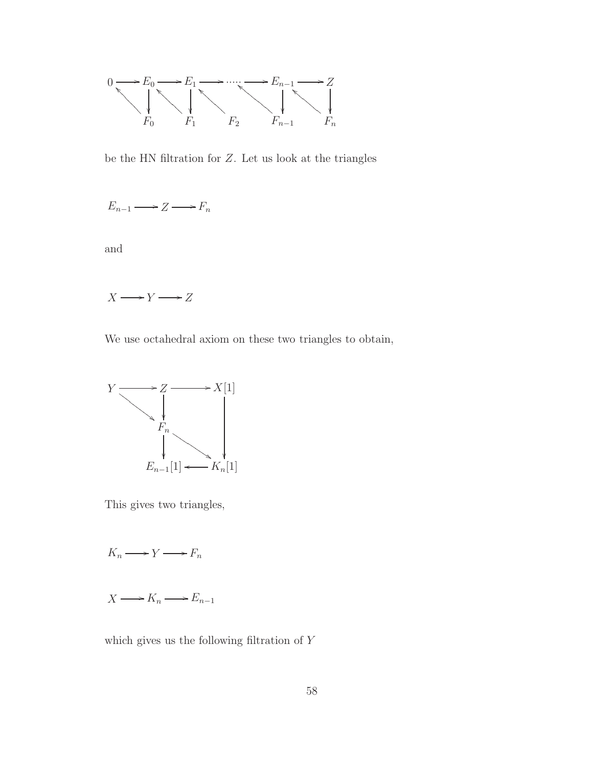$$
\begin{array}{ccccccccccc}
0 & \longrightarrow & E_0 & \longrightarrow & E_1 & \longrightarrow \cdots \longrightarrow & E_{n-1} & \longrightarrow & Z \\
 & \nwarrow & \downarrow & \nwarrow & \downarrow & \nwarrow \quad\quad \nwarrow & \downarrow & \nwarrow & \downarrow \\
 & & F_0 & & F_1 & F_2 \quad\quad & F_{n-1} & & F_n
\end{array}
$$

be the HN filtration for $Z$. Let us look at the triangles

$$E_{n-1} \longrightarrow Z \longrightarrow F_n$$

and

$$X \longrightarrow Y \longrightarrow Z$$

We use octahedral axiom on these two triangles to obtain,

$$
\begin{array}{ccccc}
Y & \longrightarrow & Z & \longrightarrow & X[1] \\
 & \searrow & \downarrow & & \downarrow \\
 & & F_n & & \\
 & & \downarrow & \searrow & \downarrow \\
 & & E_{n-1}[1] & \longleftarrow & K_n[1]
\end{array}
$$

This gives two triangles,

$$K_n \longrightarrow Y \longrightarrow F_n$$

$$X \longrightarrow K_n \longrightarrow E_{n-1}$$

which gives us the following filtration of $Y$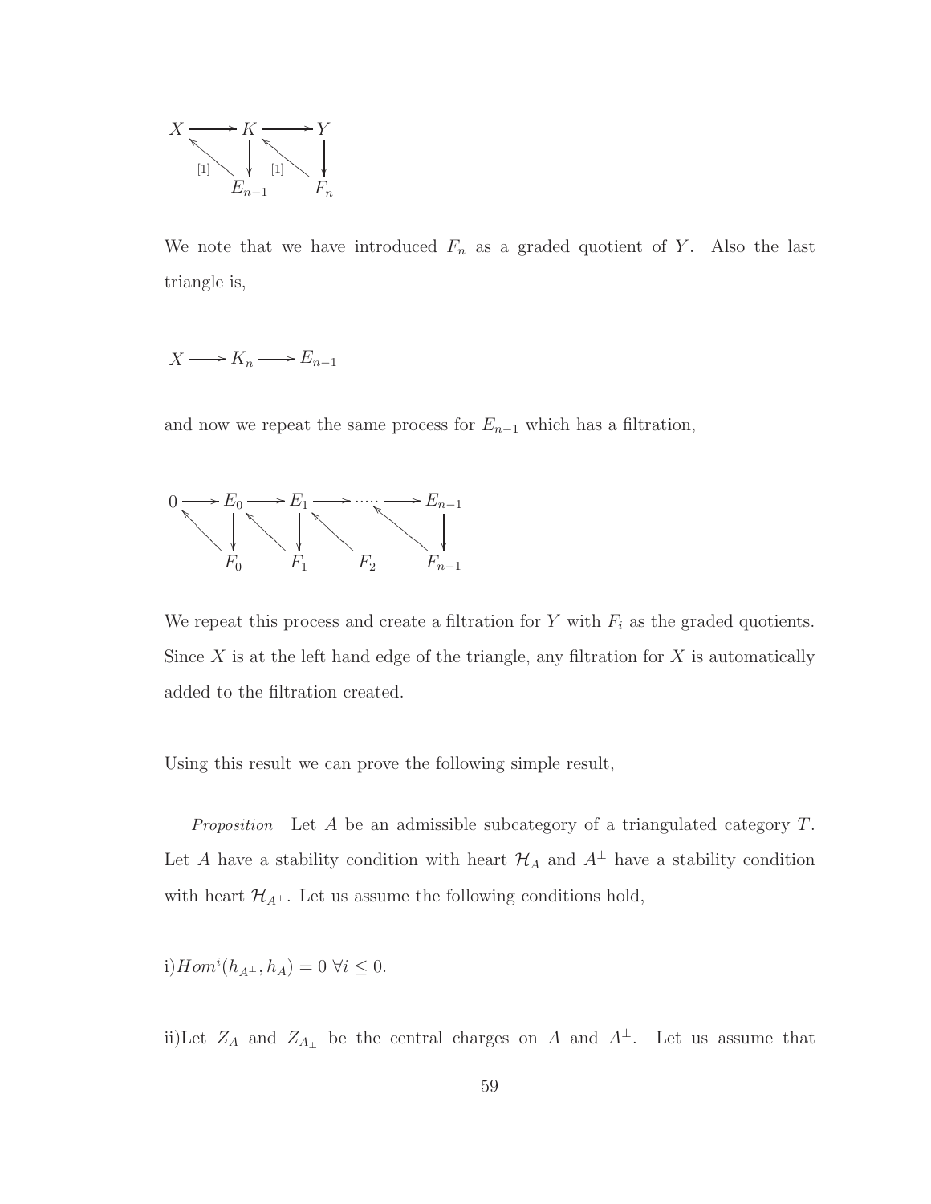$$
\begin{array}{ccccc}
X & \longrightarrow & K & \longrightarrow & Y \\
 & \nwarrow^{[1]} & \downarrow & \nwarrow^{[1]} & \downarrow \\
 & & E_{n-1} & & F_n
\end{array}
$$

We note that we have introduced $F_n$ as a graded quotient of $Y$. Also the last triangle is,

$$
X \longrightarrow K_n \longrightarrow E_{n-1}
$$

and now we repeat the same process for $E_{n-1}$ which has a filtration,

$$
\begin{array}{ccccccccc}
0 & \longrightarrow & E_0 & \longrightarrow & E_1 & \longrightarrow & \cdots & \longrightarrow & E_{n-1} \\
 & \nwarrow & \downarrow & \nwarrow & \downarrow & \nwarrow & & \nwarrow & \downarrow \\
 & & F_0 & & F_1 & & F_2 & & F_{n-1}
\end{array}
$$

We repeat this process and create a filtration for $Y$ with $F_i$ as the graded quotients. Since $X$ is at the left hand edge of the triangle, any filtration for $X$ is automatically added to the filtration created.

Using this result we can prove the following simple result,

*Proposition* Let $A$ be an admissible subcategory of a triangulated category $T$. Let $A$ have a stability condition with heart $\mathcal{H}_A$ and $A^{\perp}$ have a stability condition with heart $\mathcal{H}_{A^{\perp}}$. Let us assume the following conditions hold,

i)$Hom^i(h_{A^{\perp}}, h_A) = 0 \ \forall i \leq 0$.

ii)Let $Z_A$ and $Z_{A_{\perp}}$ be the central charges on $A$ and $A^{\perp}$. Let us assume that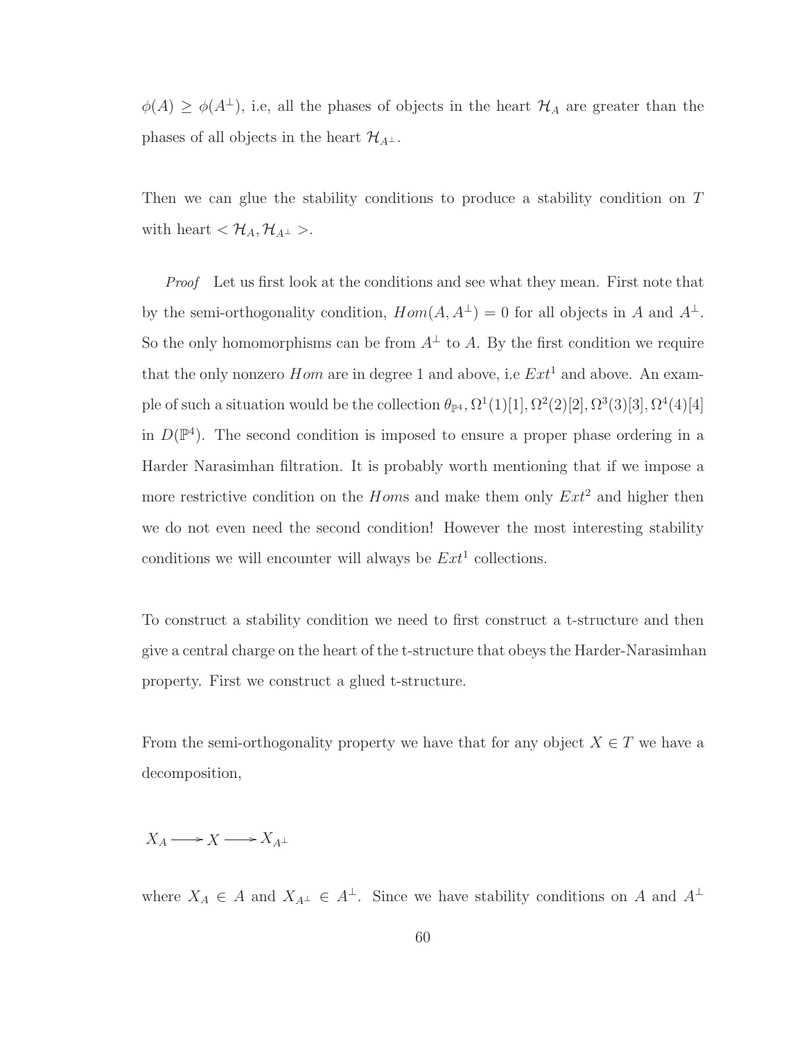$\phi(A) \geq \phi(A^{\perp})$, i.e, all the phases of objects in the heart $\mathcal{H}_A$ are greater than the phases of all objects in the heart $\mathcal{H}_{A^{\perp}}$.

Then we can glue the stability conditions to produce a stability condition on $T$ with heart $< \mathcal{H}_A, \mathcal{H}_{A^{\perp}} >$.

*Proof* Let us first look at the conditions and see what they mean. First note that by the semi-orthogonality condition, $Hom(A, A^{\perp}) = 0$ for all objects in $A$ and $A^{\perp}$. So the only homomorphisms can be from $A^{\perp}$ to $A$. By the first condition we require that the only nonzero $Hom$ are in degree 1 and above, i.e $Ext^1$ and above. An example of such a situation would be the collection $\theta_{\mathbb{P}^4}, \Omega^1(1)[1], \Omega^2(2)[2], \Omega^3(3)[3], \Omega^4(4)[4]$ in $D(\mathbb{P}^4)$. The second condition is imposed to ensure a proper phase ordering in a Harder Narasimhan filtration. It is probably worth mentioning that if we impose a more restrictive condition on the $Hom$s and make them only $Ext^2$ and higher then we do not even need the second condition! However the most interesting stability conditions we will encounter will always be $Ext^1$ collections.

To construct a stability condition we need to first construct a t-structure and then give a central charge on the heart of the t-structure that obeys the Harder-Narasimhan property. First we construct a glued t-structure.

From the semi-orthogonality property we have that for any object $X \in T$ we have a decomposition,

$$X_A \longrightarrow X \longrightarrow X_{A^{\perp}}$$

where $X_A \in A$ and $X_{A^{\perp}} \in A^{\perp}$. Since we have stability conditions on $A$ and $A^{\perp}$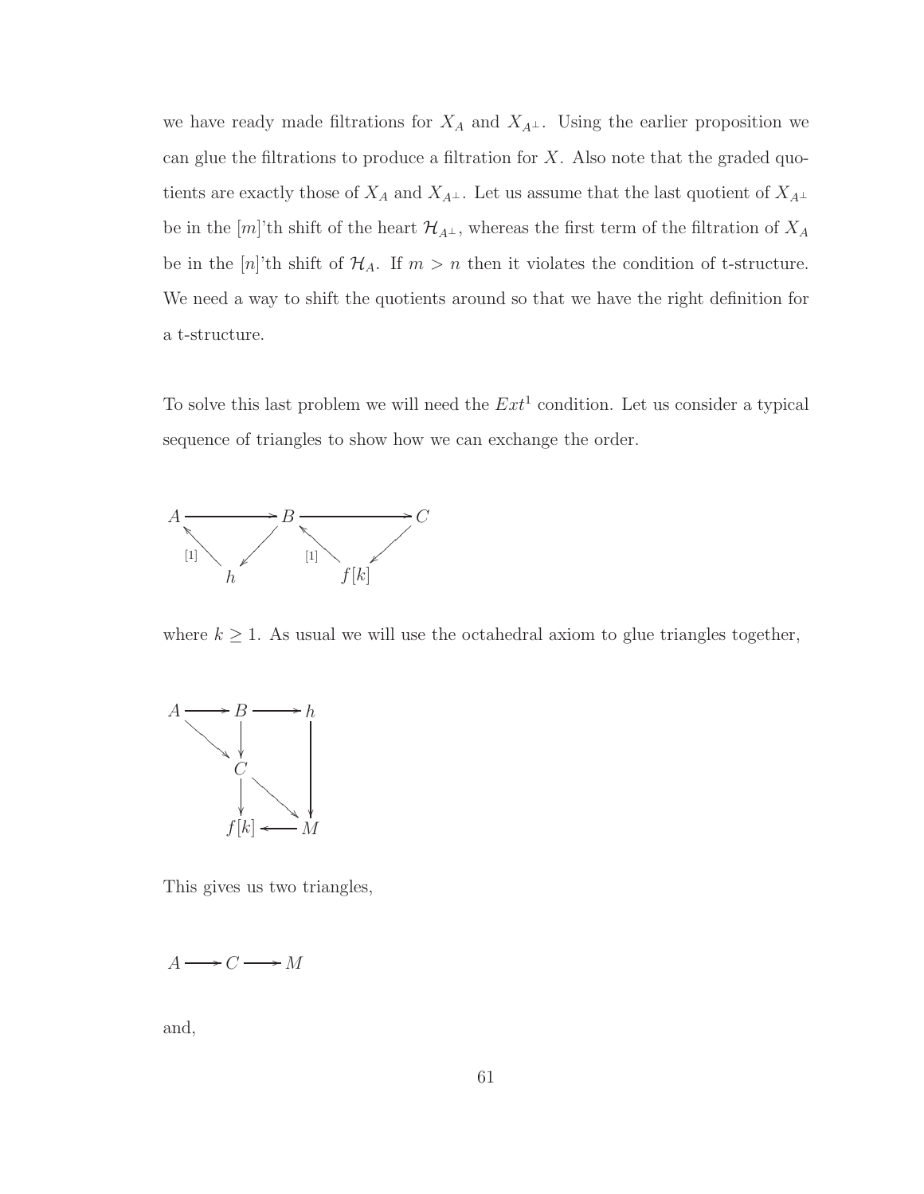we have ready made filtrations for $X_A$ and $X_{A^\perp}$. Using the earlier proposition we can glue the filtrations to produce a filtration for $X$. Also note that the graded quotients are exactly those of $X_A$ and $X_{A^\perp}$. Let us assume that the last quotient of $X_{A^\perp}$ be in the $[m]$'th shift of the heart $\mathcal{H}_{A^\perp}$, whereas the first term of the filtration of $X_A$ be in the $[n]$'th shift of $\mathcal{H}_A$. If $m > n$ then it violates the condition of t-structure. We need a way to shift the quotients around so that we have the right definition for a t-structure.

To solve this last problem we will need the $Ext^1$ condition. Let us consider a typical sequence of triangles to show how we can exchange the order.

$$
\begin{array}{ccccc}
A & \longrightarrow & B & \longrightarrow & C \\
{\scriptstyle [1]}\nwarrow & \swarrow & {\scriptstyle [1]}\nwarrow & \swarrow & \\
 & h & & f[k] &
\end{array}
$$

where $k \geq 1$. As usual we will use the octahedral axiom to glue triangles together,

$$
\begin{array}{ccccc}
A & \longrightarrow & B & \longrightarrow & h \\
 & \searrow & \downarrow & & \downarrow \\
 & & C & & \\
 & & \downarrow & \searrow & \\
 & & f[k] & \longleftarrow & M
\end{array}
$$

This gives us two triangles,

$$A \longrightarrow C \longrightarrow M$$

and,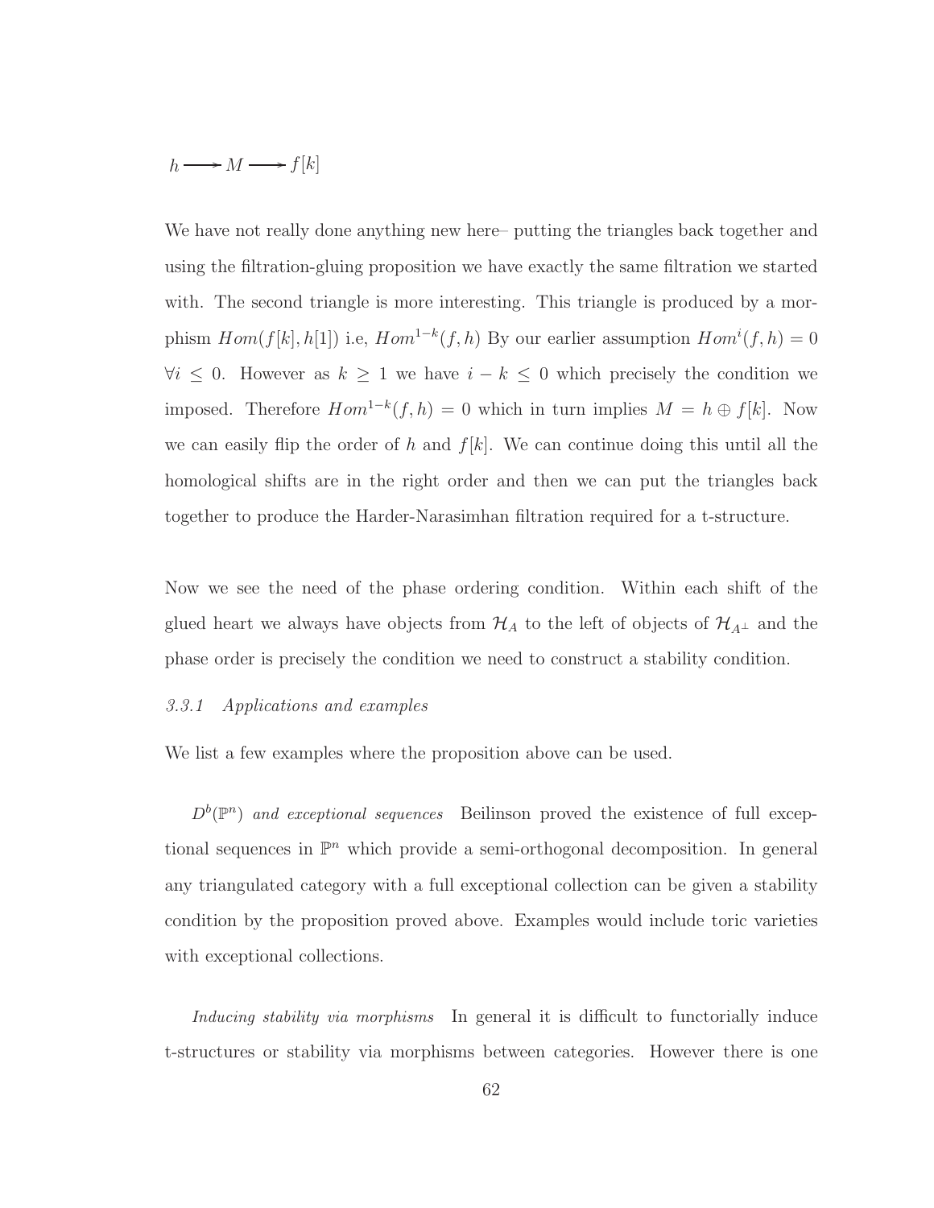$$h \longrightarrow M \longrightarrow f[k]$$

We have not really done anything new here– putting the triangles back together and using the filtration-gluing proposition we have exactly the same filtration we started with. The second triangle is more interesting. This triangle is produced by a morphism $Hom(f[k], h[1])$ i.e, $Hom^{1-k}(f, h)$ By our earlier assumption $Hom^i(f, h) = 0$ $\forall i \leq 0$. However as $k \geq 1$ we have $i - k \leq 0$ which precisely the condition we imposed. Therefore $Hom^{1-k}(f, h) = 0$ which in turn implies $M = h \oplus f[k]$. Now we can easily flip the order of $h$ and $f[k]$. We can continue doing this until all the homological shifts are in the right order and then we can put the triangles back together to produce the Harder-Narasimhan filtration required for a t-structure.

Now we see the need of the phase ordering condition. Within each shift of the glued heart we always have objects from $\mathcal{H}_A$ to the left of objects of $\mathcal{H}_{A^\perp}$ and the phase order is precisely the condition we need to construct a stability condition.

### *3.3.1 Applications and examples*

We list a few examples where the proposition above can be used.

*$D^b(\mathbb{P}^n)$ and exceptional sequences* Beilinson proved the existence of full exceptional sequences in $\mathbb{P}^n$ which provide a semi-orthogonal decomposition. In general any triangulated category with a full exceptional collection can be given a stability condition by the proposition proved above. Examples would include toric varieties with exceptional collections.

*Inducing stability via morphisms* In general it is difficult to functorially induce t-structures or stability via morphisms between categories. However there is one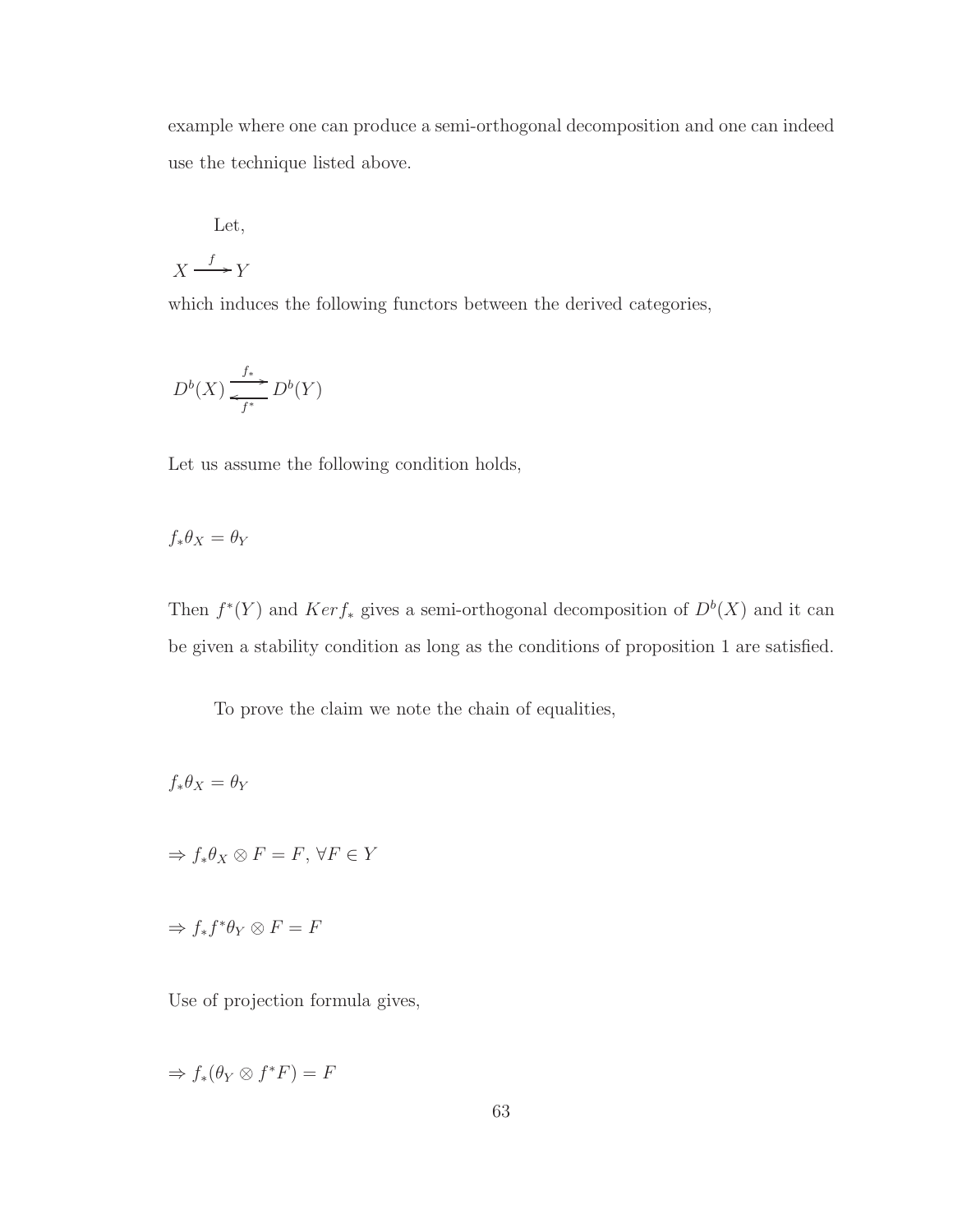example where one can produce a semi-orthogonal decomposition and one can indeed use the technique listed above.

Let,

$$X \xrightarrow{f} Y$$

which induces the following functors between the derived categories,

$$D^b(X) \underset{f^*}{\overset{f_*}{\rightleftarrows}} D^b(Y)$$

Let us assume the following condition holds,

$$f_*\theta_X = \theta_Y$$

Then $f^*(Y)$ and $Ker f_*$ gives a semi-orthogonal decomposition of $D^b(X)$ and it can be given a stability condition as long as the conditions of proposition 1 are satisfied.

To prove the claim we note the chain of equalities,

$$f_*\theta_X = \theta_Y$$

$$\Rightarrow f_*\theta_X \otimes F = F, \, \forall F \in Y$$

$$\Rightarrow f_*f^*\theta_Y \otimes F = F$$

Use of projection formula gives,

$$\Rightarrow f_*(\theta_Y \otimes f^*F) = F$$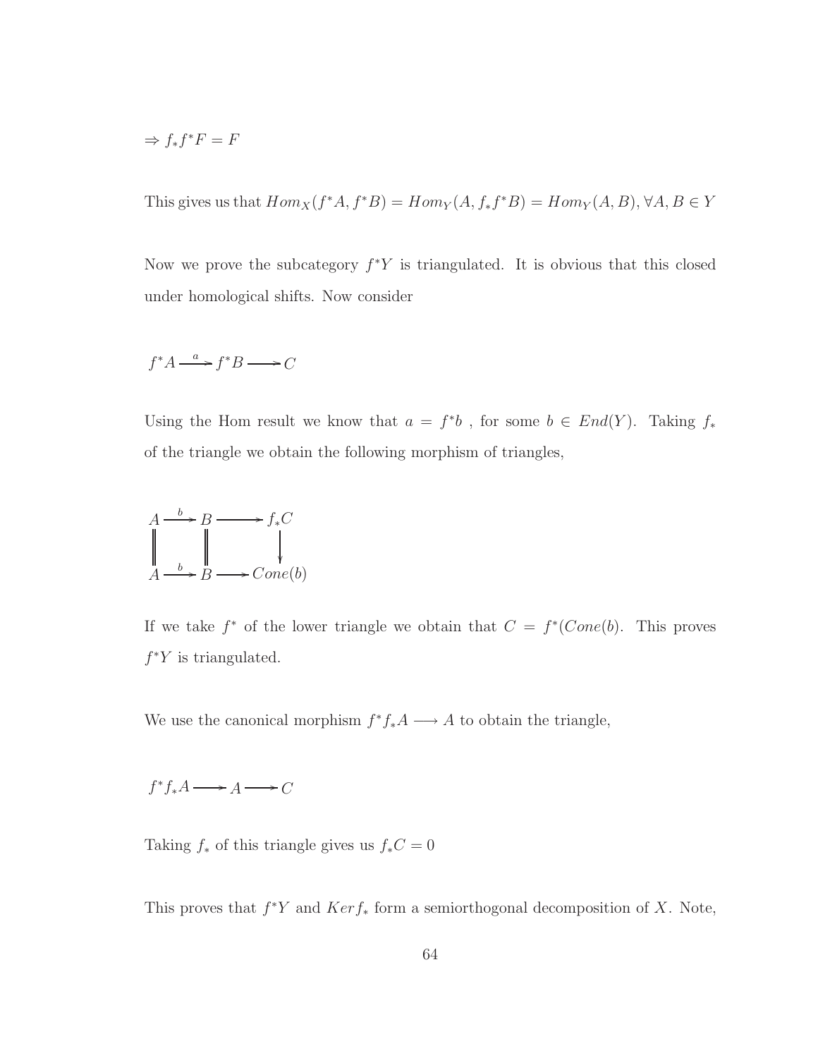$$\Rightarrow f_* f^* F = F$$

This gives us that $Hom_X(f^*A, f^*B) = Hom_Y(A, f_*f^*B) = Hom_Y(A, B), \forall A, B \in Y$

Now we prove the subcategory $f^*Y$ is triangulated. It is obvious that this closed under homological shifts. Now consider

$$f^*A \xrightarrow{a} f^*B \longrightarrow C$$

Using the Hom result we know that $a = f^*b$ , for some $b \in End(Y)$. Taking $f_*$ of the triangle we obtain the following morphism of triangles,

$$\begin{array}{ccccc} A & \xrightarrow{b} & B & \longrightarrow & f_*C \\ \| & & \| & & \downarrow \\ A & \xrightarrow{b} & B & \longrightarrow & Cone(b) \end{array}$$

If we take $f^*$ of the lower triangle we obtain that $C = f^*(Cone(b)$. This proves $f^*Y$ is triangulated.

We use the canonical morphism $f^*f_*A \longrightarrow A$ to obtain the triangle,

$$f^*f_*A \longrightarrow A \longrightarrow C$$

Taking $f_*$ of this triangle gives us $f_*C = 0$

This proves that $f^*Y$ and $Ker f_*$ form a semiorthogonal decomposition of $X$. Note,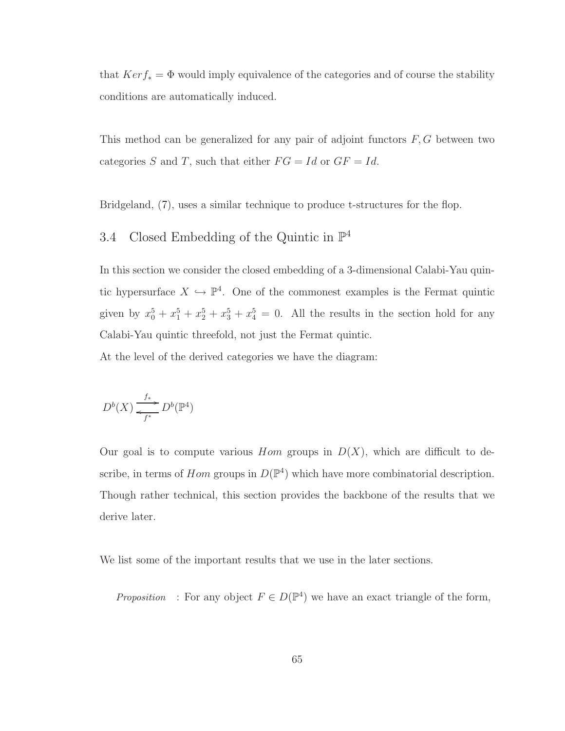that $Ker f_* = \Phi$ would imply equivalence of the categories and of course the stability conditions are automatically induced.

This method can be generalized for any pair of adjoint functors $F, G$ between two categories $S$ and $T$, such that either $FG = Id$ or $GF = Id$.

Bridgeland, (7), uses a similar technique to produce t-structures for the flop.

## 3.4 Closed Embedding of the Quintic in $\mathbb{P}^4$

In this section we consider the closed embedding of a 3-dimensional Calabi-Yau quintic hypersurface $X \hookrightarrow \mathbb{P}^4$. One of the commonest examples is the Fermat quintic given by $x_0^5 + x_1^5 + x_2^5 + x_3^5 + x_4^5 = 0$. All the results in the section hold for any Calabi-Yau quintic threefold, not just the Fermat quintic.
At the level of the derived categories we have the diagram:

$$D^b(X) \underset{f^*}{\overset{f_*}{\rightleftarrows}} D^b(\mathbb{P}^4)$$

Our goal is to compute various $Hom$ groups in $D(X)$, which are difficult to describe, in terms of $Hom$ groups in $D(\mathbb{P}^4)$ which have more combinatorial description. Though rather technical, this section provides the backbone of the results that we derive later.

We list some of the important results that we use in the later sections.

*Proposition* : For any object $F \in D(\mathbb{P}^4)$ we have an exact triangle of the form,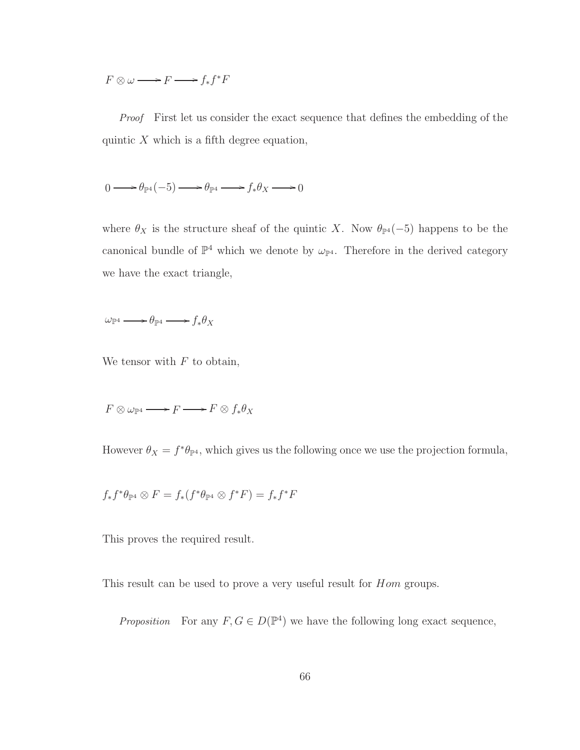$$F \otimes \omega \longrightarrow F \longrightarrow f_* f^* F$$

*Proof* First let us consider the exact sequence that defines the embedding of the quintic $X$ which is a fifth degree equation,

$$0 \longrightarrow \theta_{\mathbb{P}^4}(-5) \longrightarrow \theta_{\mathbb{P}^4} \longrightarrow f_* \theta_X \longrightarrow 0$$

where $\theta_X$ is the structure sheaf of the quintic $X$. Now $\theta_{\mathbb{P}^4}(-5)$ happens to be the canonical bundle of $\mathbb{P}^4$ which we denote by $\omega_{\mathbb{P}^4}$. Therefore in the derived category we have the exact triangle,

$$\omega_{\mathbb{P}^4} \longrightarrow \theta_{\mathbb{P}^4} \longrightarrow f_* \theta_X$$

We tensor with $F$ to obtain,

$$F \otimes \omega_{\mathbb{P}^4} \longrightarrow F \longrightarrow F \otimes f_* \theta_X$$

However $\theta_X = f^* \theta_{\mathbb{P}^4}$, which gives us the following once we use the projection formula,

$$f_* f^* \theta_{\mathbb{P}^4} \otimes F = f_*(f^* \theta_{\mathbb{P}^4} \otimes f^* F) = f_* f^* F$$

This proves the required result.

This result can be used to prove a very useful result for $Hom$ groups.

*Proposition* For any $F, G \in D(\mathbb{P}^4)$ we have the following long exact sequence,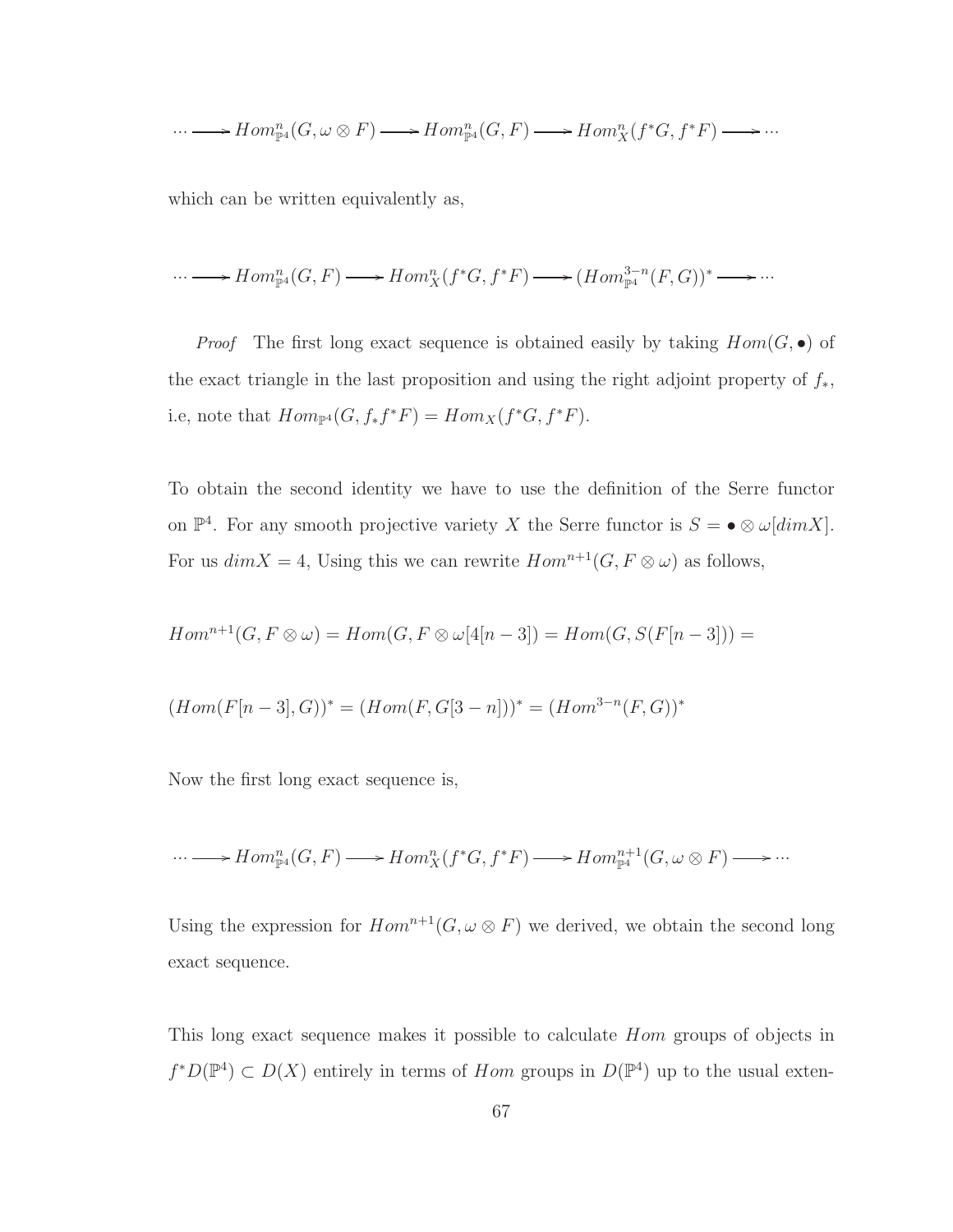$$\cdots \longrightarrow Hom^n_{\mathbb{P}^4}(G, \omega \otimes F) \longrightarrow Hom^n_{\mathbb{P}^4}(G, F) \longrightarrow Hom^n_X(f^*G, f^*F) \longrightarrow \cdots$$

which can be written equivalently as,

$$\cdots \longrightarrow Hom^n_{\mathbb{P}^4}(G, F) \longrightarrow Hom^n_X(f^*G, f^*F) \longrightarrow (Hom^{3-n}_{\mathbb{P}^4}(F, G))^* \longrightarrow \cdots$$

*Proof* The first long exact sequence is obtained easily by taking $Hom(G, \bullet)$ of the exact triangle in the last proposition and using the right adjoint property of $f_*$, i.e, note that $Hom_{\mathbb{P}^4}(G, f_*f^*F) = Hom_X(f^*G, f^*F)$.

To obtain the second identity we have to use the definition of the Serre functor on $\mathbb{P}^4$. For any smooth projective variety $X$ the Serre functor is $S = \bullet \otimes \omega[dimX]$. For us $dimX = 4$, Using this we can rewrite $Hom^{n+1}(G, F \otimes \omega)$ as follows,

$$Hom^{n+1}(G, F \otimes \omega) = Hom(G, F \otimes \omega[4[n-3]) = Hom(G, S(F[n-3])) =$$

$$(Hom(F[n-3], G))^* = (Hom(F, G[3-n]))^* = (Hom^{3-n}(F, G))^*$$

Now the first long exact sequence is,

$$\cdots \longrightarrow Hom^n_{\mathbb{P}^4}(G, F) \longrightarrow Hom^n_X(f^*G, f^*F) \longrightarrow Hom^{n+1}_{\mathbb{P}^4}(G, \omega \otimes F) \longrightarrow \cdots$$

Using the expression for $Hom^{n+1}(G, \omega \otimes F)$ we derived, we obtain the second long exact sequence.

This long exact sequence makes it possible to calculate $Hom$ groups of objects in $f^*D(\mathbb{P}^4) \subset D(X)$ entirely in terms of $Hom$ groups in $D(\mathbb{P}^4)$ up to the usual exten-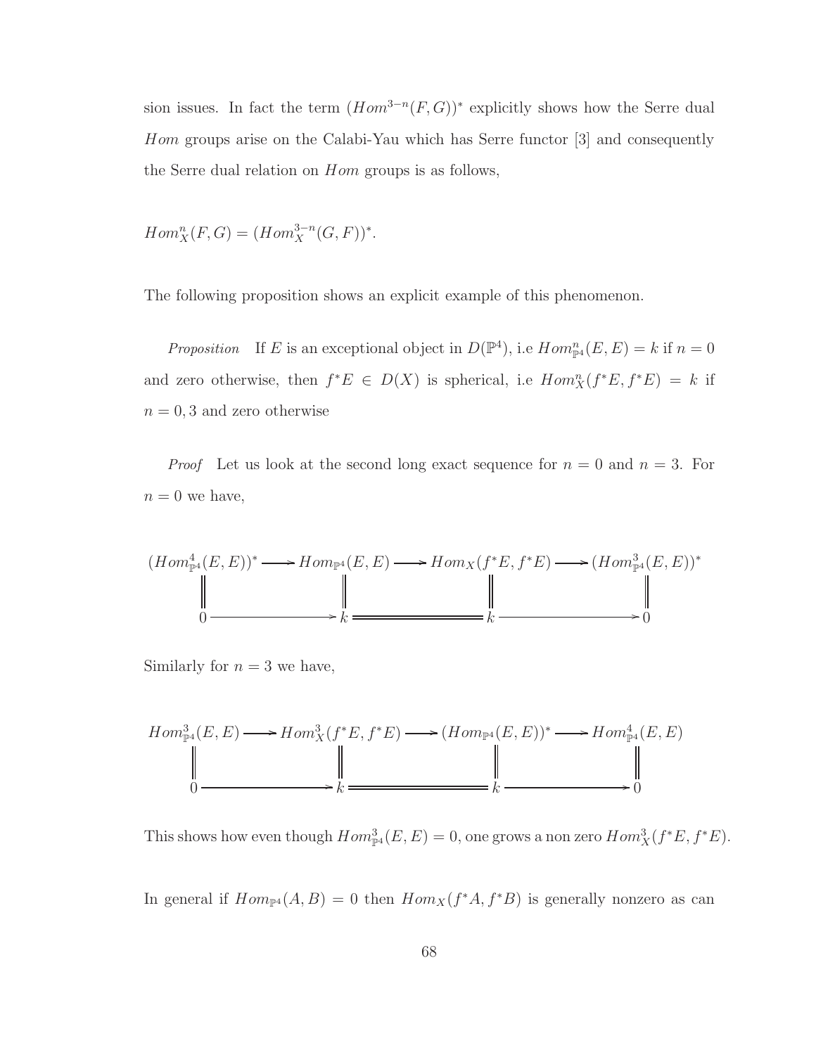sion issues. In fact the term $(Hom^{3-n}(F,G))^*$ explicitly shows how the Serre dual $Hom$ groups arise on the Calabi-Yau which has Serre functor [3] and consequently the Serre dual relation on $Hom$ groups is as follows,

$$Hom^n_X(F,G) = (Hom^{3-n}_X(G,F))^*.$$

The following proposition shows an explicit example of this phenomenon.

*Proposition* If $E$ is an exceptional object in $D(\mathbb{P}^4)$, i.e $Hom^n_{\mathbb{P}^4}(E,E) = k$ if $n = 0$ and zero otherwise, then $f^*E \in D(X)$ is spherical, i.e $Hom^n_X(f^*E, f^*E) = k$ if $n = 0, 3$ and zero otherwise

*Proof* Let us look at the second long exact sequence for $n = 0$ and $n = 3$. For $n = 0$ we have,

$$\begin{array}{ccccccc}
(Hom^4_{\mathbb{P}^4}(E,E))^* & \longrightarrow & Hom_{\mathbb{P}^4}(E,E) & \longrightarrow & Hom_X(f^*E, f^*E) & \longrightarrow & (Hom^3_{\mathbb{P}^4}(E,E))^* \\
\| & & \| & & \| & & \| \\
0 & \longrightarrow & k & = & k & \longrightarrow & 0
\end{array}$$

Similarly for $n = 3$ we have,

$$\begin{array}{ccccccc}
Hom^3_{\mathbb{P}^4}(E,E) & \longrightarrow & Hom^3_X(f^*E, f^*E) & \longrightarrow & (Hom_{\mathbb{P}^4}(E,E))^* & \longrightarrow & Hom^4_{\mathbb{P}^4}(E,E) \\
\| & & \| & & \| & & \| \\
0 & \longrightarrow & k & = & k & \longrightarrow & 0
\end{array}$$

This shows how even though $Hom^3_{\mathbb{P}^4}(E,E) = 0$, one grows a non zero $Hom^3_X(f^*E, f^*E)$.

In general if $Hom_{\mathbb{P}^4}(A,B) = 0$ then $Hom_X(f^*A, f^*B)$ is generally nonzero as can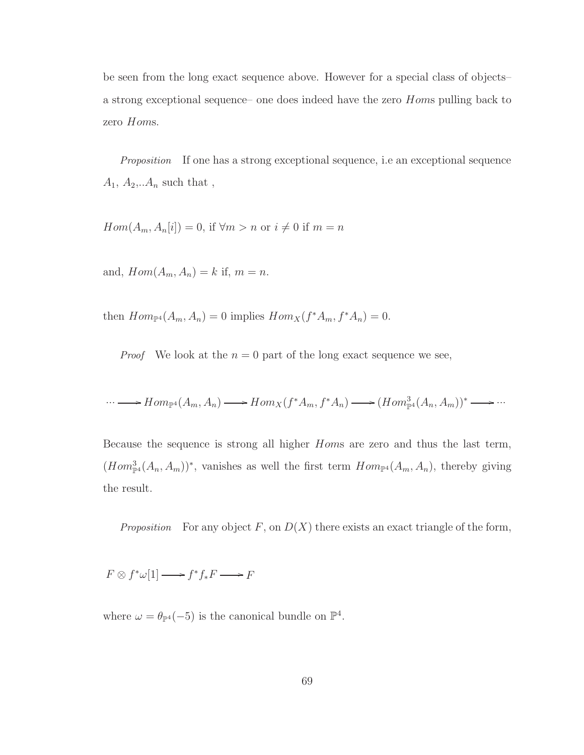be seen from the long exact sequence above. However for a special class of objects– a strong exceptional sequence– one does indeed have the zero $Hom$s pulling back to zero $Hom$s.

*Proposition* If one has a strong exceptional sequence, i.e an exceptional sequence $A_1$, $A_2$,..$A_n$ such that ,

$Hom(A_m, A_n[i]) = 0$, if $\forall m > n$ or $i \neq 0$ if $m = n$

and, $Hom(A_m, A_n) = k$ if, $m = n$.

then $Hom_{\mathbb{P}^4}(A_m, A_n) = 0$ implies $Hom_X(f^*A_m, f^*A_n) = 0$.

*Proof* We look at the $n = 0$ part of the long exact sequence we see,

$$\cdots \longrightarrow Hom_{\mathbb{P}^4}(A_m, A_n) \longrightarrow Hom_X(f^*A_m, f^*A_n) \longrightarrow (Hom^3_{\mathbb{P}^4}(A_n, A_m))^* \longrightarrow \cdots$$

Because the sequence is strong all higher $Hom$s are zero and thus the last term, $(Hom^3_{\mathbb{P}^4}(A_n, A_m))^*$, vanishes as well the first term $Hom_{\mathbb{P}^4}(A_m, A_n)$, thereby giving the result.

*Proposition* For any object $F$, on $D(X)$ there exists an exact triangle of the form,

$$F \otimes f^*\omega[1] \longrightarrow f^*f_*F \longrightarrow F$$

where $\omega = \theta_{\mathbb{P}^4}(-5)$ is the canonical bundle on $\mathbb{P}^4$.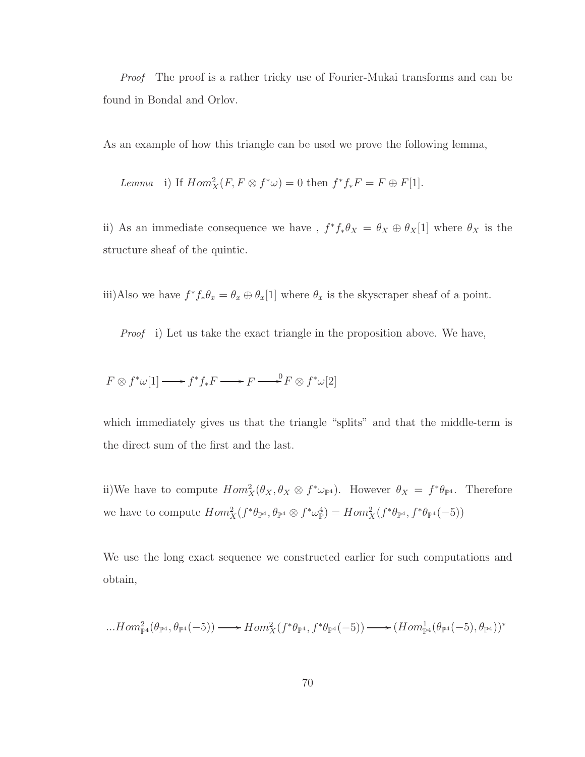*Proof* The proof is a rather tricky use of Fourier-Mukai transforms and can be found in Bondal and Orlov.

As an example of how this triangle can be used we prove the following lemma,

*Lemma* i) If $Hom^2_X(F, F \otimes f^*\omega) = 0$ then $f^*f_*F = F \oplus F[1]$.

ii) As an immediate consequence we have , $f^*f_*\theta_X = \theta_X \oplus \theta_X[1]$ where $\theta_X$ is the structure sheaf of the quintic.

iii)Also we have $f^*f_*\theta_x = \theta_x \oplus \theta_x[1]$ where $\theta_x$ is the skyscraper sheaf of a point.

*Proof* i) Let us take the exact triangle in the proposition above. We have,

$$F \otimes f^*\omega[1] \longrightarrow f^*f_*F \longrightarrow F \xrightarrow{0} F \otimes f^*\omega[2]$$

which immediately gives us that the triangle "splits" and that the middle-term is the direct sum of the first and the last.

ii)We have to compute $Hom^2_X(\theta_X, \theta_X \otimes f^*\omega_{\mathbb{P}^4})$. However $\theta_X = f^*\theta_{\mathbb{P}^4}$. Therefore we have to compute $Hom^2_X(f^*\theta_{\mathbb{P}^4}, \theta_{\mathbb{P}^4} \otimes f^*\omega^4_{\mathbb{P}}) = Hom^2_X(f^*\theta_{\mathbb{P}^4}, f^*\theta_{\mathbb{P}^4}(-5))$

We use the long exact sequence we constructed earlier for such computations and obtain,

$$...Hom^2_{\mathbb{P}^4}(\theta_{\mathbb{P}^4}, \theta_{\mathbb{P}^4}(-5)) \longrightarrow Hom^2_X(f^*\theta_{\mathbb{P}^4}, f^*\theta_{\mathbb{P}^4}(-5)) \longrightarrow (Hom^1_{\mathbb{P}^4}(\theta_{\mathbb{P}^4}(-5), \theta_{\mathbb{P}^4}))^*$$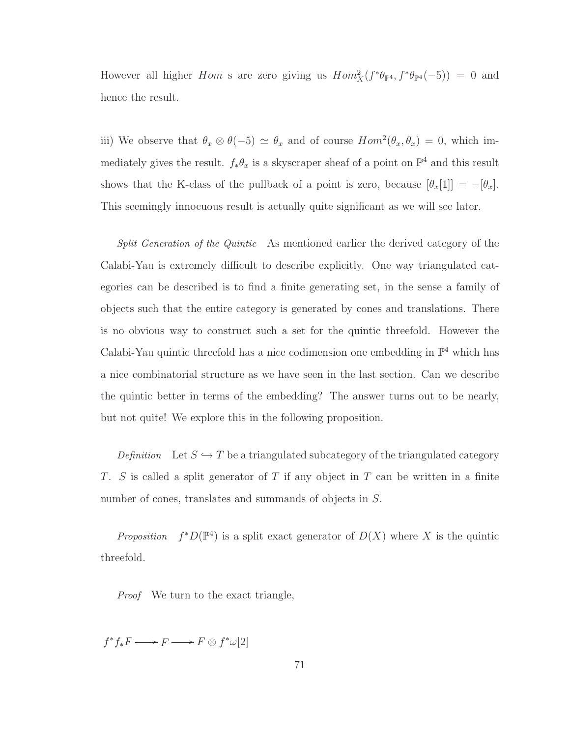However all higher $Hom$ s are zero giving us $Hom^2_X(f^*\theta_{\mathbb{P}^4}, f^*\theta_{\mathbb{P}^4}(-5)) = 0$ and hence the result.

iii) We observe that $\theta_x \otimes \theta(-5) \simeq \theta_x$ and of course $Hom^2(\theta_x, \theta_x) = 0$, which immediately gives the result. $f_*\theta_x$ is a skyscraper sheaf of a point on $\mathbb{P}^4$ and this result shows that the K-class of the pullback of a point is zero, because $[\theta_x[1]] = -[\theta_x]$. This seemingly innocuous result is actually quite significant as we will see later.

*Split Generation of the Quintic* As mentioned earlier the derived category of the Calabi-Yau is extremely difficult to describe explicitly. One way triangulated categories can be described is to find a finite generating set, in the sense a family of objects such that the entire category is generated by cones and translations. There is no obvious way to construct such a set for the quintic threefold. However the Calabi-Yau quintic threefold has a nice codimension one embedding in $\mathbb{P}^4$ which has a nice combinatorial structure as we have seen in the last section. Can we describe the quintic better in terms of the embedding? The answer turns out to be nearly, but not quite! We explore this in the following proposition.

*Definition* Let $S \hookrightarrow T$ be a triangulated subcategory of the triangulated category $T$. $S$ is called a split generator of $T$ if any object in $T$ can be written in a finite number of cones, translates and summands of objects in $S$.

*Proposition* $f^*D(\mathbb{P}^4)$ is a split exact generator of $D(X)$ where $X$ is the quintic threefold.

*Proof* We turn to the exact triangle,

$$f^*f_*F \longrightarrow F \longrightarrow F \otimes f^*\omega[2]$$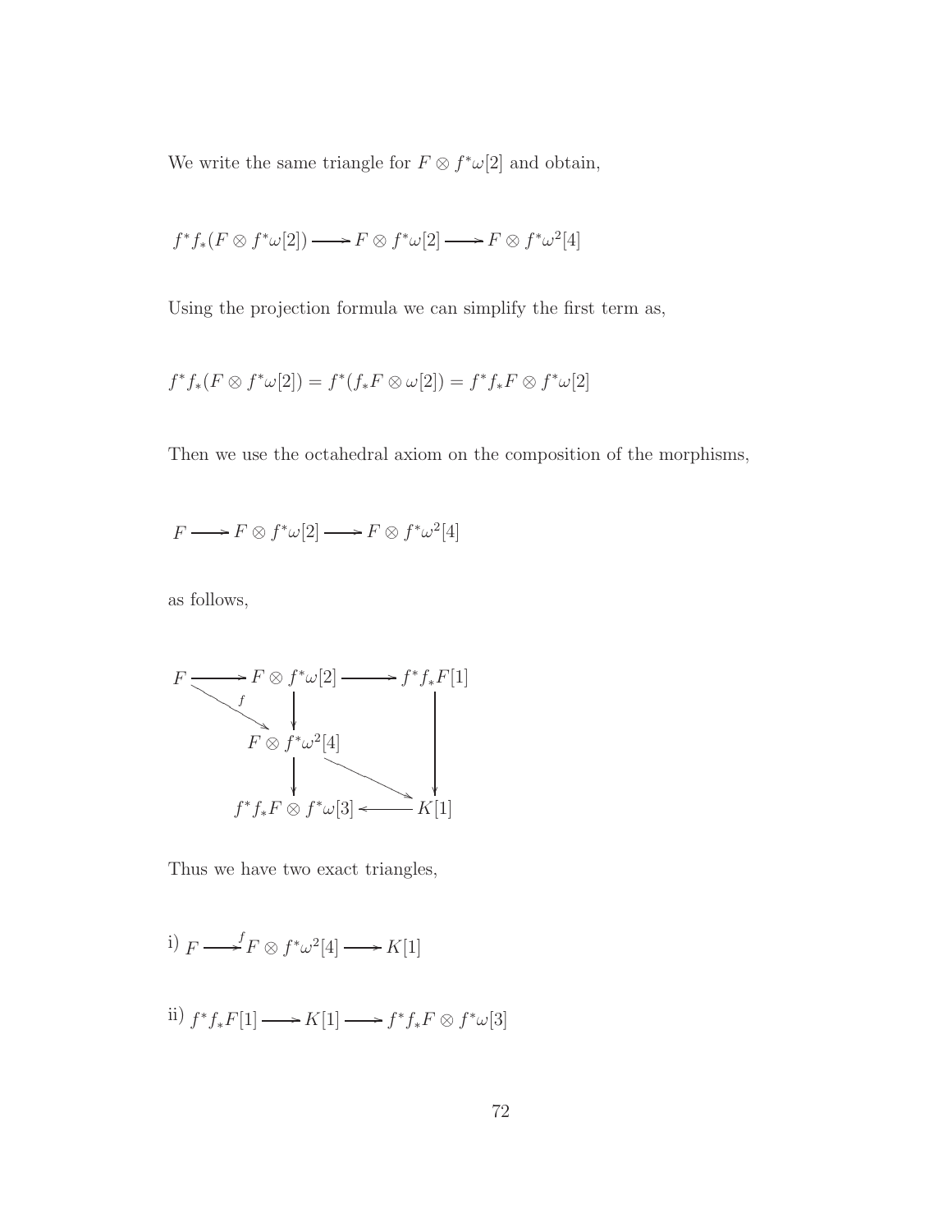We write the same triangle for $F \otimes f^*\omega[2]$ and obtain,

$$f^*f_*(F \otimes f^*\omega[2]) \longrightarrow F \otimes f^*\omega[2] \longrightarrow F \otimes f^*\omega^2[4]$$

Using the projection formula we can simplify the first term as,

$$f^*f_*(F \otimes f^*\omega[2]) = f^*(f_*F \otimes \omega[2]) = f^*f_*F \otimes f^*\omega[2]$$

Then we use the octahedral axiom on the composition of the morphisms,

$$F \longrightarrow F \otimes f^*\omega[2] \longrightarrow F \otimes f^*\omega^2[4]$$

as follows,

$$\begin{array}{ccccc}
F & \longrightarrow & F \otimes f^*\omega[2] & \longrightarrow & f^*f_*F[1] \\
 & \searrow^{f} & \downarrow & & \downarrow \\
 & & F \otimes f^*\omega^2[4] & & \\
 & & \downarrow & \searrow & \downarrow \\
 & & f^*f_*F \otimes f^*\omega[3] & \longleftarrow & K[1]
\end{array}$$

Thus we have two exact triangles,

i) $F \xrightarrow{f} F \otimes f^*\omega^2[4] \longrightarrow K[1]$

ii) $f^*f_*F[1] \longrightarrow K[1] \longrightarrow f^*f_*F \otimes f^*\omega[3]$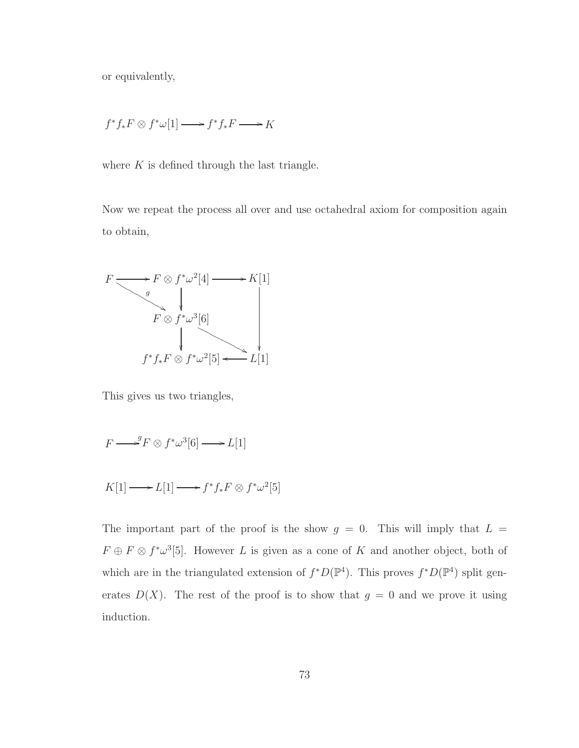or equivalently,

$$f^*f_*F \otimes f^*\omega[1] \longrightarrow f^*f_*F \longrightarrow K$$

where $K$ is defined through the last triangle.

Now we repeat the process all over and use octahedral axiom for composition again to obtain,

$$\begin{array}{ccccc}
F & \longrightarrow & F \otimes f^*\omega^2[4] & \longrightarrow & K[1] \\
& \overset{g}{\searrow} & \downarrow & & \downarrow \\
& & F \otimes f^*\omega^3[6] & & \\
& & \downarrow & \searrow & \\
& & f^*f_*F \otimes f^*\omega^2[5] & \longleftarrow & L[1]
\end{array}$$

This gives us two triangles,

$$F \xrightarrow{g} F \otimes f^*\omega^3[6] \longrightarrow L[1]$$

$$K[1] \longrightarrow L[1] \longrightarrow f^*f_*F \otimes f^*\omega^2[5]$$

The important part of the proof is the show $g = 0$. This will imply that $L = F \oplus F \otimes f^*\omega^3[5]$. However $L$ is given as a cone of $K$ and another object, both of which are in the triangulated extension of $f^*D(\mathbb{P}^4)$. This proves $f^*D(\mathbb{P}^4)$ split generates $D(X)$. The rest of the proof is to show that $g = 0$ and we prove it using induction.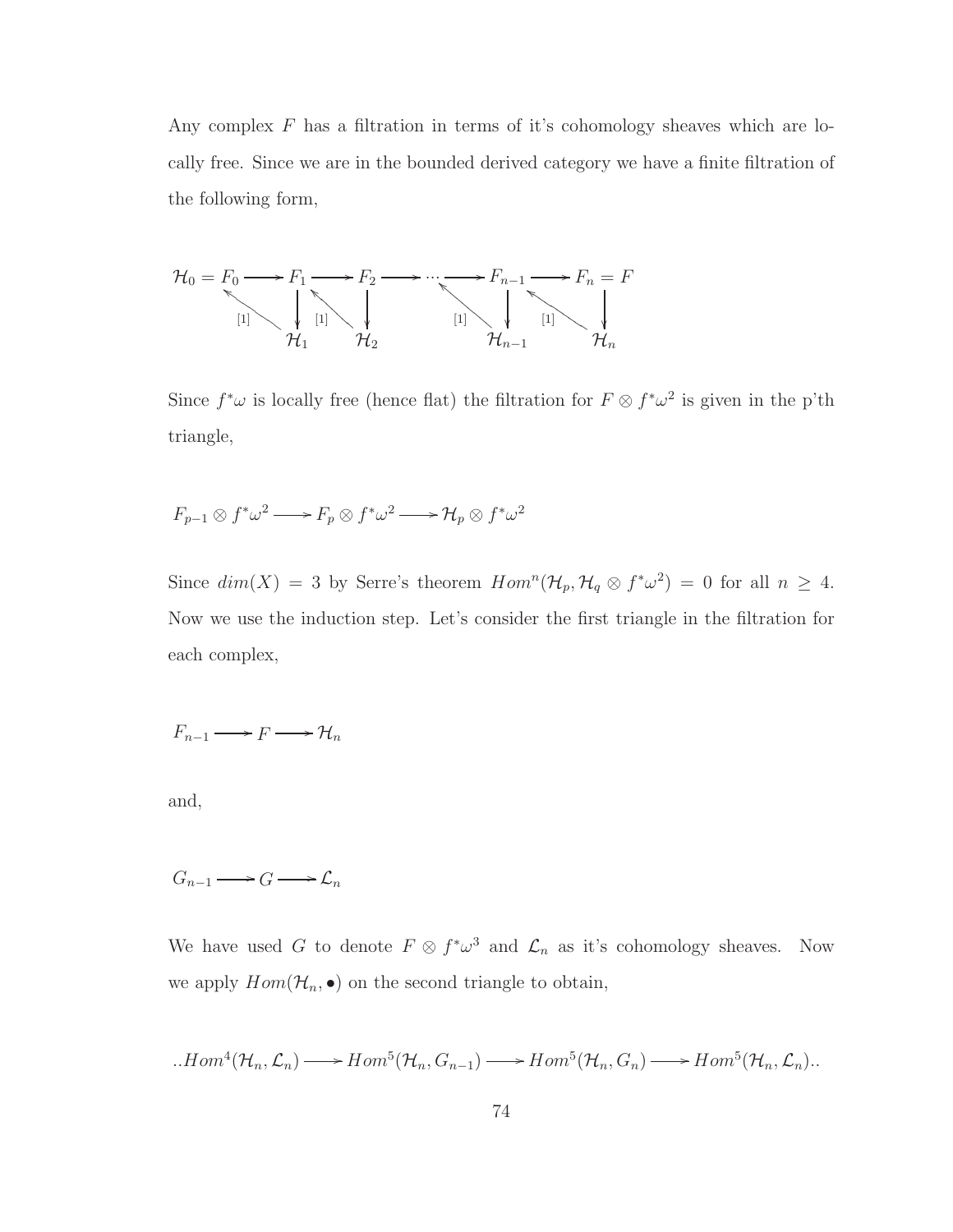Any complex $F$ has a filtration in terms of it's cohomology sheaves which are locally free. Since we are in the bounded derived category we have a finite filtration of the following form,

$$
\begin{array}{ccccccccccc}
\mathcal{H}_0 = F_0 & \longrightarrow & F_1 & \longrightarrow & F_2 & \longrightarrow \cdots \longrightarrow & F_{n-1} & \longrightarrow & F_n = F \\
 & {\scriptstyle [1]} \nwarrow & \downarrow & {\scriptstyle [1]} \nwarrow & \downarrow & {\scriptstyle [1]} \nwarrow & \downarrow & {\scriptstyle [1]} \nwarrow & \downarrow \\
 & & \mathcal{H}_1 & & \mathcal{H}_2 & & \mathcal{H}_{n-1} & & \mathcal{H}_n
\end{array}
$$

Since $f^*\omega$ is locally free (hence flat) the filtration for $F \otimes f^*\omega^2$ is given in the p'th triangle,

$$F_{p-1} \otimes f^*\omega^2 \longrightarrow F_p \otimes f^*\omega^2 \longrightarrow \mathcal{H}_p \otimes f^*\omega^2$$

Since $dim(X) = 3$ by Serre's theorem $Hom^n(\mathcal{H}_p, \mathcal{H}_q \otimes f^*\omega^2) = 0$ for all $n \geq 4$. Now we use the induction step. Let's consider the first triangle in the filtration for each complex,

$$F_{n-1} \longrightarrow F \longrightarrow \mathcal{H}_n$$

and,

$$G_{n-1} \longrightarrow G \longrightarrow \mathcal{L}_n$$

We have used $G$ to denote $F \otimes f^*\omega^3$ and $\mathcal{L}_n$ as it's cohomology sheaves. Now we apply $Hom(\mathcal{H}_n, \bullet)$ on the second triangle to obtain,

$$..Hom^4(\mathcal{H}_n, \mathcal{L}_n) \longrightarrow Hom^5(\mathcal{H}_n, G_{n-1}) \longrightarrow Hom^5(\mathcal{H}_n, G_n) \longrightarrow Hom^5(\mathcal{H}_n, \mathcal{L}_n)..$$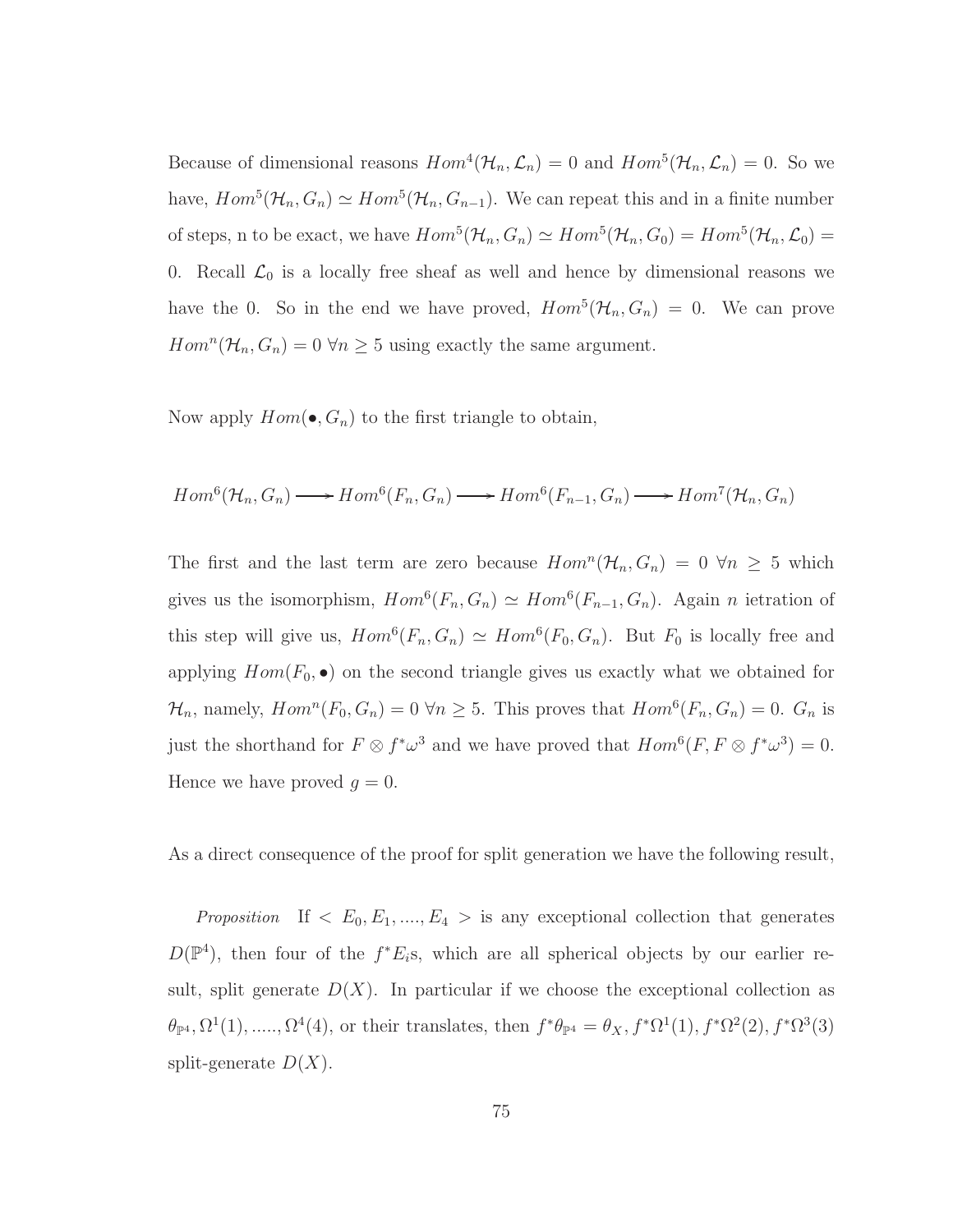Because of dimensional reasons $Hom^4(\mathcal{H}_n, \mathcal{L}_n) = 0$ and $Hom^5(\mathcal{H}_n, \mathcal{L}_n) = 0$. So we have, $Hom^5(\mathcal{H}_n, G_n) \simeq Hom^5(\mathcal{H}_n, G_{n-1})$. We can repeat this and in a finite number of steps, n to be exact, we have $Hom^5(\mathcal{H}_n, G_n) \simeq Hom^5(\mathcal{H}_n, G_0) = Hom^5(\mathcal{H}_n, \mathcal{L}_0) = 0$. Recall $\mathcal{L}_0$ is a locally free sheaf as well and hence by dimensional reasons we have the 0. So in the end we have proved, $Hom^5(\mathcal{H}_n, G_n) = 0$. We can prove $Hom^n(\mathcal{H}_n, G_n) = 0 \ \forall n \geq 5$ using exactly the same argument.

Now apply $Hom(\bullet, G_n)$ to the first triangle to obtain,

$$Hom^6(\mathcal{H}_n, G_n) \longrightarrow Hom^6(F_n, G_n) \longrightarrow Hom^6(F_{n-1}, G_n) \longrightarrow Hom^7(\mathcal{H}_n, G_n)$$

The first and the last term are zero because $Hom^n(\mathcal{H}_n, G_n) = 0 \ \forall n \geq 5$ which gives us the isomorphism, $Hom^6(F_n, G_n) \simeq Hom^6(F_{n-1}, G_n)$. Again $n$ ietration of this step will give us, $Hom^6(F_n, G_n) \simeq Hom^6(F_0, G_n)$. But $F_0$ is locally free and applying $Hom(F_0, \bullet)$ on the second triangle gives us exactly what we obtained for $\mathcal{H}_n$, namely, $Hom^n(F_0, G_n) = 0 \ \forall n \geq 5$. This proves that $Hom^6(F_n, G_n) = 0$. $G_n$ is just the shorthand for $F \otimes f^*\omega^3$ and we have proved that $Hom^6(F, F \otimes f^*\omega^3) = 0$. Hence we have proved $g = 0$.

As a direct consequence of the proof for split generation we have the following result,

*Proposition* If $< E_0, E_1, ...., E_4 >$ is any exceptional collection that generates $D(\mathbb{P}^4)$, then four of the $f^*E_i$s, which are all spherical objects by our earlier result, split generate $D(X)$. In particular if we choose the exceptional collection as $\theta_{\mathbb{P}^4}, \Omega^1(1), ....., \Omega^4(4)$, or their translates, then $f^*\theta_{\mathbb{P}^4} = \theta_X, f^*\Omega^1(1), f^*\Omega^2(2), f^*\Omega^3(3)$ split-generate $D(X)$.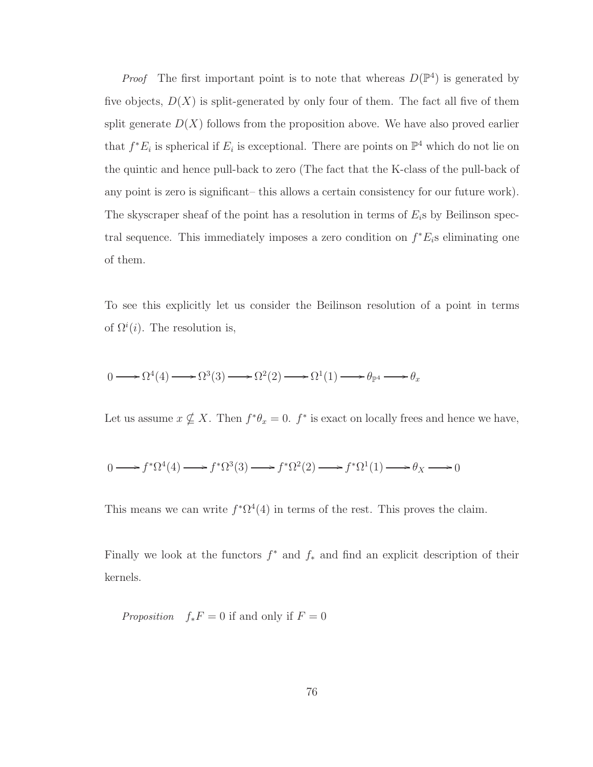*Proof* The first important point is to note that whereas $D(\mathbb{P}^4)$ is generated by five objects, $D(X)$ is split-generated by only four of them. The fact all five of them split generate $D(X)$ follows from the proposition above. We have also proved earlier that $f^*E_i$ is spherical if $E_i$ is exceptional. There are points on $\mathbb{P}^4$ which do not lie on the quintic and hence pull-back to zero (The fact that the K-class of the pull-back of any point is zero is significant– this allows a certain consistency for our future work). The skyscraper sheaf of the point has a resolution in terms of $E_i$s by Beilinson spectral sequence. This immediately imposes a zero condition on $f^*E_i$s eliminating one of them.

To see this explicitly let us consider the Beilinson resolution of a point in terms of $\Omega^i(i)$. The resolution is,

$$0 \longrightarrow \Omega^4(4) \longrightarrow \Omega^3(3) \longrightarrow \Omega^2(2) \longrightarrow \Omega^1(1) \longrightarrow \theta_{\mathbb{P}^4} \longrightarrow \theta_x$$

Let us assume $x \nsubseteq X$. Then $f^*\theta_x = 0$. $f^*$ is exact on locally frees and hence we have,

$$0 \longrightarrow f^*\Omega^4(4) \longrightarrow f^*\Omega^3(3) \longrightarrow f^*\Omega^2(2) \longrightarrow f^*\Omega^1(1) \longrightarrow \theta_X \longrightarrow 0$$

This means we can write $f^*\Omega^4(4)$ in terms of the rest. This proves the claim.

Finally we look at the functors $f^*$ and $f_*$ and find an explicit description of their kernels.

*Proposition* $f_*F = 0$ if and only if $F = 0$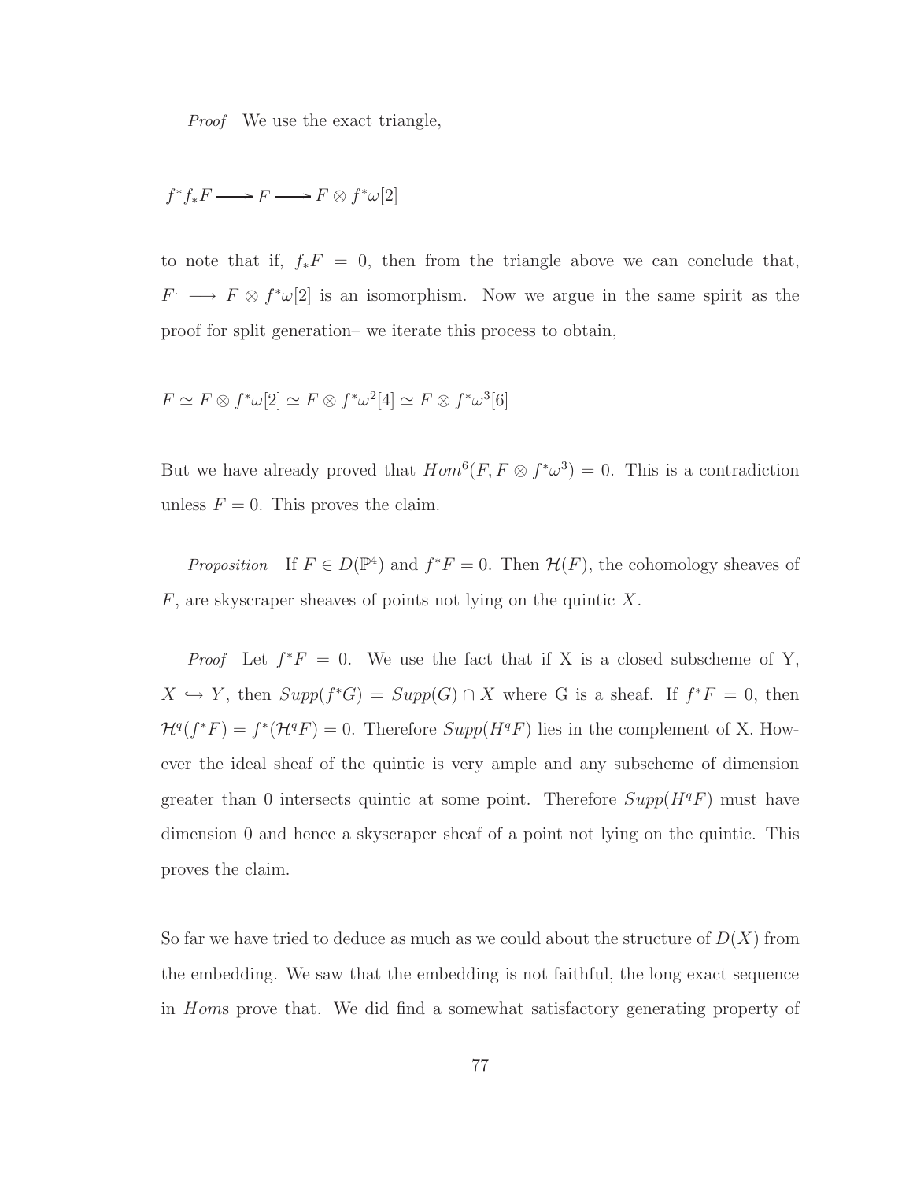*Proof* We use the exact triangle,

$$f^*f_*F \longrightarrow F \longrightarrow F \otimes f^*\omega[2]$$

to note that if, $f_*F = 0$, then from the triangle above we can conclude that, $F^{\cdot} \longrightarrow F \otimes f^*\omega[2]$ is an isomorphism. Now we argue in the same spirit as the proof for split generation– we iterate this process to obtain,

$$F \simeq F \otimes f^*\omega[2] \simeq F \otimes f^*\omega^2[4] \simeq F \otimes f^*\omega^3[6]$$

But we have already proved that $Hom^6(F, F \otimes f^*\omega^3) = 0$. This is a contradiction unless $F = 0$. This proves the claim.

*Proposition* If $F \in D(\mathbb{P}^4)$ and $f^*F = 0$. Then $\mathcal{H}(F)$, the cohomology sheaves of $F$, are skyscraper sheaves of points not lying on the quintic $X$.

*Proof* Let $f^*F = 0$. We use the fact that if X is a closed subscheme of Y, $X \hookrightarrow Y$, then $Supp(f^*G) = Supp(G) \cap X$ where G is a sheaf. If $f^*F = 0$, then $\mathcal{H}^q(f^*F) = f^*(\mathcal{H}^qF) = 0$. Therefore $Supp(H^qF)$ lies in the complement of X. However the ideal sheaf of the quintic is very ample and any subscheme of dimension greater than 0 intersects quintic at some point. Therefore $Supp(H^qF)$ must have dimension 0 and hence a skyscraper sheaf of a point not lying on the quintic. This proves the claim.

So far we have tried to deduce as much as we could about the structure of $D(X)$ from the embedding. We saw that the embedding is not faithful, the long exact sequence in *Hom*s prove that. We did find a somewhat satisfactory generating property of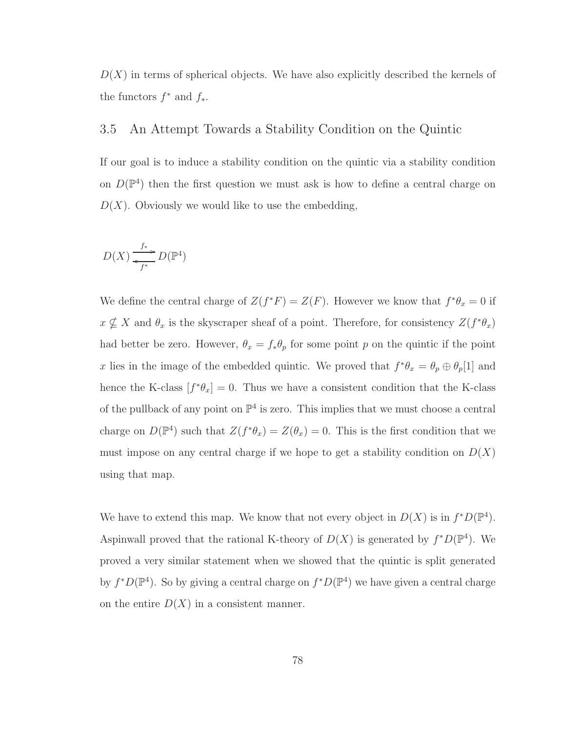$D(X)$ in terms of spherical objects. We have also explicitly described the kernels of the functors $f^*$ and $f_*$.

## 3.5 An Attempt Towards a Stability Condition on the Quintic

If our goal is to induce a stability condition on the quintic via a stability condition on $D(\mathbb{P}^4)$ then the first question we must ask is how to define a central charge on $D(X)$. Obviously we would like to use the embedding,

$$D(X) \underset{f^*}{\overset{f_*}{\rightleftarrows}} D(\mathbb{P}^4)$$

We define the central charge of $Z(f^*F) = Z(F)$. However we know that $f^*\theta_x = 0$ if $x \nsubseteq X$ and $\theta_x$ is the skyscraper sheaf of a point. Therefore, for consistency $Z(f^*\theta_x)$ had better be zero. However, $\theta_x = f_*\theta_p$ for some point $p$ on the quintic if the point $x$ lies in the image of the embedded quintic. We proved that $f^*\theta_x = \theta_p \oplus \theta_p[1]$ and hence the K-class $[f^*\theta_x] = 0$. Thus we have a consistent condition that the K-class of the pullback of any point on $\mathbb{P}^4$ is zero. This implies that we must choose a central charge on $D(\mathbb{P}^4)$ such that $Z(f^*\theta_x) = Z(\theta_x) = 0$. This is the first condition that we must impose on any central charge if we hope to get a stability condition on $D(X)$ using that map.

We have to extend this map. We know that not every object in $D(X)$ is in $f^*D(\mathbb{P}^4)$. Aspinwall proved that the rational K-theory of $D(X)$ is generated by $f^*D(\mathbb{P}^4)$. We proved a very similar statement when we showed that the quintic is split generated by $f^*D(\mathbb{P}^4)$. So by giving a central charge on $f^*D(\mathbb{P}^4)$ we have given a central charge on the entire $D(X)$ in a consistent manner.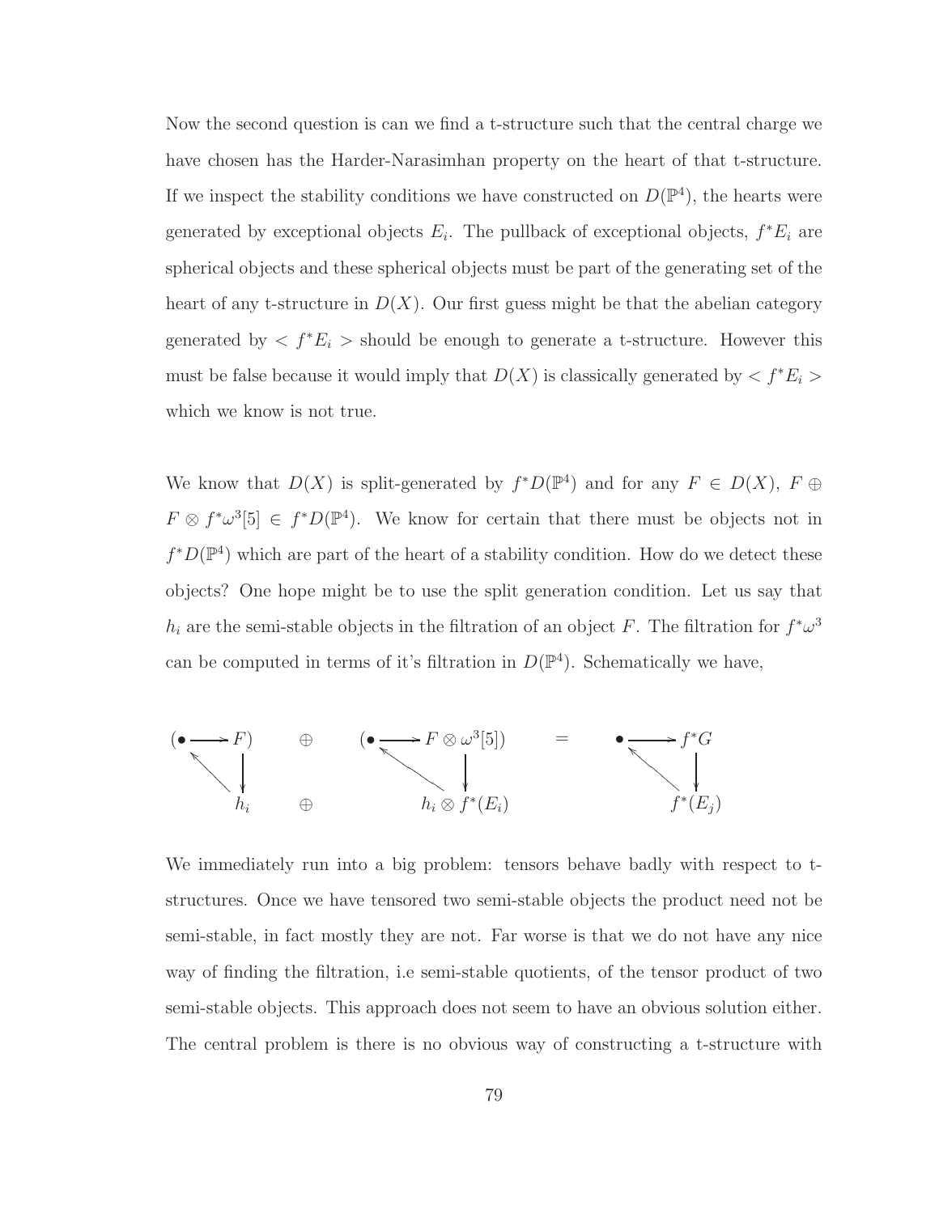Now the second question is can we find a t-structure such that the central charge we have chosen has the Harder-Narasimhan property on the heart of that t-structure. If we inspect the stability conditions we have constructed on $D(\mathbb{P}^4)$, the hearts were generated by exceptional objects $E_i$. The pullback of exceptional objects, $f^*E_i$ are spherical objects and these spherical objects must be part of the generating set of the heart of any t-structure in $D(X)$. Our first guess might be that the abelian category generated by $< f^*E_i >$ should be enough to generate a t-structure. However this must be false because it would imply that $D(X)$ is classically generated by $< f^*E_i >$ which we know is not true.

We know that $D(X)$ is split-generated by $f^*D(\mathbb{P}^4)$ and for any $F \in D(X)$, $F \oplus F \otimes f^*\omega^3[5] \in f^*D(\mathbb{P}^4)$. We know for certain that there must be objects not in $f^*D(\mathbb{P}^4)$ which are part of the heart of a stability condition. How do we detect these objects? One hope might be to use the split generation condition. Let us say that $h_i$ are the semi-stable objects in the filtration of an object $F$. The filtration for $f^*\omega^3$ can be computed in terms of it's filtration in $D(\mathbb{P}^4)$. Schematically we have,

$$
\begin{array}{ccccc}
(\bullet \longrightarrow F) & \oplus & (\bullet \longrightarrow F \otimes \omega^3[5]) & = & \bullet \longrightarrow f^*G \\
\nwarrow \quad \downarrow & & \nwarrow \quad \downarrow & & \nwarrow \quad \downarrow \\
h_i & \oplus & h_i \otimes f^*(E_i) & & f^*(E_j)
\end{array}
$$

We immediately run into a big problem: tensors behave badly with respect to t-structures. Once we have tensored two semi-stable objects the product need not be semi-stable, in fact mostly they are not. Far worse is that we do not have any nice way of finding the filtration, i.e semi-stable quotients, of the tensor product of two semi-stable objects. This approach does not seem to have an obvious solution either. The central problem is there is no obvious way of constructing a t-structure with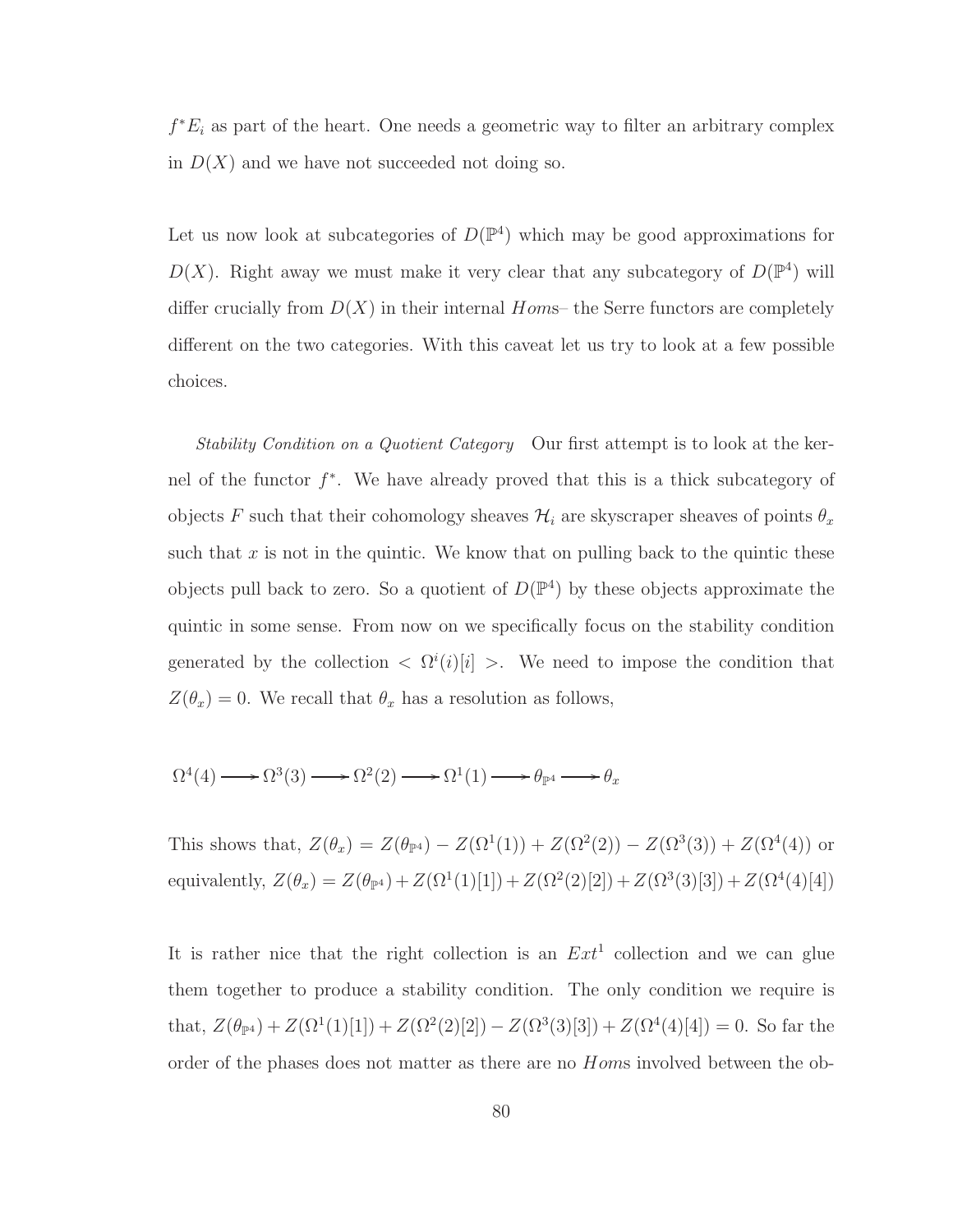$f^*E_i$ as part of the heart. One needs a geometric way to filter an arbitrary complex in $D(X)$ and we have not succeeded not doing so.

Let us now look at subcategories of $D(\mathbb{P}^4)$ which may be good approximations for $D(X)$. Right away we must make it very clear that any subcategory of $D(\mathbb{P}^4)$ will differ crucially from $D(X)$ in their internal $Homs$– the Serre functors are completely different on the two categories. With this caveat let us try to look at a few possible choices.

*Stability Condition on a Quotient Category* Our first attempt is to look at the kernel of the functor $f^*$. We have already proved that this is a thick subcategory of objects $F$ such that their cohomology sheaves $\mathcal{H}_i$ are skyscraper sheaves of points $\theta_x$ such that $x$ is not in the quintic. We know that on pulling back to the quintic these objects pull back to zero. So a quotient of $D(\mathbb{P}^4)$ by these objects approximate the quintic in some sense. From now on we specifically focus on the stability condition generated by the collection $< \Omega^i(i)[i] >$. We need to impose the condition that $Z(\theta_x) = 0$. We recall that $\theta_x$ has a resolution as follows,

$$\Omega^4(4) \longrightarrow \Omega^3(3) \longrightarrow \Omega^2(2) \longrightarrow \Omega^1(1) \longrightarrow \theta_{\mathbb{P}^4} \longrightarrow \theta_x$$

This shows that, $Z(\theta_x) = Z(\theta_{\mathbb{P}^4}) - Z(\Omega^1(1)) + Z(\Omega^2(2)) - Z(\Omega^3(3)) + Z(\Omega^4(4))$ or equivalently, $Z(\theta_x) = Z(\theta_{\mathbb{P}^4}) + Z(\Omega^1(1)[1]) + Z(\Omega^2(2)[2]) + Z(\Omega^3(3)[3]) + Z(\Omega^4(4)[4])$

It is rather nice that the right collection is an $Ext^1$ collection and we can glue them together to produce a stability condition. The only condition we require is that, $Z(\theta_{\mathbb{P}^4}) + Z(\Omega^1(1)[1]) + Z(\Omega^2(2)[2]) - Z(\Omega^3(3)[3]) + Z(\Omega^4(4)[4]) = 0$. So far the order of the phases does not matter as there are no $Homs$ involved between the ob-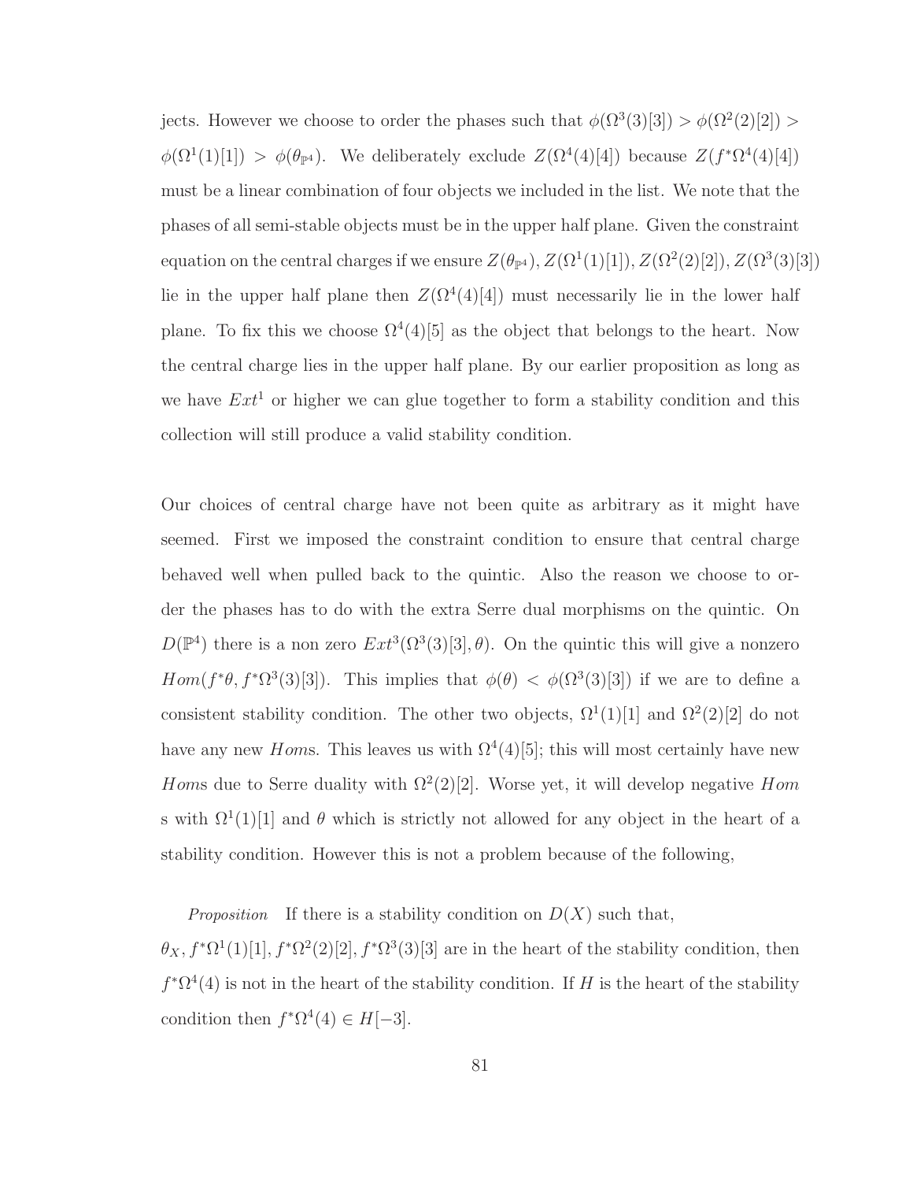jects. However we choose to order the phases such that $\phi(\Omega^3(3)[3]) > \phi(\Omega^2(2)[2]) > \phi(\Omega^1(1)[1]) > \phi(\theta_{\mathbb{P}^4})$. We deliberately exclude $Z(\Omega^4(4)[4])$ because $Z(f^*\Omega^4(4)[4])$ must be a linear combination of four objects we included in the list. We note that the phases of all semi-stable objects must be in the upper half plane. Given the constraint equation on the central charges if we ensure $Z(\theta_{\mathbb{P}^4}), Z(\Omega^1(1)[1]), Z(\Omega^2(2)[2]), Z(\Omega^3(3)[3])$ lie in the upper half plane then $Z(\Omega^4(4)[4])$ must necessarily lie in the lower half plane. To fix this we choose $\Omega^4(4)[5]$ as the object that belongs to the heart. Now the central charge lies in the upper half plane. By our earlier proposition as long as we have $Ext^1$ or higher we can glue together to form a stability condition and this collection will still produce a valid stability condition.

Our choices of central charge have not been quite as arbitrary as it might have seemed. First we imposed the constraint condition to ensure that central charge behaved well when pulled back to the quintic. Also the reason we choose to order the phases has to do with the extra Serre dual morphisms on the quintic. On $D(\mathbb{P}^4)$ there is a non zero $Ext^3(\Omega^3(3)[3], \theta)$. On the quintic this will give a nonzero $Hom(f^*\theta, f^*\Omega^3(3)[3])$. This implies that $\phi(\theta) < \phi(\Omega^3(3)[3])$ if we are to define a consistent stability condition. The other two objects, $\Omega^1(1)[1]$ and $\Omega^2(2)[2]$ do not have any new $Hom$s. This leaves us with $\Omega^4(4)[5]$; this will most certainly have new $Hom$s due to Serre duality with $\Omega^2(2)[2]$. Worse yet, it will develop negative $Hom$ s with $\Omega^1(1)[1]$ and $\theta$ which is strictly not allowed for any object in the heart of a stability condition. However this is not a problem because of the following,

*Proposition* If there is a stability condition on $D(X)$ such that, $\theta_X, f^*\Omega^1(1)[1], f^*\Omega^2(2)[2], f^*\Omega^3(3)[3]$ are in the heart of the stability condition, then $f^*\Omega^4(4)$ is not in the heart of the stability condition. If $H$ is the heart of the stability condition then $f^*\Omega^4(4) \in H[-3]$.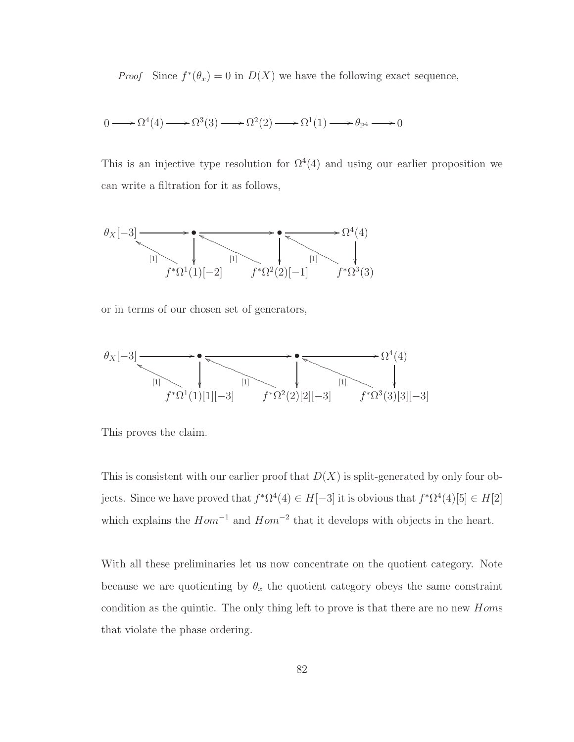*Proof* Since $f^*(\theta_x) = 0$ in $D(X)$ we have the following exact sequence,

$$0 \longrightarrow \Omega^4(4) \longrightarrow \Omega^3(3) \longrightarrow \Omega^2(2) \longrightarrow \Omega^1(1) \longrightarrow \theta_{\mathbb{P}^4} \longrightarrow 0$$

This is an injective type resolution for $\Omega^4(4)$ and using our earlier proposition we can write a filtration for it as follows,

$$\begin{array}{ccccccc}
\theta_X[-3] & \longrightarrow & \bullet & \longrightarrow & \bullet & \longrightarrow & \Omega^4(4) \\
& {\scriptstyle [1]}\nwarrow & \downarrow & {\scriptstyle [1]}\nwarrow & \downarrow & {\scriptstyle [1]}\nwarrow & \downarrow \\
& & f^*\Omega^1(1)[-2] & & f^*\Omega^2(2)[-1] & & f^*\Omega^3(3)
\end{array}$$

or in terms of our chosen set of generators,

$$\begin{array}{ccccccc}
\theta_X[-3] & \longrightarrow & \bullet & \longrightarrow & \bullet & \longrightarrow & \Omega^4(4) \\
& {\scriptstyle [1]}\nwarrow & \downarrow & {\scriptstyle [1]}\nwarrow & \downarrow & {\scriptstyle [1]}\nwarrow & \downarrow \\
& & f^*\Omega^1(1)[1][-3] & & f^*\Omega^2(2)[2][-3] & & f^*\Omega^3(3)[3][-3]
\end{array}$$

This proves the claim.

This is consistent with our earlier proof that $D(X)$ is split-generated by only four objects. Since we have proved that $f^*\Omega^4(4) \in H[-3]$ it is obvious that $f^*\Omega^4(4)[5] \in H[2]$ which explains the $Hom^{-1}$ and $Hom^{-2}$ that it develops with objects in the heart.

With all these preliminaries let us now concentrate on the quotient category. Note because we are quotienting by $\theta_x$ the quotient category obeys the same constraint condition as the quintic. The only thing left to prove is that there are no new $Hom$s that violate the phase ordering.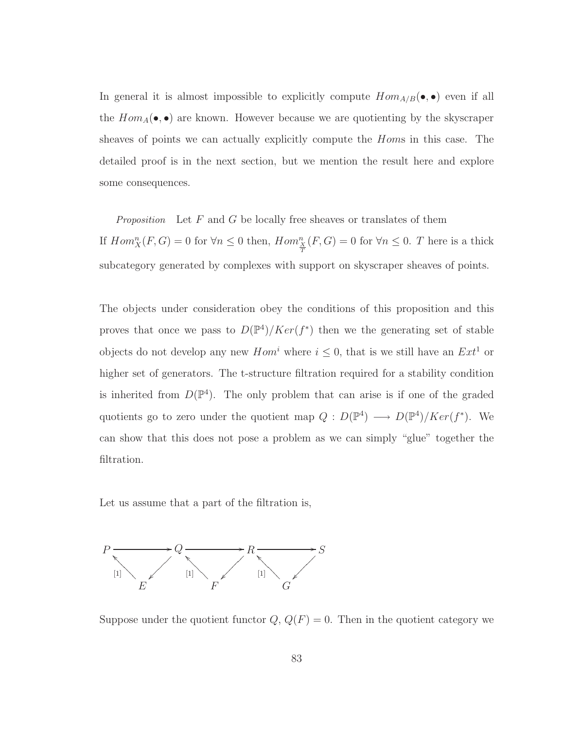In general it is almost impossible to explicitly compute $Hom_{A/B}(\bullet,\bullet)$ even if all the $Hom_A(\bullet,\bullet)$ are known. However because we are quotienting by the skyscraper sheaves of points we can actually explicitly compute the $Hom$s in this case. The detailed proof is in the next section, but we mention the result here and explore some consequences.

*Proposition* Let $F$ and $G$ be locally free sheaves or translates of them
If $Hom^n_X(F,G) = 0$ for $\forall n \leq 0$ then, $Hom^n_{\frac{X}{T}}(F,G) = 0$ for $\forall n \leq 0$. $T$ here is a thick subcategory generated by complexes with support on skyscraper sheaves of points.

The objects under consideration obey the conditions of this proposition and this proves that once we pass to $D(\mathbb{P}^4)/Ker(f^*)$ then we the generating set of stable objects do not develop any new $Hom^i$ where $i \leq 0$, that is we still have an $Ext^1$ or higher set of generators. The t-structure filtration required for a stability condition is inherited from $D(\mathbb{P}^4)$. The only problem that can arise is if one of the graded quotients go to zero under the quotient map $Q : D(\mathbb{P}^4) \longrightarrow D(\mathbb{P}^4)/Ker(f^*)$. We can show that this does not pose a problem as we can simply "glue" together the filtration.

Let us assume that a part of the filtration is,

$$\begin{array}{ccccccc} P & \longrightarrow & Q & \longrightarrow & R & \longrightarrow & S \\ & {\scriptstyle [1]}\nwarrow \quad \swarrow & & {\scriptstyle [1]}\nwarrow \quad \swarrow & & {\scriptstyle [1]}\nwarrow \quad \swarrow & \\ & E & & F & & G & \end{array}$$

Suppose under the quotient functor $Q$, $Q(F) = 0$. Then in the quotient category we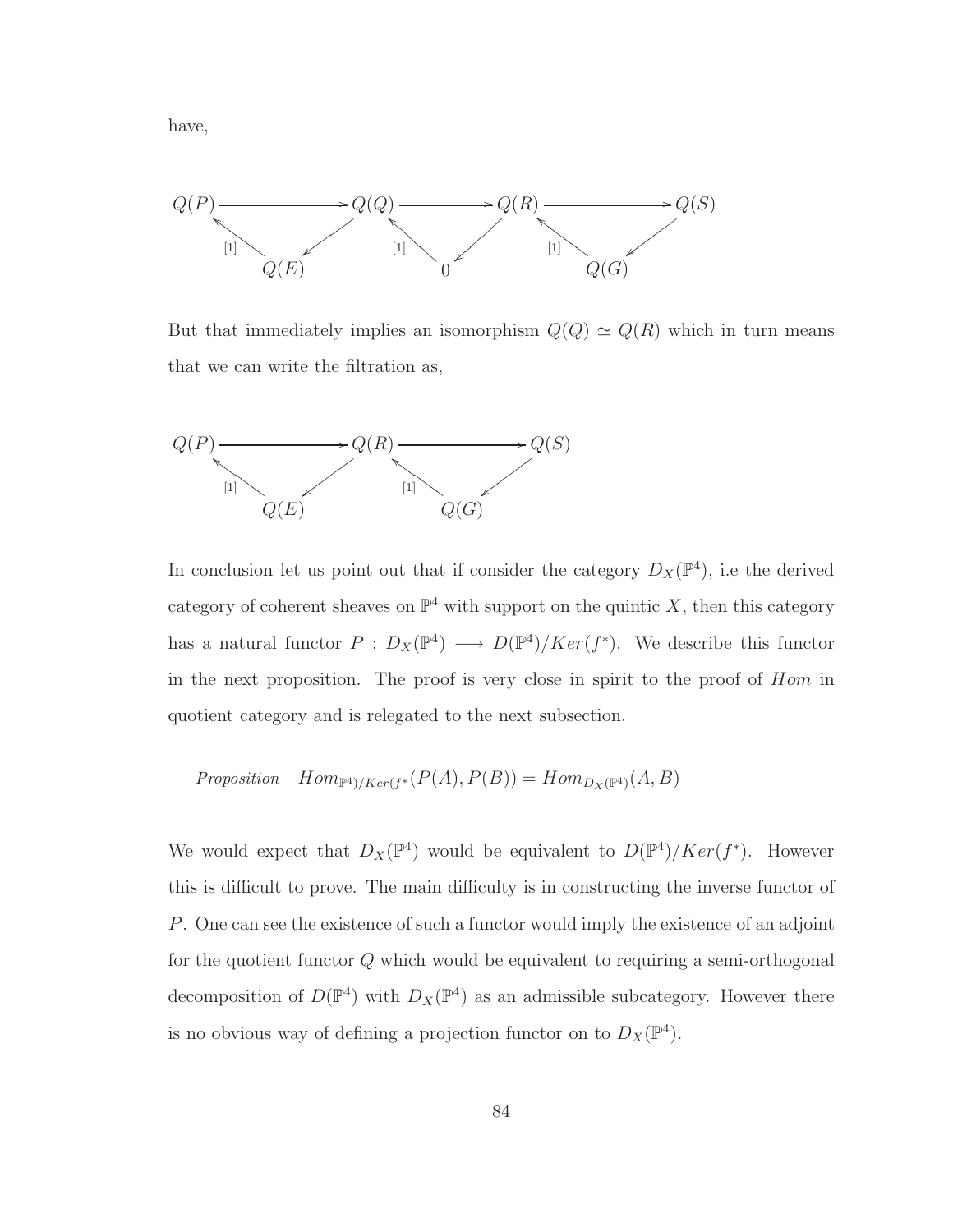have,

$$
\begin{array}{ccccccc}
Q(P) & \longrightarrow & Q(Q) & \longrightarrow & Q(R) & \longrightarrow & Q(S) \\
& {\scriptstyle [1]}\nwarrow \quad \swarrow & & {\scriptstyle [1]}\nwarrow \quad \swarrow & & {\scriptstyle [1]}\nwarrow \quad \swarrow & \\
& Q(E) & & 0 & & Q(G) &
\end{array}
$$

But that immediately implies an isomorphism $Q(Q) \simeq Q(R)$ which in turn means that we can write the filtration as,

$$
\begin{array}{ccccc}
Q(P) & \longrightarrow & Q(R) & \longrightarrow & Q(S) \\
& {\scriptstyle [1]}\nwarrow \quad \swarrow & & {\scriptstyle [1]}\nwarrow \quad \swarrow & \\
& Q(E) & & Q(G) &
\end{array}
$$

In conclusion let us point out that if consider the category $D_X(\mathbb{P}^4)$, i.e the derived category of coherent sheaves on $\mathbb{P}^4$ with support on the quintic $X$, then this category has a natural functor $P : D_X(\mathbb{P}^4) \longrightarrow D(\mathbb{P}^4)/Ker(f^*)$. We describe this functor in the next proposition. The proof is very close in spirit to the proof of $Hom$ in quotient category and is relegated to the next subsection.

*Proposition* $\quad Hom_{\mathbb{P}^4)/Ker(f^*}(P(A), P(B)) = Hom_{D_X(\mathbb{P}^4)}(A, B)$

We would expect that $D_X(\mathbb{P}^4)$ would be equivalent to $D(\mathbb{P}^4)/Ker(f^*)$. However this is difficult to prove. The main difficulty is in constructing the inverse functor of $P$. One can see the existence of such a functor would imply the existence of an adjoint for the quotient functor $Q$ which would be equivalent to requiring a semi-orthogonal decomposition of $D(\mathbb{P}^4)$ with $D_X(\mathbb{P}^4)$ as an admissible subcategory. However there is no obvious way of defining a projection functor on to $D_X(\mathbb{P}^4)$.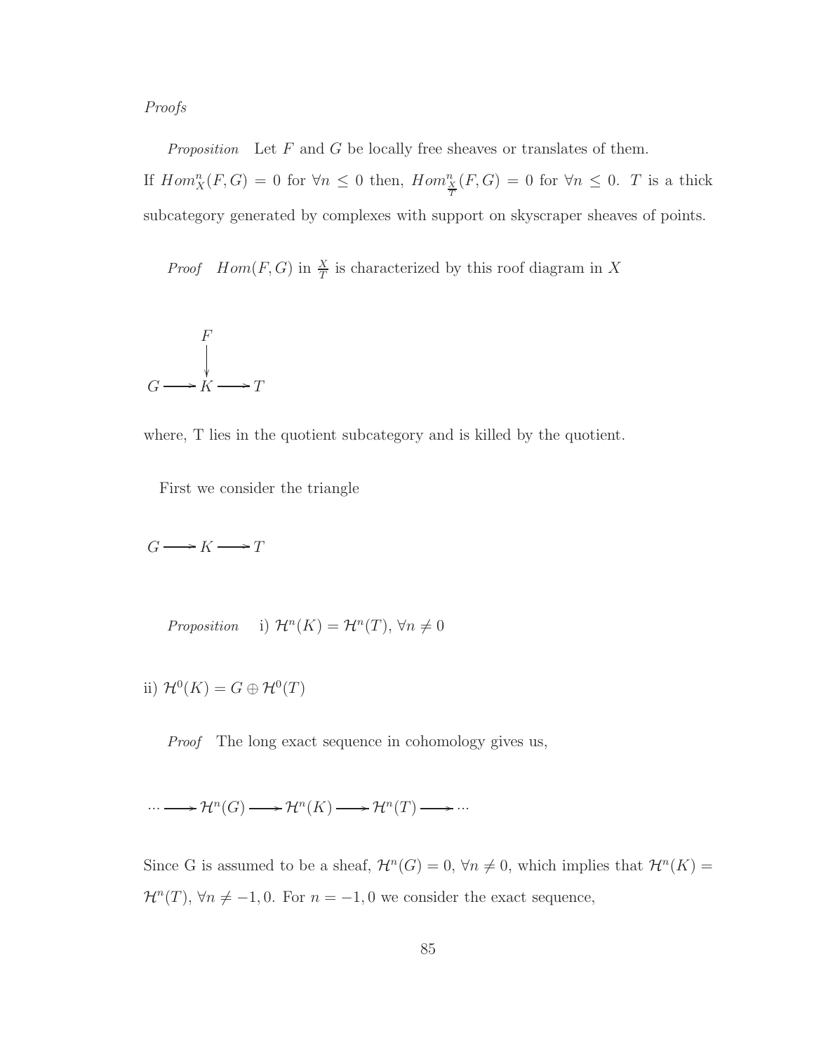*Proofs*

*Proposition* Let $F$ and $G$ be locally free sheaves or translates of them. If $Hom^n_X(F,G) = 0$ for $\forall n \leq 0$ then, $Hom^n_{\frac{X}{T}}(F,G) = 0$ for $\forall n \leq 0$. $T$ is a thick subcategory generated by complexes with support on skyscraper sheaves of points.

*Proof* $Hom(F,G)$ in $\frac{X}{T}$ is characterized by this roof diagram in $X$

$$\begin{array}{ccccc} & & F & & \\ & & \downarrow & & \\ G & \longrightarrow & K & \longrightarrow & T \end{array}$$

where, T lies in the quotient subcategory and is killed by the quotient.

First we consider the triangle

$$G \longrightarrow K \longrightarrow T$$

*Proposition* i) $\mathcal{H}^n(K) = \mathcal{H}^n(T)$, $\forall n \neq 0$

ii) $\mathcal{H}^0(K) = G \oplus \mathcal{H}^0(T)$

*Proof* The long exact sequence in cohomology gives us,

$$\cdots \longrightarrow \mathcal{H}^n(G) \longrightarrow \mathcal{H}^n(K) \longrightarrow \mathcal{H}^n(T) \longrightarrow \cdots$$

Since G is assumed to be a sheaf, $\mathcal{H}^n(G) = 0$, $\forall n \neq 0$, which implies that $\mathcal{H}^n(K) = \mathcal{H}^n(T)$, $\forall n \neq -1, 0$. For $n = -1, 0$ we consider the exact sequence,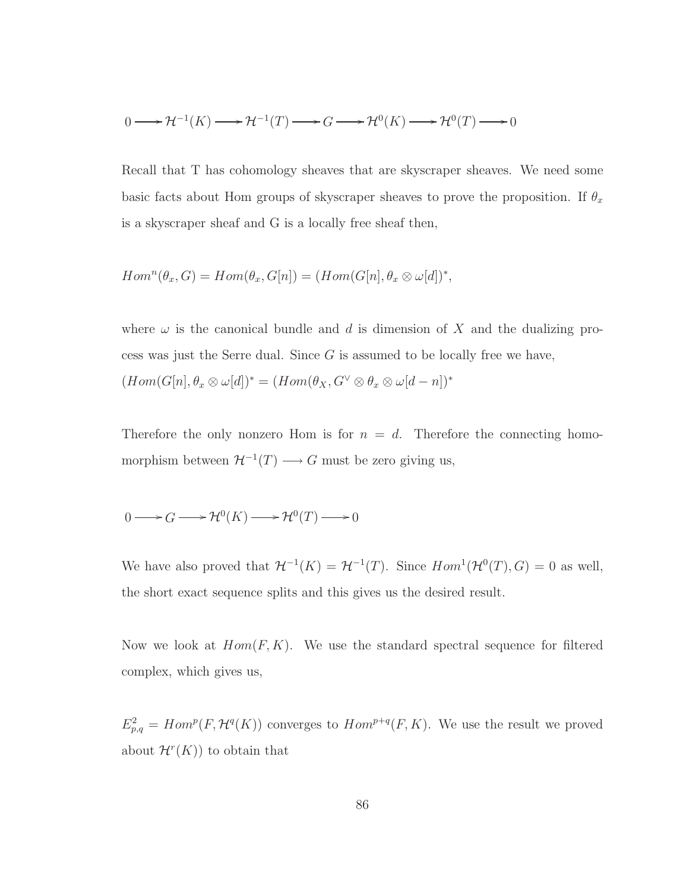$$0 \longrightarrow \mathcal{H}^{-1}(K) \longrightarrow \mathcal{H}^{-1}(T) \longrightarrow G \longrightarrow \mathcal{H}^{0}(K) \longrightarrow \mathcal{H}^{0}(T) \longrightarrow 0$$

Recall that T has cohomology sheaves that are skyscraper sheaves. We need some basic facts about Hom groups of skyscraper sheaves to prove the proposition. If $\theta_x$ is a skyscraper sheaf and G is a locally free sheaf then,

$$Hom^n(\theta_x, G) = Hom(\theta_x, G[n]) = (Hom(G[n], \theta_x \otimes \omega[d])^*,$$

where $\omega$ is the canonical bundle and $d$ is dimension of $X$ and the dualizing process was just the Serre dual. Since $G$ is assumed to be locally free we have,
$(Hom(G[n], \theta_x \otimes \omega[d])^* = (Hom(\theta_X, G^\vee \otimes \theta_x \otimes \omega[d-n])^*$

Therefore the only nonzero Hom is for $n = d$. Therefore the connecting homomorphism between $\mathcal{H}^{-1}(T) \longrightarrow G$ must be zero giving us,

$$0 \longrightarrow G \longrightarrow \mathcal{H}^{0}(K) \longrightarrow \mathcal{H}^{0}(T) \longrightarrow 0$$

We have also proved that $\mathcal{H}^{-1}(K) = \mathcal{H}^{-1}(T)$. Since $Hom^1(\mathcal{H}^0(T), G) = 0$ as well, the short exact sequence splits and this gives us the desired result.

Now we look at $Hom(F, K)$. We use the standard spectral sequence for filtered complex, which gives us,

$E^2_{p,q} = Hom^p(F, \mathcal{H}^q(K))$ converges to $Hom^{p+q}(F, K)$. We use the result we proved about $\mathcal{H}^r(K))$ to obtain that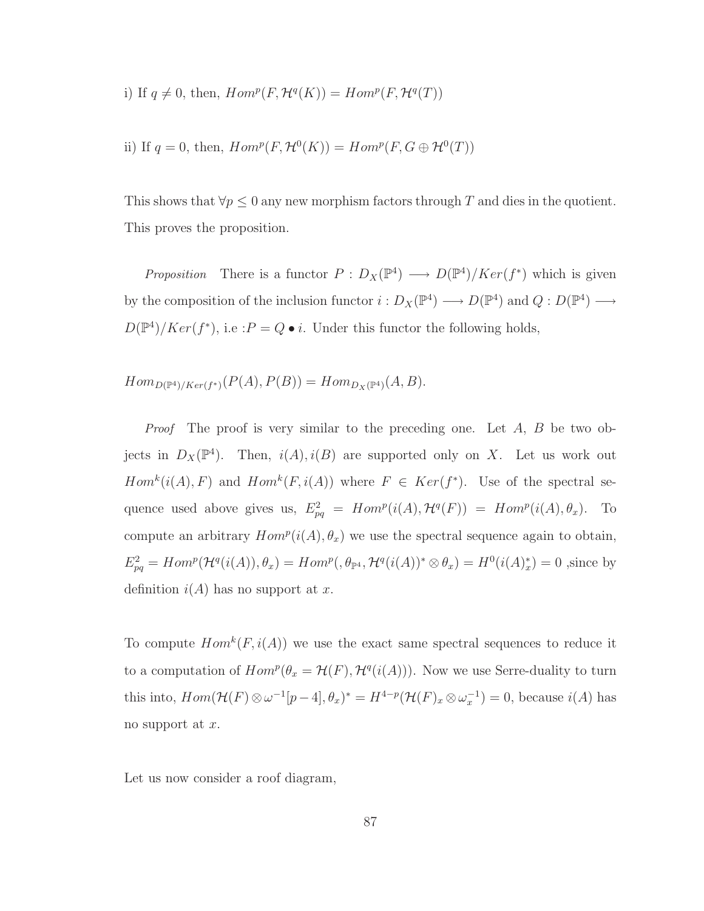i) If $q \neq 0$, then, $Hom^p(F, \mathcal{H}^q(K)) = Hom^p(F, \mathcal{H}^q(T))$

ii) If $q = 0$, then, $Hom^p(F, \mathcal{H}^0(K)) = Hom^p(F, G \oplus \mathcal{H}^0(T))$

This shows that $\forall p \leq 0$ any new morphism factors through $T$ and dies in the quotient. This proves the proposition.

*Proposition* There is a functor $P : D_X(\mathbb{P}^4) \longrightarrow D(\mathbb{P}^4)/Ker(f^*)$ which is given by the composition of the inclusion functor $i : D_X(\mathbb{P}^4) \longrightarrow D(\mathbb{P}^4)$ and $Q : D(\mathbb{P}^4) \longrightarrow D(\mathbb{P}^4)/Ker(f^*)$, i.e :$P = Q \bullet i$. Under this functor the following holds,

$$Hom_{D(\mathbb{P}^4)/Ker(f^*)}(P(A), P(B)) = Hom_{D_X(\mathbb{P}^4)}(A, B).$$

*Proof* The proof is very similar to the preceding one. Let $A$, $B$ be two objects in $D_X(\mathbb{P}^4)$. Then, $i(A), i(B)$ are supported only on $X$. Let us work out $Hom^k(i(A), F)$ and $Hom^k(F, i(A))$ where $F \in Ker(f^*)$. Use of the spectral sequence used above gives us, $E^2_{pq} = Hom^p(i(A), \mathcal{H}^q(F)) = Hom^p(i(A), \theta_x)$. To compute an arbitrary $Hom^p(i(A), \theta_x)$ we use the spectral sequence again to obtain, $E^2_{pq} = Hom^p(\mathcal{H}^q(i(A)), \theta_x) = Hom^p(, \theta_{\mathbb{P}^4}, \mathcal{H}^q(i(A))^* \otimes \theta_x) = H^0(i(A)^*_x) = 0$ ,since by definition $i(A)$ has no support at $x$.

To compute $Hom^k(F, i(A))$ we use the exact same spectral sequences to reduce it to a computation of $Hom^p(\theta_x = \mathcal{H}(F), \mathcal{H}^q(i(A)))$. Now we use Serre-duality to turn this into, $Hom(\mathcal{H}(F) \otimes \omega^{-1}[p-4], \theta_x)^* = H^{4-p}(\mathcal{H}(F)_x \otimes \omega_x^{-1}) = 0$, because $i(A)$ has no support at $x$.

Let us now consider a roof diagram,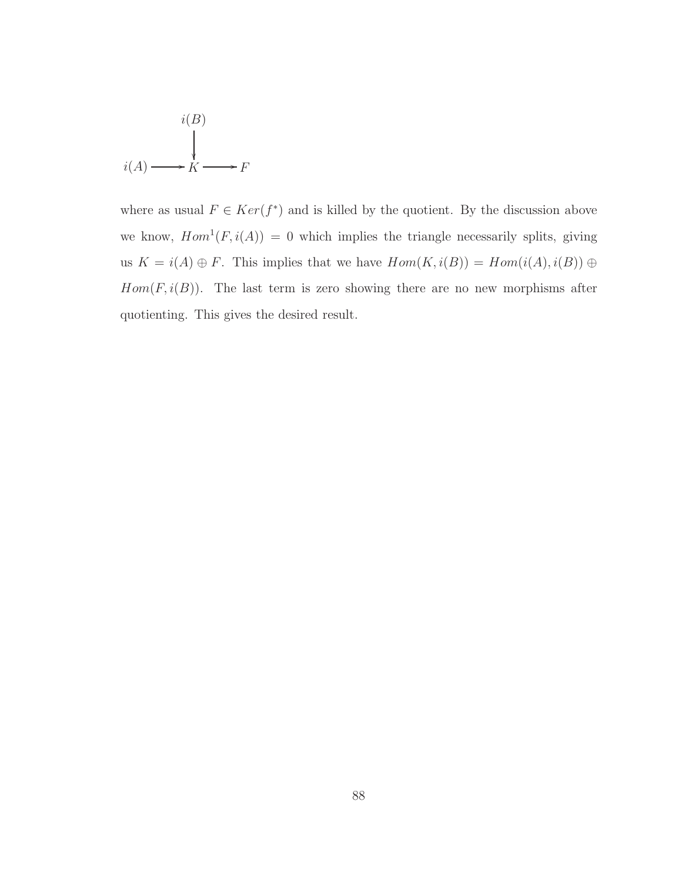$$
\begin{array}{ccccc}
 & & i(B) & & \\
 & & \downarrow & & \\
i(A) & \longrightarrow & K & \longrightarrow & F
\end{array}
$$

where as usual $F \in Ker(f^*)$ and is killed by the quotient. By the discussion above we know, $Hom^1(F, i(A)) = 0$ which implies the triangle necessarily splits, giving us $K = i(A) \oplus F$. This implies that we have $Hom(K, i(B)) = Hom(i(A), i(B)) \oplus Hom(F, i(B))$. The last term is zero showing there are no new morphisms after quotienting. This gives the desired result.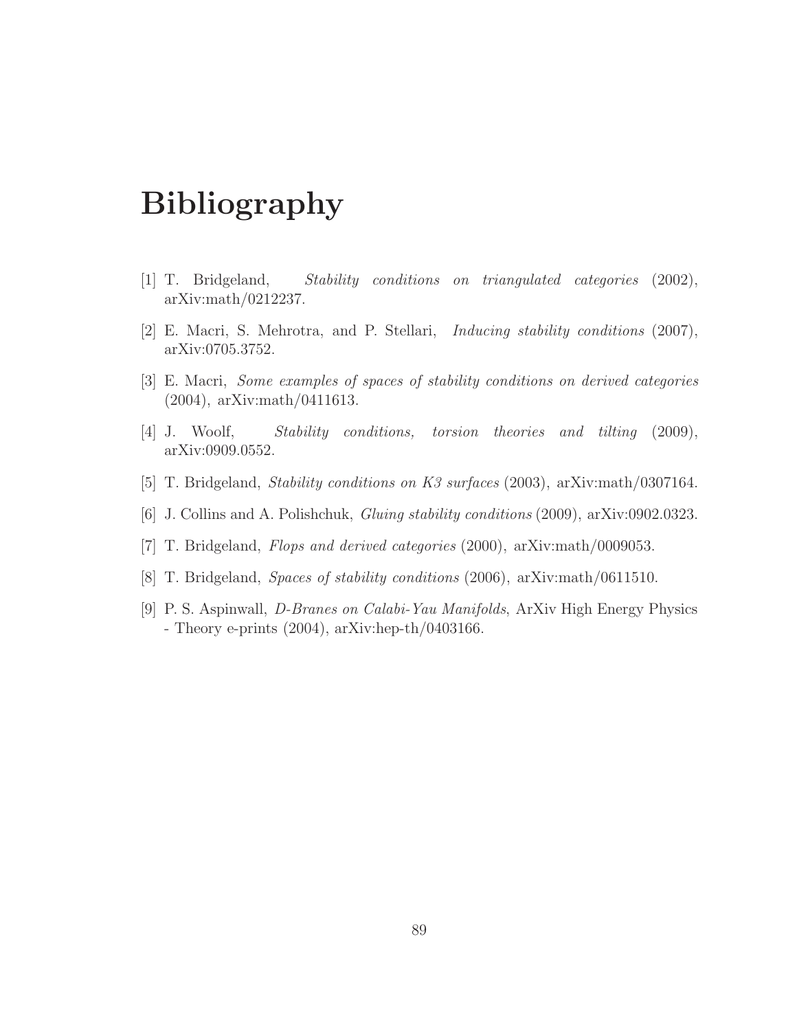# Bibliography

[1] T. Bridgeland, *Stability conditions on triangulated categories* (2002), arXiv:math/0212237.

[2] E. Macri, S. Mehrotra, and P. Stellari, *Inducing stability conditions* (2007), arXiv:0705.3752.

[3] E. Macri, *Some examples of spaces of stability conditions on derived categories* (2004), arXiv:math/0411613.

[4] J. Woolf, *Stability conditions, torsion theories and tilting* (2009), arXiv:0909.0552.

[5] T. Bridgeland, *Stability conditions on K3 surfaces* (2003), arXiv:math/0307164.

[6] J. Collins and A. Polishchuk, *Gluing stability conditions* (2009), arXiv:0902.0323.

[7] T. Bridgeland, *Flops and derived categories* (2000), arXiv:math/0009053.

[8] T. Bridgeland, *Spaces of stability conditions* (2006), arXiv:math/0611510.

[9] P. S. Aspinwall, *D-Branes on Calabi-Yau Manifolds*, ArXiv High Energy Physics - Theory e-prints (2004), arXiv:hep-th/0403166.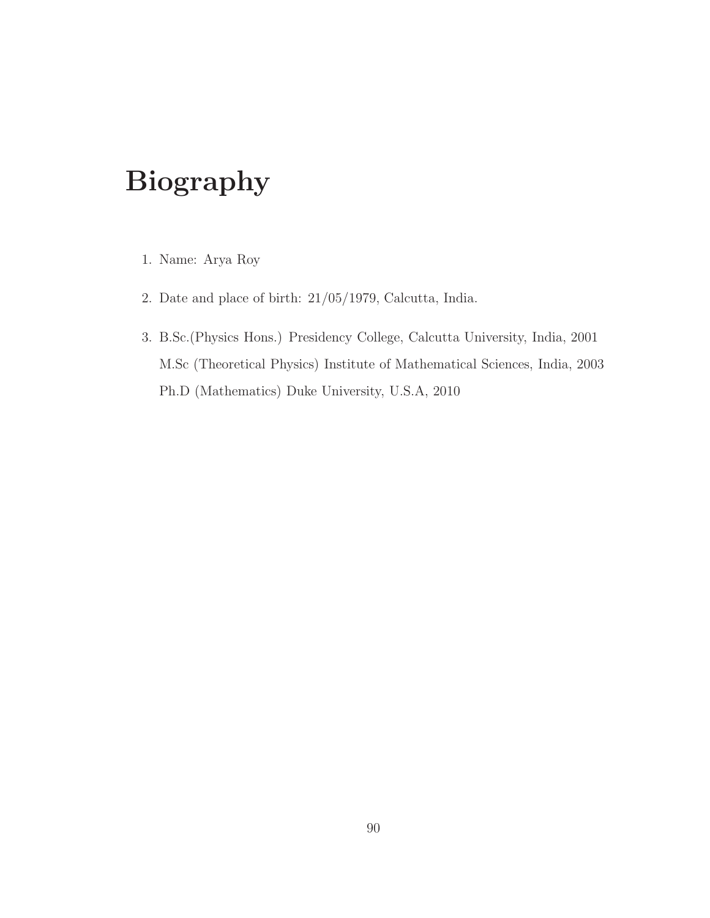# Biography

1. Name: Arya Roy
2. Date and place of birth: 21/05/1979, Calcutta, India.
3. B.Sc.(Physics Hons.) Presidency College, Calcutta University, India, 2001
   M.Sc (Theoretical Physics) Institute of Mathematical Sciences, India, 2003
   Ph.D (Mathematics) Duke University, U.S.A, 2010